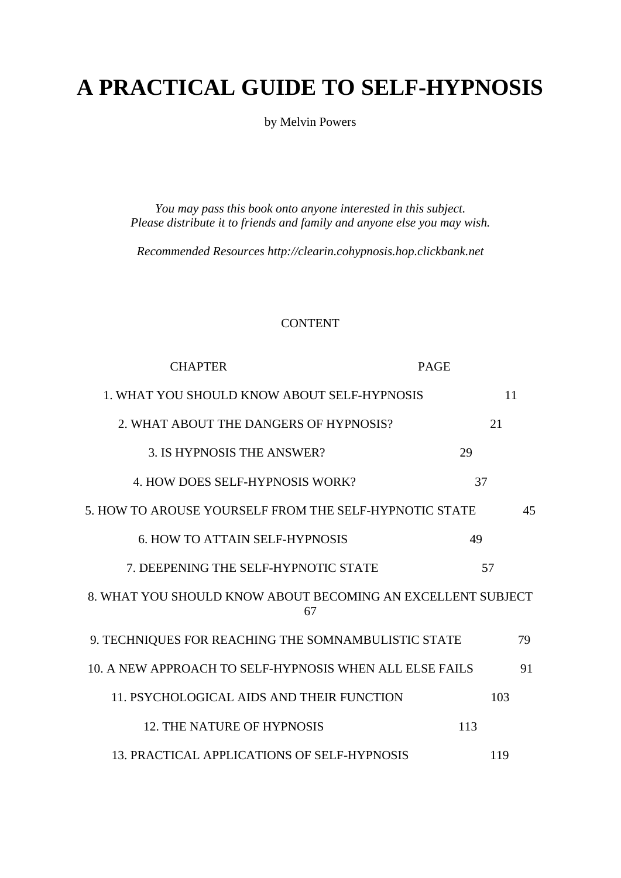# A PRACTICAL GUIDE TO SELF-HYPNOSIS

by Melvin Powers

*You may pass this book onto anyone interested in this subject.*
*Please distribute it to friends and family and anyone else you may wish.*

*Recommended Resources http://clearin.cohypnosis.hop.clickbank.net*

CONTENT

| CHAPTER | PAGE |
|---|---|
| 1. WHAT YOU SHOULD KNOW ABOUT SELF-HYPNOSIS | 11 |
| 2. WHAT ABOUT THE DANGERS OF HYPNOSIS? | 21 |
| 3. IS HYPNOSIS THE ANSWER? | 29 |
| 4. HOW DOES SELF-HYPNOSIS WORK? | 37 |
| 5. HOW TO AROUSE YOURSELF FROM THE SELF-HYPNOTIC STATE | 45 |
| 6. HOW TO ATTAIN SELF-HYPNOSIS | 49 |
| 7. DEEPENING THE SELF-HYPNOTIC STATE | 57 |
| 8. WHAT YOU SHOULD KNOW ABOUT BECOMING AN EXCELLENT SUBJECT | 67 |
| 9. TECHNIQUES FOR REACHING THE SOMNAMBULISTIC STATE | 79 |
| 10. A NEW APPROACH TO SELF-HYPNOSIS WHEN ALL ELSE FAILS | 91 |
| 11. PSYCHOLOGICAL AIDS AND THEIR FUNCTION | 103 |
| 12. THE NATURE OF HYPNOSIS | 113 |
| 13. PRACTICAL APPLICATIONS OF SELF-HYPNOSIS | 119 |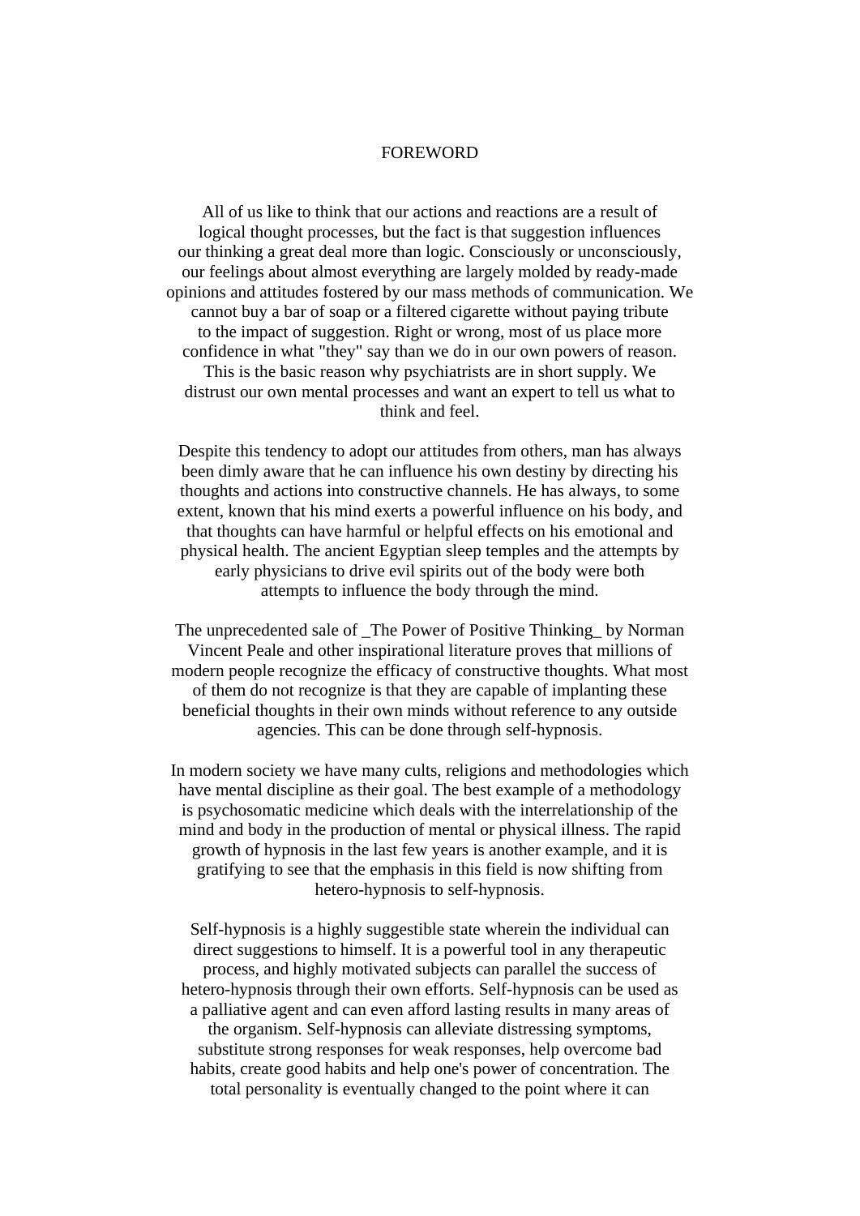# FOREWORD

All of us like to think that our actions and reactions are a result of logical thought processes, but the fact is that suggestion influences our thinking a great deal more than logic. Consciously or unconsciously, our feelings about almost everything are largely molded by ready-made opinions and attitudes fostered by our mass methods of communication. We cannot buy a bar of soap or a filtered cigarette without paying tribute to the impact of suggestion. Right or wrong, most of us place more confidence in what "they" say than we do in our own powers of reason. This is the basic reason why psychiatrists are in short supply. We distrust our own mental processes and want an expert to tell us what to think and feel.

Despite this tendency to adopt our attitudes from others, man has always been dimly aware that he can influence his own destiny by directing his thoughts and actions into constructive channels. He has always, to some extent, known that his mind exerts a powerful influence on his body, and that thoughts can have harmful or helpful effects on his emotional and physical health. The ancient Egyptian sleep temples and the attempts by early physicians to drive evil spirits out of the body were both attempts to influence the body through the mind.

The unprecedented sale of _The Power of Positive Thinking_ by Norman Vincent Peale and other inspirational literature proves that millions of modern people recognize the efficacy of constructive thoughts. What most of them do not recognize is that they are capable of implanting these beneficial thoughts in their own minds without reference to any outside agencies. This can be done through self-hypnosis.

In modern society we have many cults, religions and methodologies which have mental discipline as their goal. The best example of a methodology is psychosomatic medicine which deals with the interrelationship of the mind and body in the production of mental or physical illness. The rapid growth of hypnosis in the last few years is another example, and it is gratifying to see that the emphasis in this field is now shifting from hetero-hypnosis to self-hypnosis.

Self-hypnosis is a highly suggestible state wherein the individual can direct suggestions to himself. It is a powerful tool in any therapeutic process, and highly motivated subjects can parallel the success of hetero-hypnosis through their own efforts. Self-hypnosis can be used as a palliative agent and can even afford lasting results in many areas of the organism. Self-hypnosis can alleviate distressing symptoms, substitute strong responses for weak responses, help overcome bad habits, create good habits and help one's power of concentration. The total personality is eventually changed to the point where it can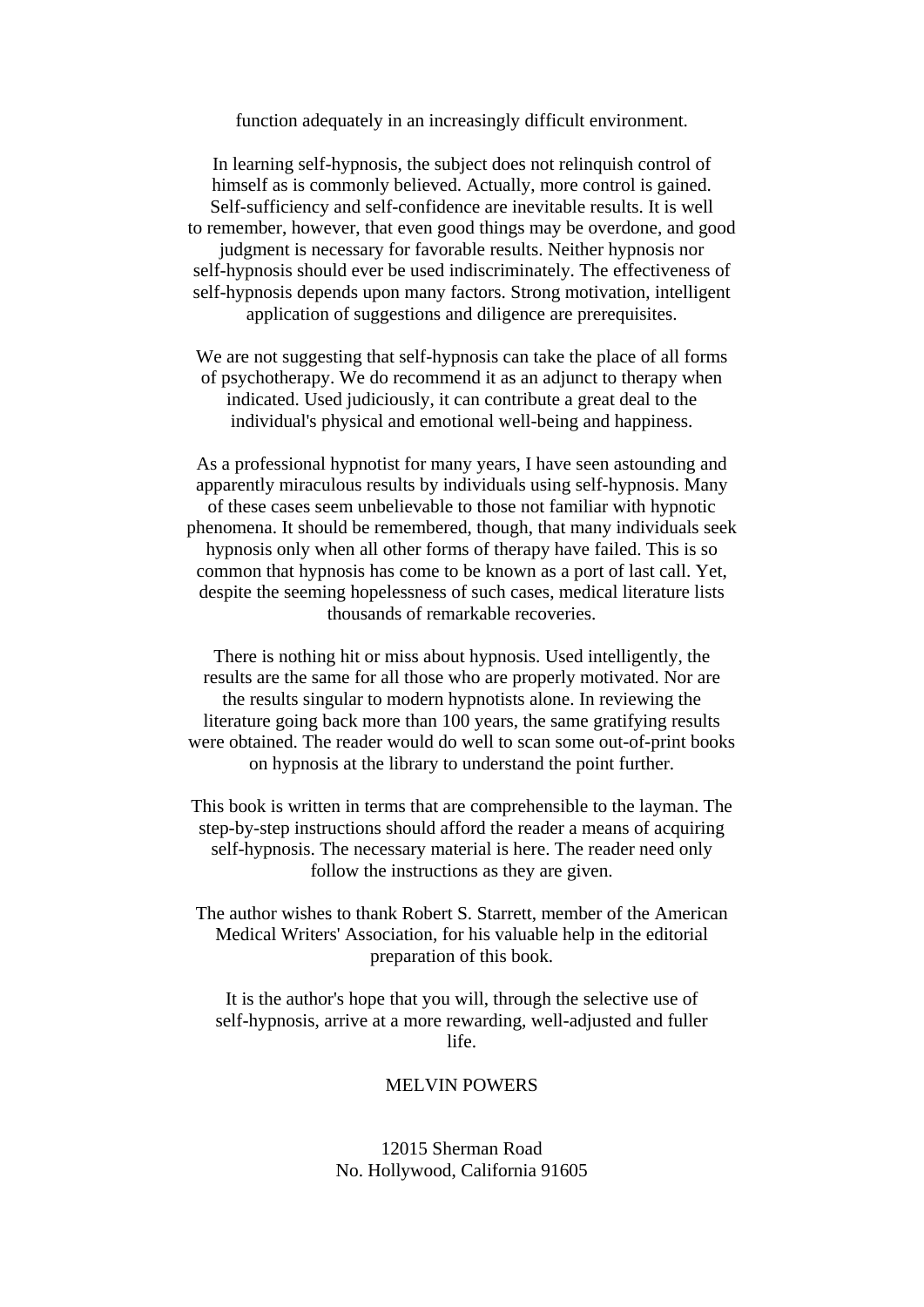function adequately in an increasingly difficult environment.

In learning self-hypnosis, the subject does not relinquish control of himself as is commonly believed. Actually, more control is gained. Self-sufficiency and self-confidence are inevitable results. It is well to remember, however, that even good things may be overdone, and good judgment is necessary for favorable results. Neither hypnosis nor self-hypnosis should ever be used indiscriminately. The effectiveness of self-hypnosis depends upon many factors. Strong motivation, intelligent application of suggestions and diligence are prerequisites.

We are not suggesting that self-hypnosis can take the place of all forms of psychotherapy. We do recommend it as an adjunct to therapy when indicated. Used judiciously, it can contribute a great deal to the individual's physical and emotional well-being and happiness.

As a professional hypnotist for many years, I have seen astounding and apparently miraculous results by individuals using self-hypnosis. Many of these cases seem unbelievable to those not familiar with hypnotic phenomena. It should be remembered, though, that many individuals seek hypnosis only when all other forms of therapy have failed. This is so common that hypnosis has come to be known as a port of last call. Yet, despite the seeming hopelessness of such cases, medical literature lists thousands of remarkable recoveries.

There is nothing hit or miss about hypnosis. Used intelligently, the results are the same for all those who are properly motivated. Nor are the results singular to modern hypnotists alone. In reviewing the literature going back more than 100 years, the same gratifying results were obtained. The reader would do well to scan some out-of-print books on hypnosis at the library to understand the point further.

This book is written in terms that are comprehensible to the layman. The step-by-step instructions should afford the reader a means of acquiring self-hypnosis. The necessary material is here. The reader need only follow the instructions as they are given.

The author wishes to thank Robert S. Starrett, member of the American Medical Writers' Association, for his valuable help in the editorial preparation of this book.

It is the author's hope that you will, through the selective use of self-hypnosis, arrive at a more rewarding, well-adjusted and fuller life.

MELVIN POWERS

12015 Sherman Road
No. Hollywood, California 91605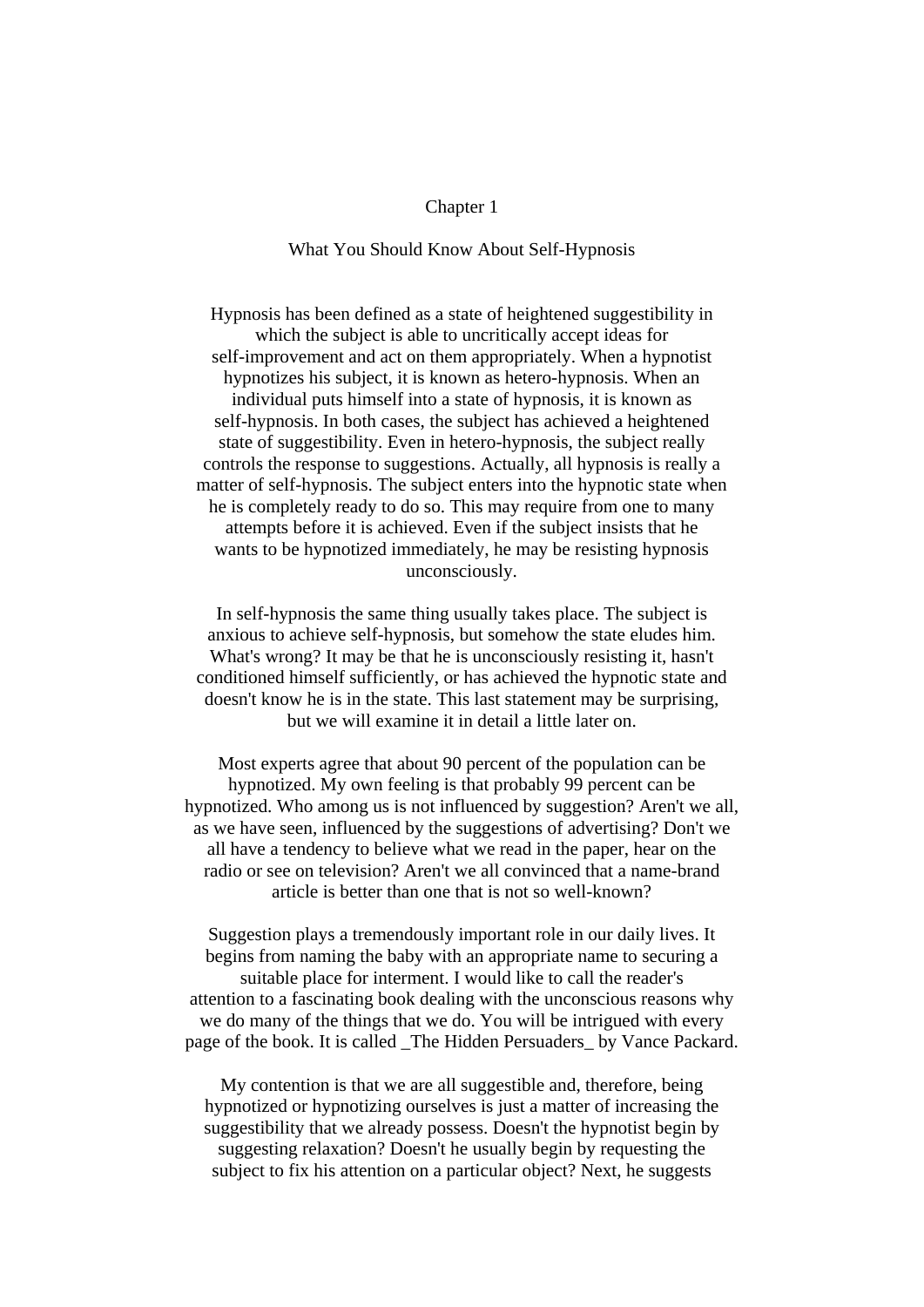# Chapter 1

## What You Should Know About Self-Hypnosis

Hypnosis has been defined as a state of heightened suggestibility in which the subject is able to uncritically accept ideas for self-improvement and act on them appropriately. When a hypnotist hypnotizes his subject, it is known as hetero-hypnosis. When an individual puts himself into a state of hypnosis, it is known as self-hypnosis. In both cases, the subject has achieved a heightened state of suggestibility. Even in hetero-hypnosis, the subject really controls the response to suggestions. Actually, all hypnosis is really a matter of self-hypnosis. The subject enters into the hypnotic state when he is completely ready to do so. This may require from one to many attempts before it is achieved. Even if the subject insists that he wants to be hypnotized immediately, he may be resisting hypnosis unconsciously.

In self-hypnosis the same thing usually takes place. The subject is anxious to achieve self-hypnosis, but somehow the state eludes him. What's wrong? It may be that he is unconsciously resisting it, hasn't conditioned himself sufficiently, or has achieved the hypnotic state and doesn't know he is in the state. This last statement may be surprising, but we will examine it in detail a little later on.

Most experts agree that about 90 percent of the population can be hypnotized. My own feeling is that probably 99 percent can be hypnotized. Who among us is not influenced by suggestion? Aren't we all, as we have seen, influenced by the suggestions of advertising? Don't we all have a tendency to believe what we read in the paper, hear on the radio or see on television? Aren't we all convinced that a name-brand article is better than one that is not so well-known?

Suggestion plays a tremendously important role in our daily lives. It begins from naming the baby with an appropriate name to securing a suitable place for interment. I would like to call the reader's attention to a fascinating book dealing with the unconscious reasons why we do many of the things that we do. You will be intrigued with every page of the book. It is called _The Hidden Persuaders_ by Vance Packard.

My contention is that we are all suggestible and, therefore, being hypnotized or hypnotizing ourselves is just a matter of increasing the suggestibility that we already possess. Doesn't the hypnotist begin by suggesting relaxation? Doesn't he usually begin by requesting the subject to fix his attention on a particular object? Next, he suggests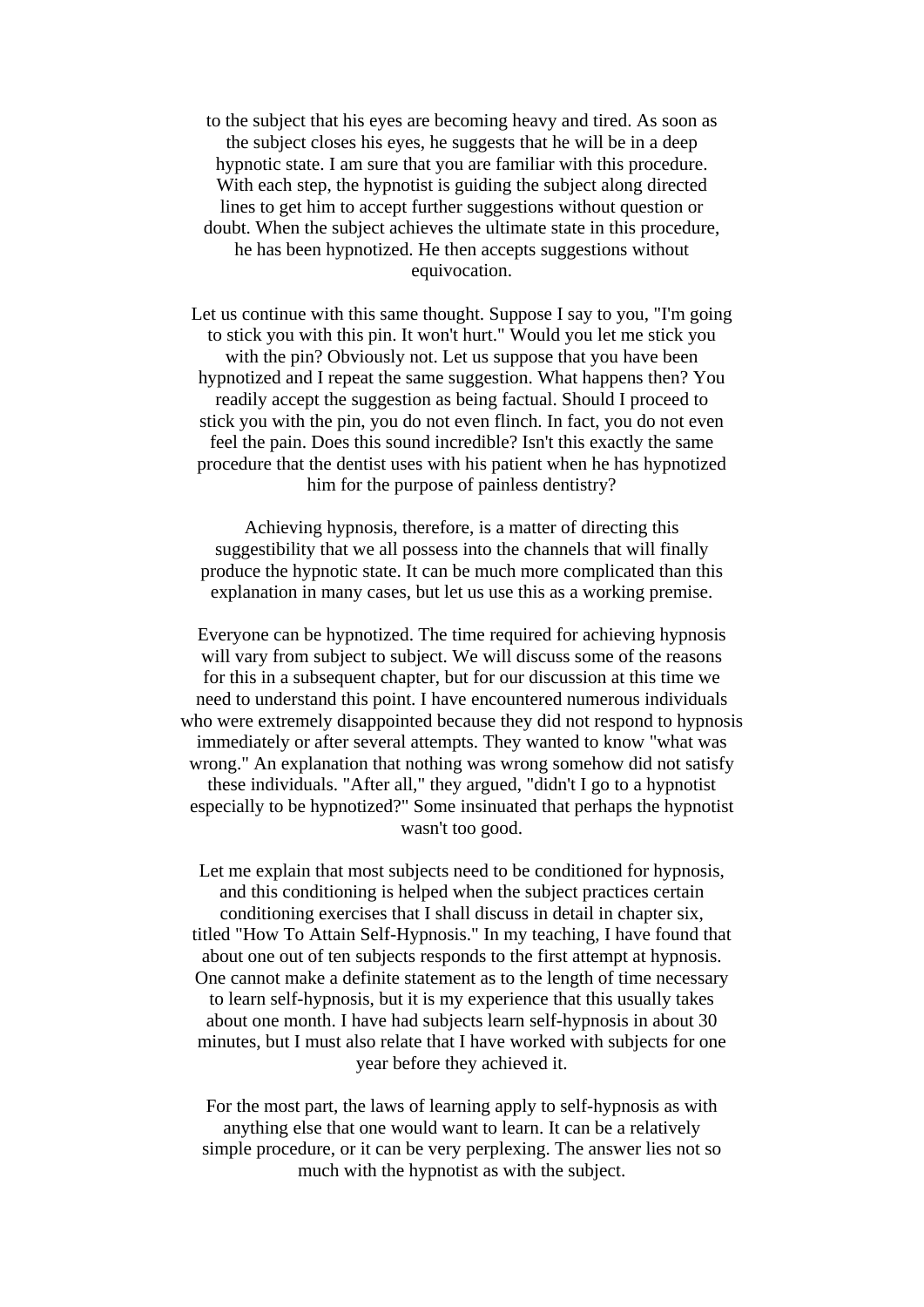to the subject that his eyes are becoming heavy and tired. As soon as the subject closes his eyes, he suggests that he will be in a deep hypnotic state. I am sure that you are familiar with this procedure. With each step, the hypnotist is guiding the subject along directed lines to get him to accept further suggestions without question or doubt. When the subject achieves the ultimate state in this procedure, he has been hypnotized. He then accepts suggestions without equivocation.

Let us continue with this same thought. Suppose I say to you, "I'm going to stick you with this pin. It won't hurt." Would you let me stick you with the pin? Obviously not. Let us suppose that you have been hypnotized and I repeat the same suggestion. What happens then? You readily accept the suggestion as being factual. Should I proceed to stick you with the pin, you do not even flinch. In fact, you do not even feel the pain. Does this sound incredible? Isn't this exactly the same procedure that the dentist uses with his patient when he has hypnotized him for the purpose of painless dentistry?

Achieving hypnosis, therefore, is a matter of directing this suggestibility that we all possess into the channels that will finally produce the hypnotic state. It can be much more complicated than this explanation in many cases, but let us use this as a working premise.

Everyone can be hypnotized. The time required for achieving hypnosis will vary from subject to subject. We will discuss some of the reasons for this in a subsequent chapter, but for our discussion at this time we need to understand this point. I have encountered numerous individuals who were extremely disappointed because they did not respond to hypnosis immediately or after several attempts. They wanted to know "what was wrong." An explanation that nothing was wrong somehow did not satisfy these individuals. "After all," they argued, "didn't I go to a hypnotist especially to be hypnotized?" Some insinuated that perhaps the hypnotist wasn't too good.

Let me explain that most subjects need to be conditioned for hypnosis, and this conditioning is helped when the subject practices certain conditioning exercises that I shall discuss in detail in chapter six, titled "How To Attain Self-Hypnosis." In my teaching, I have found that about one out of ten subjects responds to the first attempt at hypnosis. One cannot make a definite statement as to the length of time necessary to learn self-hypnosis, but it is my experience that this usually takes about one month. I have had subjects learn self-hypnosis in about 30 minutes, but I must also relate that I have worked with subjects for one year before they achieved it.

For the most part, the laws of learning apply to self-hypnosis as with anything else that one would want to learn. It can be a relatively simple procedure, or it can be very perplexing. The answer lies not so much with the hypnotist as with the subject.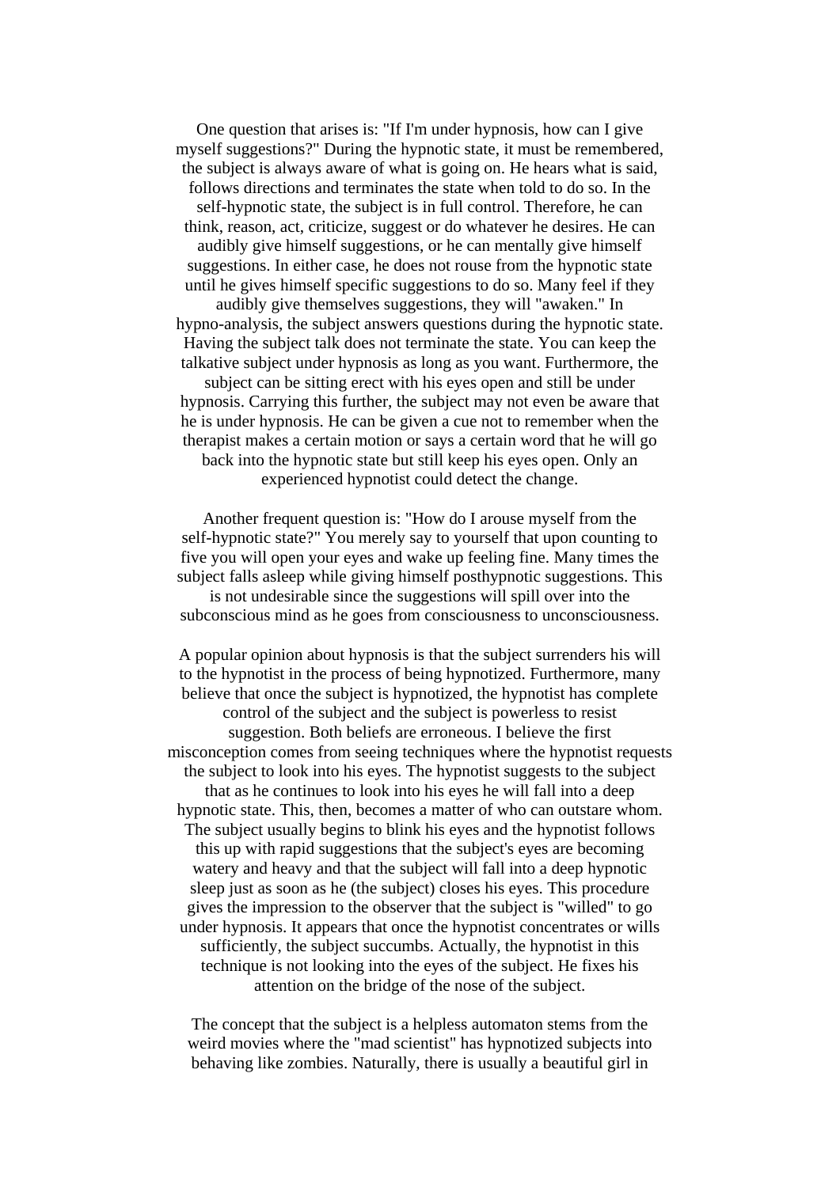One question that arises is: "If I'm under hypnosis, how can I give myself suggestions?" During the hypnotic state, it must be remembered, the subject is always aware of what is going on. He hears what is said, follows directions and terminates the state when told to do so. In the self-hypnotic state, the subject is in full control. Therefore, he can think, reason, act, criticize, suggest or do whatever he desires. He can audibly give himself suggestions, or he can mentally give himself suggestions. In either case, he does not rouse from the hypnotic state until he gives himself specific suggestions to do so. Many feel if they audibly give themselves suggestions, they will "awaken." In hypno-analysis, the subject answers questions during the hypnotic state. Having the subject talk does not terminate the state. You can keep the talkative subject under hypnosis as long as you want. Furthermore, the subject can be sitting erect with his eyes open and still be under hypnosis. Carrying this further, the subject may not even be aware that he is under hypnosis. He can be given a cue not to remember when the therapist makes a certain motion or says a certain word that he will go back into the hypnotic state but still keep his eyes open. Only an experienced hypnotist could detect the change.

Another frequent question is: "How do I arouse myself from the self-hypnotic state?" You merely say to yourself that upon counting to five you will open your eyes and wake up feeling fine. Many times the subject falls asleep while giving himself posthypnotic suggestions. This is not undesirable since the suggestions will spill over into the subconscious mind as he goes from consciousness to unconsciousness.

A popular opinion about hypnosis is that the subject surrenders his will to the hypnotist in the process of being hypnotized. Furthermore, many believe that once the subject is hypnotized, the hypnotist has complete control of the subject and the subject is powerless to resist suggestion. Both beliefs are erroneous. I believe the first misconception comes from seeing techniques where the hypnotist requests the subject to look into his eyes. The hypnotist suggests to the subject that as he continues to look into his eyes he will fall into a deep hypnotic state. This, then, becomes a matter of who can outstare whom. The subject usually begins to blink his eyes and the hypnotist follows this up with rapid suggestions that the subject's eyes are becoming watery and heavy and that the subject will fall into a deep hypnotic sleep just as soon as he (the subject) closes his eyes. This procedure gives the impression to the observer that the subject is "willed" to go under hypnosis. It appears that once the hypnotist concentrates or wills sufficiently, the subject succumbs. Actually, the hypnotist in this technique is not looking into the eyes of the subject. He fixes his attention on the bridge of the nose of the subject.

The concept that the subject is a helpless automaton stems from the weird movies where the "mad scientist" has hypnotized subjects into behaving like zombies. Naturally, there is usually a beautiful girl in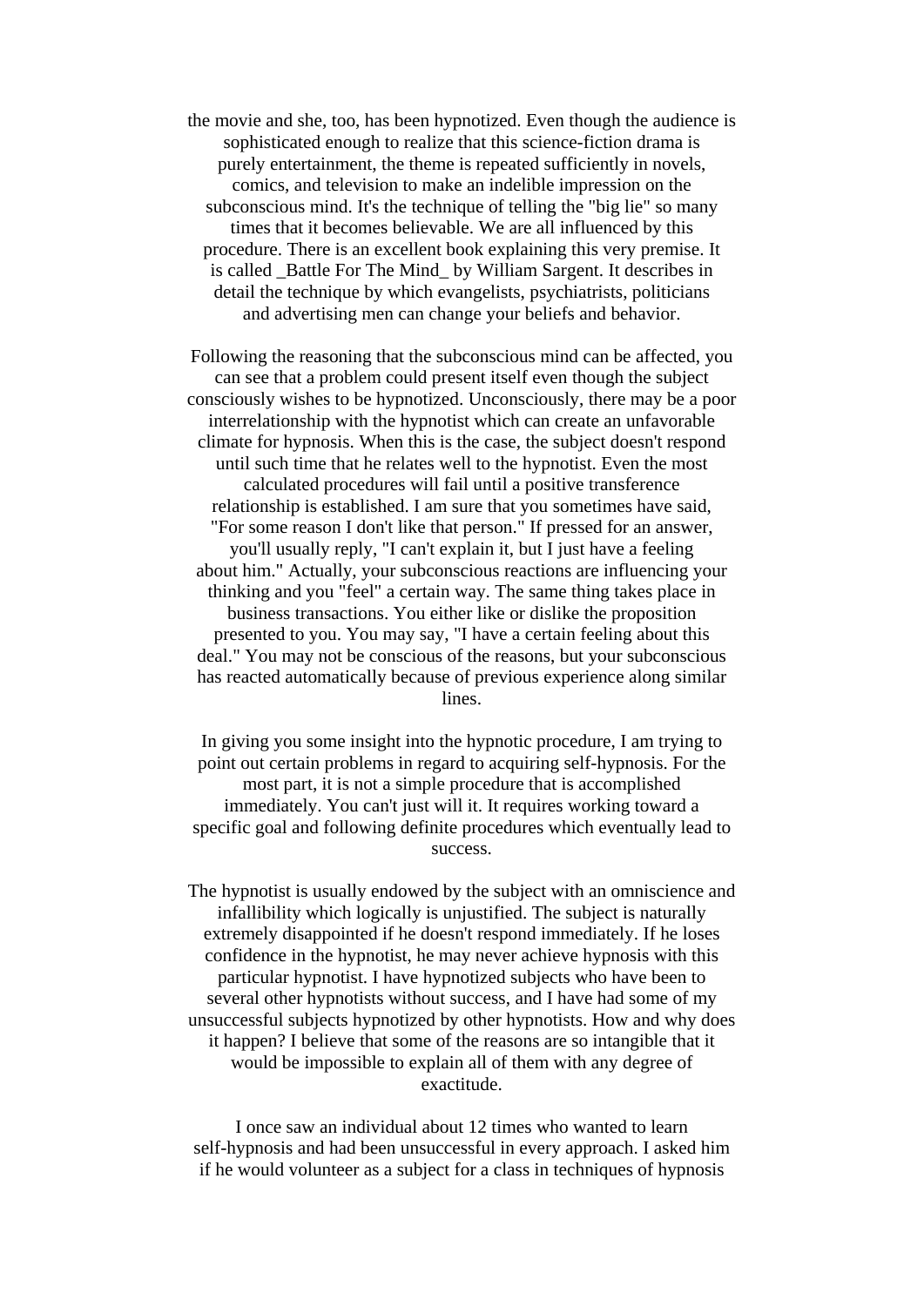the movie and she, too, has been hypnotized. Even though the audience is sophisticated enough to realize that this science-fiction drama is purely entertainment, the theme is repeated sufficiently in novels, comics, and television to make an indelible impression on the subconscious mind. It's the technique of telling the "big lie" so many times that it becomes believable. We are all influenced by this procedure. There is an excellent book explaining this very premise. It is called _Battle For The Mind_ by William Sargent. It describes in detail the technique by which evangelists, psychiatrists, politicians and advertising men can change your beliefs and behavior.

Following the reasoning that the subconscious mind can be affected, you can see that a problem could present itself even though the subject consciously wishes to be hypnotized. Unconsciously, there may be a poor interrelationship with the hypnotist which can create an unfavorable climate for hypnosis. When this is the case, the subject doesn't respond until such time that he relates well to the hypnotist. Even the most calculated procedures will fail until a positive transference relationship is established. I am sure that you sometimes have said, "For some reason I don't like that person." If pressed for an answer, you'll usually reply, "I can't explain it, but I just have a feeling about him." Actually, your subconscious reactions are influencing your thinking and you "feel" a certain way. The same thing takes place in business transactions. You either like or dislike the proposition presented to you. You may say, "I have a certain feeling about this deal." You may not be conscious of the reasons, but your subconscious has reacted automatically because of previous experience along similar lines.

In giving you some insight into the hypnotic procedure, I am trying to point out certain problems in regard to acquiring self-hypnosis. For the most part, it is not a simple procedure that is accomplished immediately. You can't just will it. It requires working toward a specific goal and following definite procedures which eventually lead to success.

The hypnotist is usually endowed by the subject with an omniscience and infallibility which logically is unjustified. The subject is naturally extremely disappointed if he doesn't respond immediately. If he loses confidence in the hypnotist, he may never achieve hypnosis with this particular hypnotist. I have hypnotized subjects who have been to several other hypnotists without success, and I have had some of my unsuccessful subjects hypnotized by other hypnotists. How and why does it happen? I believe that some of the reasons are so intangible that it would be impossible to explain all of them with any degree of exactitude.

I once saw an individual about 12 times who wanted to learn self-hypnosis and had been unsuccessful in every approach. I asked him if he would volunteer as a subject for a class in techniques of hypnosis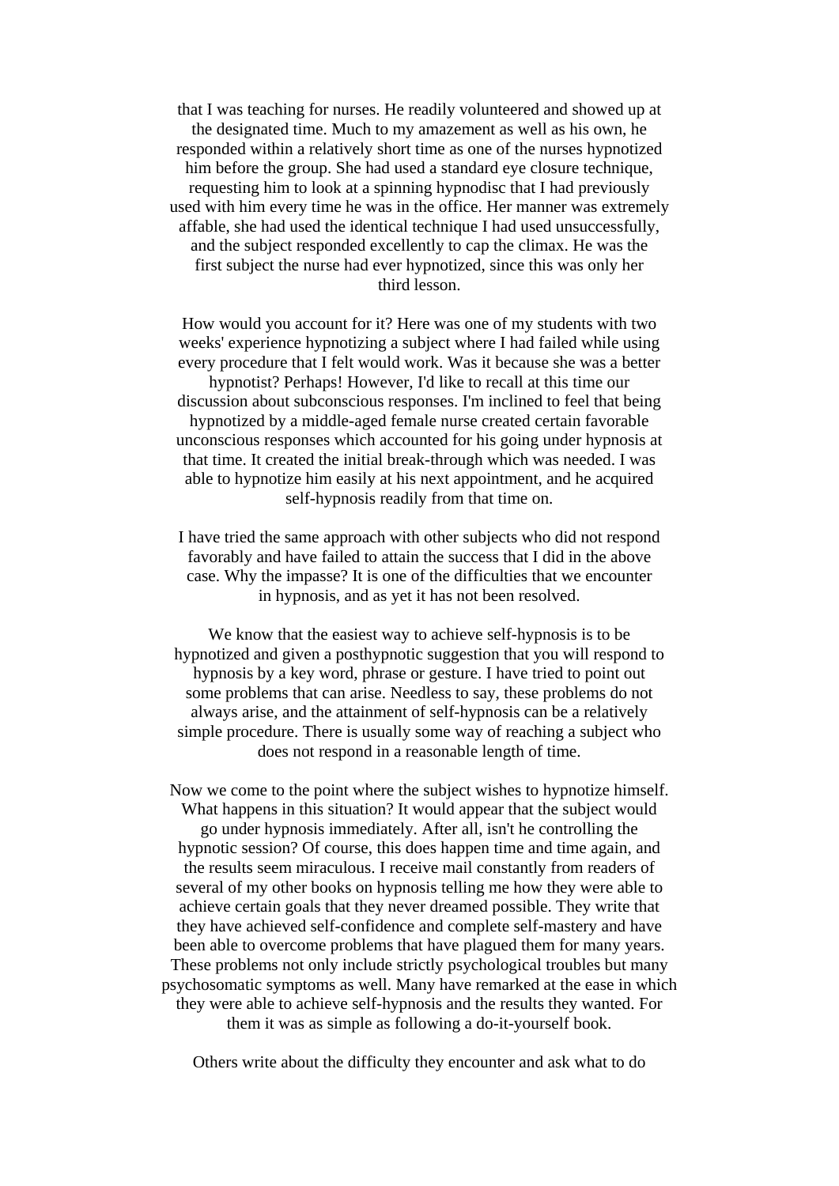that I was teaching for nurses. He readily volunteered and showed up at the designated time. Much to my amazement as well as his own, he responded within a relatively short time as one of the nurses hypnotized him before the group. She had used a standard eye closure technique, requesting him to look at a spinning hypnodisc that I had previously used with him every time he was in the office. Her manner was extremely affable, she had used the identical technique I had used unsuccessfully, and the subject responded excellently to cap the climax. He was the first subject the nurse had ever hypnotized, since this was only her third lesson.

How would you account for it? Here was one of my students with two weeks' experience hypnotizing a subject where I had failed while using every procedure that I felt would work. Was it because she was a better hypnotist? Perhaps! However, I'd like to recall at this time our discussion about subconscious responses. I'm inclined to feel that being hypnotized by a middle-aged female nurse created certain favorable unconscious responses which accounted for his going under hypnosis at that time. It created the initial break-through which was needed. I was able to hypnotize him easily at his next appointment, and he acquired self-hypnosis readily from that time on.

I have tried the same approach with other subjects who did not respond favorably and have failed to attain the success that I did in the above case. Why the impasse? It is one of the difficulties that we encounter in hypnosis, and as yet it has not been resolved.

We know that the easiest way to achieve self-hypnosis is to be hypnotized and given a posthypnotic suggestion that you will respond to hypnosis by a key word, phrase or gesture. I have tried to point out some problems that can arise. Needless to say, these problems do not always arise, and the attainment of self-hypnosis can be a relatively simple procedure. There is usually some way of reaching a subject who does not respond in a reasonable length of time.

Now we come to the point where the subject wishes to hypnotize himself. What happens in this situation? It would appear that the subject would go under hypnosis immediately. After all, isn't he controlling the hypnotic session? Of course, this does happen time and time again, and the results seem miraculous. I receive mail constantly from readers of several of my other books on hypnosis telling me how they were able to achieve certain goals that they never dreamed possible. They write that they have achieved self-confidence and complete self-mastery and have been able to overcome problems that have plagued them for many years. These problems not only include strictly psychological troubles but many psychosomatic symptoms as well. Many have remarked at the ease in which they were able to achieve self-hypnosis and the results they wanted. For them it was as simple as following a do-it-yourself book.

Others write about the difficulty they encounter and ask what to do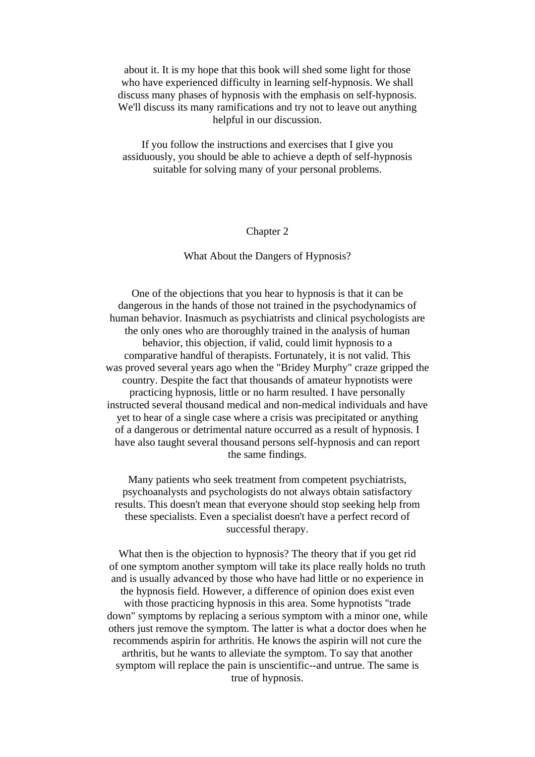about it. It is my hope that this book will shed some light for those who have experienced difficulty in learning self-hypnosis. We shall discuss many phases of hypnosis with the emphasis on self-hypnosis. We'll discuss its many ramifications and try not to leave out anything helpful in our discussion.

If you follow the instructions and exercises that I give you assiduously, you should be able to achieve a depth of self-hypnosis suitable for solving many of your personal problems.

## Chapter 2

## What About the Dangers of Hypnosis?

One of the objections that you hear to hypnosis is that it can be dangerous in the hands of those not trained in the psychodynamics of human behavior. Inasmuch as psychiatrists and clinical psychologists are the only ones who are thoroughly trained in the analysis of human behavior, this objection, if valid, could limit hypnosis to a comparative handful of therapists. Fortunately, it is not valid. This was proved several years ago when the "Bridey Murphy" craze gripped the country. Despite the fact that thousands of amateur hypnotists were practicing hypnosis, little or no harm resulted. I have personally instructed several thousand medical and non-medical individuals and have yet to hear of a single case where a crisis was precipitated or anything of a dangerous or detrimental nature occurred as a result of hypnosis. I have also taught several thousand persons self-hypnosis and can report the same findings.

Many patients who seek treatment from competent psychiatrists, psychoanalysts and psychologists do not always obtain satisfactory results. This doesn't mean that everyone should stop seeking help from these specialists. Even a specialist doesn't have a perfect record of successful therapy.

What then is the objection to hypnosis? The theory that if you get rid of one symptom another symptom will take its place really holds no truth and is usually advanced by those who have had little or no experience in the hypnosis field. However, a difference of opinion does exist even with those practicing hypnosis in this area. Some hypnotists "trade down" symptoms by replacing a serious symptom with a minor one, while others just remove the symptom. The latter is what a doctor does when he recommends aspirin for arthritis. He knows the aspirin will not cure the arthritis, but he wants to alleviate the symptom. To say that another symptom will replace the pain is unscientific--and untrue. The same is true of hypnosis.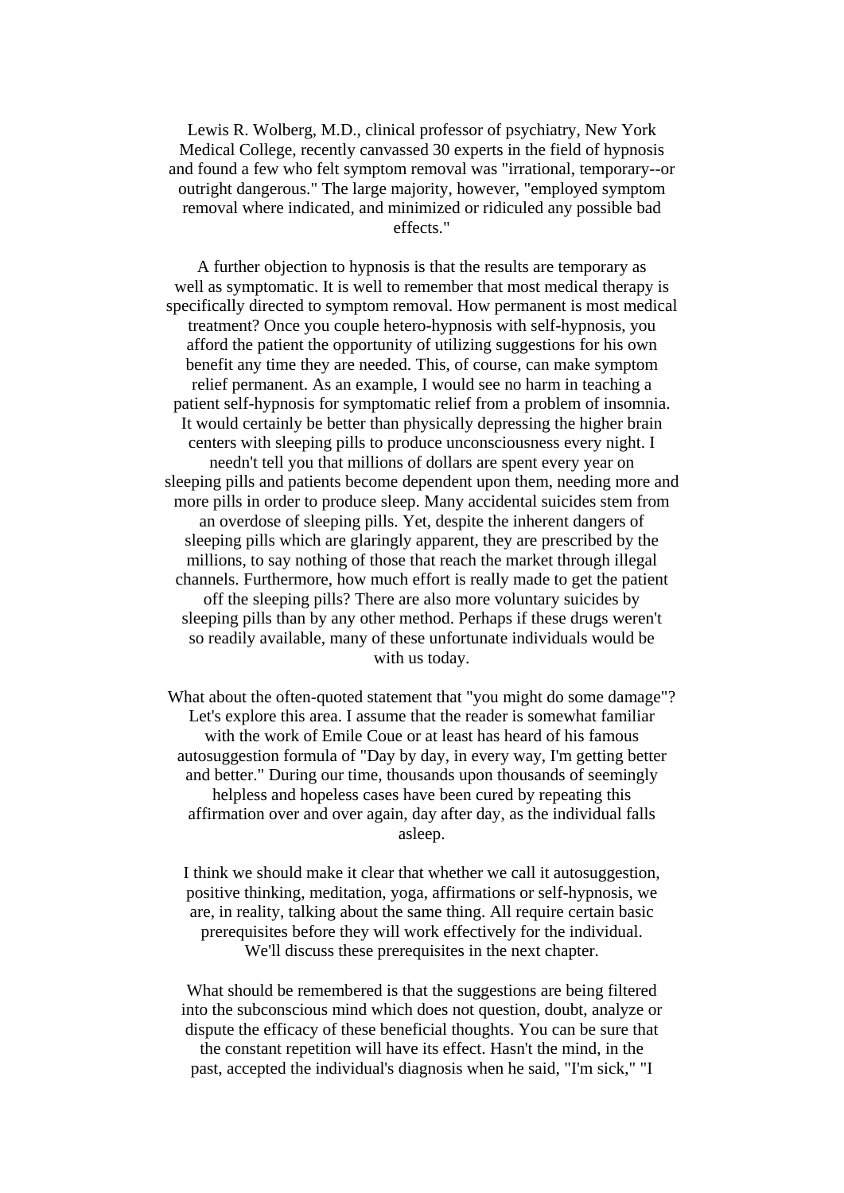Lewis R. Wolberg, M.D., clinical professor of psychiatry, New York Medical College, recently canvassed 30 experts in the field of hypnosis and found a few who felt symptom removal was "irrational, temporary--or outright dangerous." The large majority, however, "employed symptom removal where indicated, and minimized or ridiculed any possible bad effects."

A further objection to hypnosis is that the results are temporary as well as symptomatic. It is well to remember that most medical therapy is specifically directed to symptom removal. How permanent is most medical treatment? Once you couple hetero-hypnosis with self-hypnosis, you afford the patient the opportunity of utilizing suggestions for his own benefit any time they are needed. This, of course, can make symptom relief permanent. As an example, I would see no harm in teaching a patient self-hypnosis for symptomatic relief from a problem of insomnia. It would certainly be better than physically depressing the higher brain centers with sleeping pills to produce unconsciousness every night. I needn't tell you that millions of dollars are spent every year on sleeping pills and patients become dependent upon them, needing more and more pills in order to produce sleep. Many accidental suicides stem from an overdose of sleeping pills. Yet, despite the inherent dangers of sleeping pills which are glaringly apparent, they are prescribed by the millions, to say nothing of those that reach the market through illegal channels. Furthermore, how much effort is really made to get the patient off the sleeping pills? There are also more voluntary suicides by sleeping pills than by any other method. Perhaps if these drugs weren't so readily available, many of these unfortunate individuals would be with us today.

What about the often-quoted statement that "you might do some damage"? Let's explore this area. I assume that the reader is somewhat familiar with the work of Emile Coue or at least has heard of his famous autosuggestion formula of "Day by day, in every way, I'm getting better and better." During our time, thousands upon thousands of seemingly helpless and hopeless cases have been cured by repeating this affirmation over and over again, day after day, as the individual falls asleep.

I think we should make it clear that whether we call it autosuggestion, positive thinking, meditation, yoga, affirmations or self-hypnosis, we are, in reality, talking about the same thing. All require certain basic prerequisites before they will work effectively for the individual. We'll discuss these prerequisites in the next chapter.

What should be remembered is that the suggestions are being filtered into the subconscious mind which does not question, doubt, analyze or dispute the efficacy of these beneficial thoughts. You can be sure that the constant repetition will have its effect. Hasn't the mind, in the past, accepted the individual's diagnosis when he said, "I'm sick," "I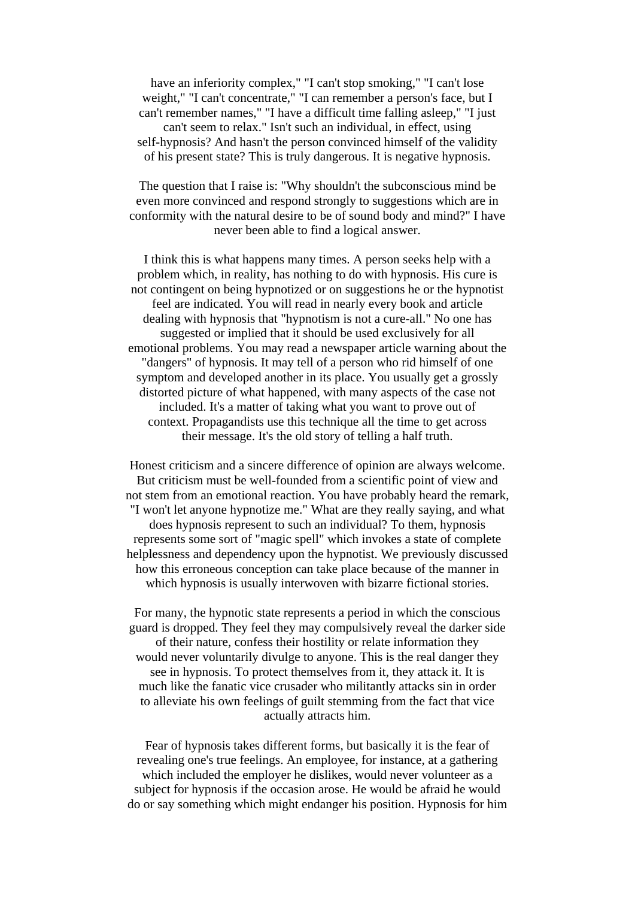have an inferiority complex," "I can't stop smoking," "I can't lose weight," "I can't concentrate," "I can remember a person's face, but I can't remember names," "I have a difficult time falling asleep," "I just can't seem to relax." Isn't such an individual, in effect, using self-hypnosis? And hasn't the person convinced himself of the validity of his present state? This is truly dangerous. It is negative hypnosis.

The question that I raise is: "Why shouldn't the subconscious mind be even more convinced and respond strongly to suggestions which are in conformity with the natural desire to be of sound body and mind?" I have never been able to find a logical answer.

I think this is what happens many times. A person seeks help with a problem which, in reality, has nothing to do with hypnosis. His cure is not contingent on being hypnotized or on suggestions he or the hypnotist feel are indicated. You will read in nearly every book and article dealing with hypnosis that "hypnotism is not a cure-all." No one has suggested or implied that it should be used exclusively for all emotional problems. You may read a newspaper article warning about the "dangers" of hypnosis. It may tell of a person who rid himself of one symptom and developed another in its place. You usually get a grossly distorted picture of what happened, with many aspects of the case not included. It's a matter of taking what you want to prove out of context. Propagandists use this technique all the time to get across their message. It's the old story of telling a half truth.

Honest criticism and a sincere difference of opinion are always welcome. But criticism must be well-founded from a scientific point of view and not stem from an emotional reaction. You have probably heard the remark, "I won't let anyone hypnotize me." What are they really saying, and what does hypnosis represent to such an individual? To them, hypnosis represents some sort of "magic spell" which invokes a state of complete helplessness and dependency upon the hypnotist. We previously discussed how this erroneous conception can take place because of the manner in which hypnosis is usually interwoven with bizarre fictional stories.

For many, the hypnotic state represents a period in which the conscious guard is dropped. They feel they may compulsively reveal the darker side of their nature, confess their hostility or relate information they would never voluntarily divulge to anyone. This is the real danger they see in hypnosis. To protect themselves from it, they attack it. It is much like the fanatic vice crusader who militantly attacks sin in order to alleviate his own feelings of guilt stemming from the fact that vice actually attracts him.

Fear of hypnosis takes different forms, but basically it is the fear of revealing one's true feelings. An employee, for instance, at a gathering which included the employer he dislikes, would never volunteer as a subject for hypnosis if the occasion arose. He would be afraid he would do or say something which might endanger his position. Hypnosis for him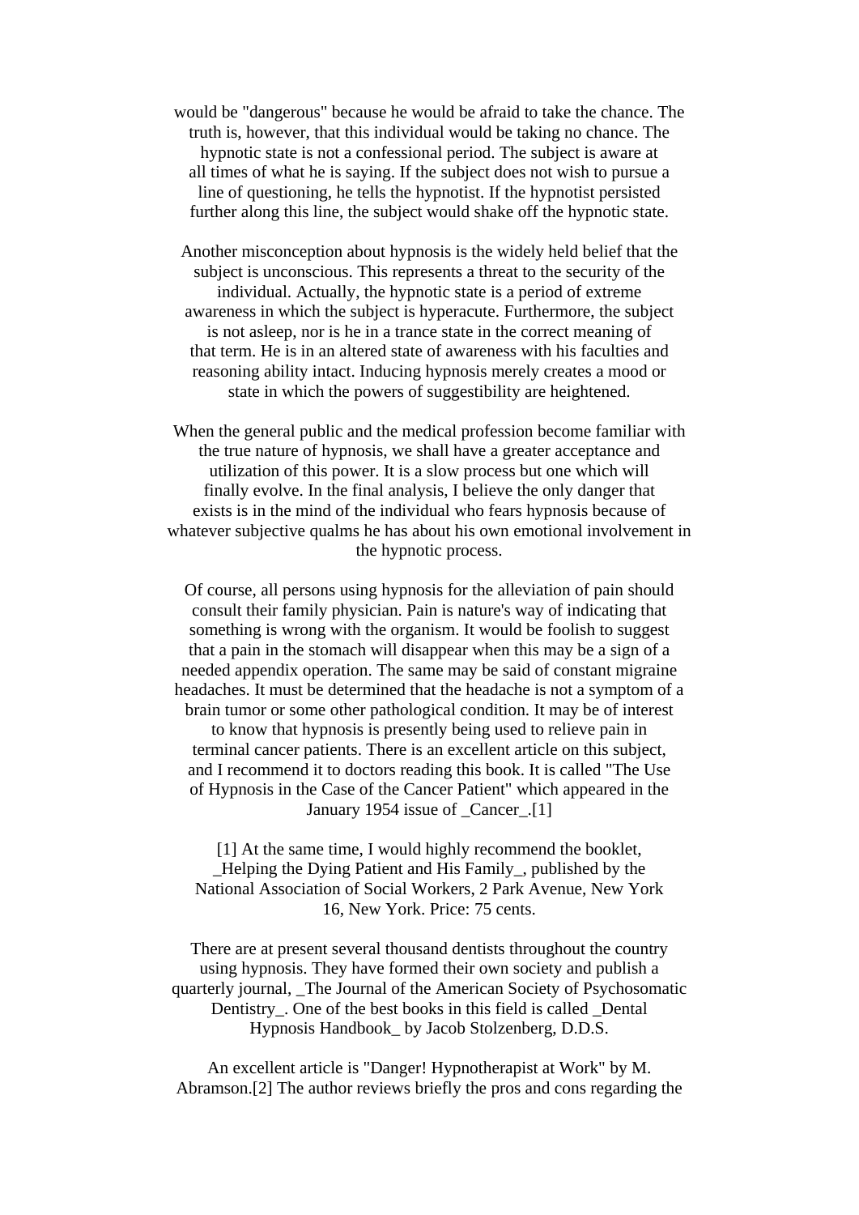would be "dangerous" because he would be afraid to take the chance. The truth is, however, that this individual would be taking no chance. The hypnotic state is not a confessional period. The subject is aware at all times of what he is saying. If the subject does not wish to pursue a line of questioning, he tells the hypnotist. If the hypnotist persisted further along this line, the subject would shake off the hypnotic state.

Another misconception about hypnosis is the widely held belief that the subject is unconscious. This represents a threat to the security of the individual. Actually, the hypnotic state is a period of extreme awareness in which the subject is hyperacute. Furthermore, the subject is not asleep, nor is he in a trance state in the correct meaning of that term. He is in an altered state of awareness with his faculties and reasoning ability intact. Inducing hypnosis merely creates a mood or state in which the powers of suggestibility are heightened.

When the general public and the medical profession become familiar with the true nature of hypnosis, we shall have a greater acceptance and utilization of this power. It is a slow process but one which will finally evolve. In the final analysis, I believe the only danger that exists is in the mind of the individual who fears hypnosis because of whatever subjective qualms he has about his own emotional involvement in the hypnotic process.

Of course, all persons using hypnosis for the alleviation of pain should consult their family physician. Pain is nature's way of indicating that something is wrong with the organism. It would be foolish to suggest that a pain in the stomach will disappear when this may be a sign of a needed appendix operation. The same may be said of constant migraine headaches. It must be determined that the headache is not a symptom of a brain tumor or some other pathological condition. It may be of interest to know that hypnosis is presently being used to relieve pain in terminal cancer patients. There is an excellent article on this subject, and I recommend it to doctors reading this book. It is called "The Use of Hypnosis in the Case of the Cancer Patient" which appeared in the January 1954 issue of _Cancer_.[1]

[1] At the same time, I would highly recommend the booklet, _Helping the Dying Patient and His Family_, published by the National Association of Social Workers, 2 Park Avenue, New York 16, New York. Price: 75 cents.

There are at present several thousand dentists throughout the country using hypnosis. They have formed their own society and publish a quarterly journal, _The Journal of the American Society of Psychosomatic Dentistry_. One of the best books in this field is called _Dental Hypnosis Handbook_ by Jacob Stolzenberg, D.D.S.

An excellent article is "Danger! Hypnotherapist at Work" by M. Abramson.[2] The author reviews briefly the pros and cons regarding the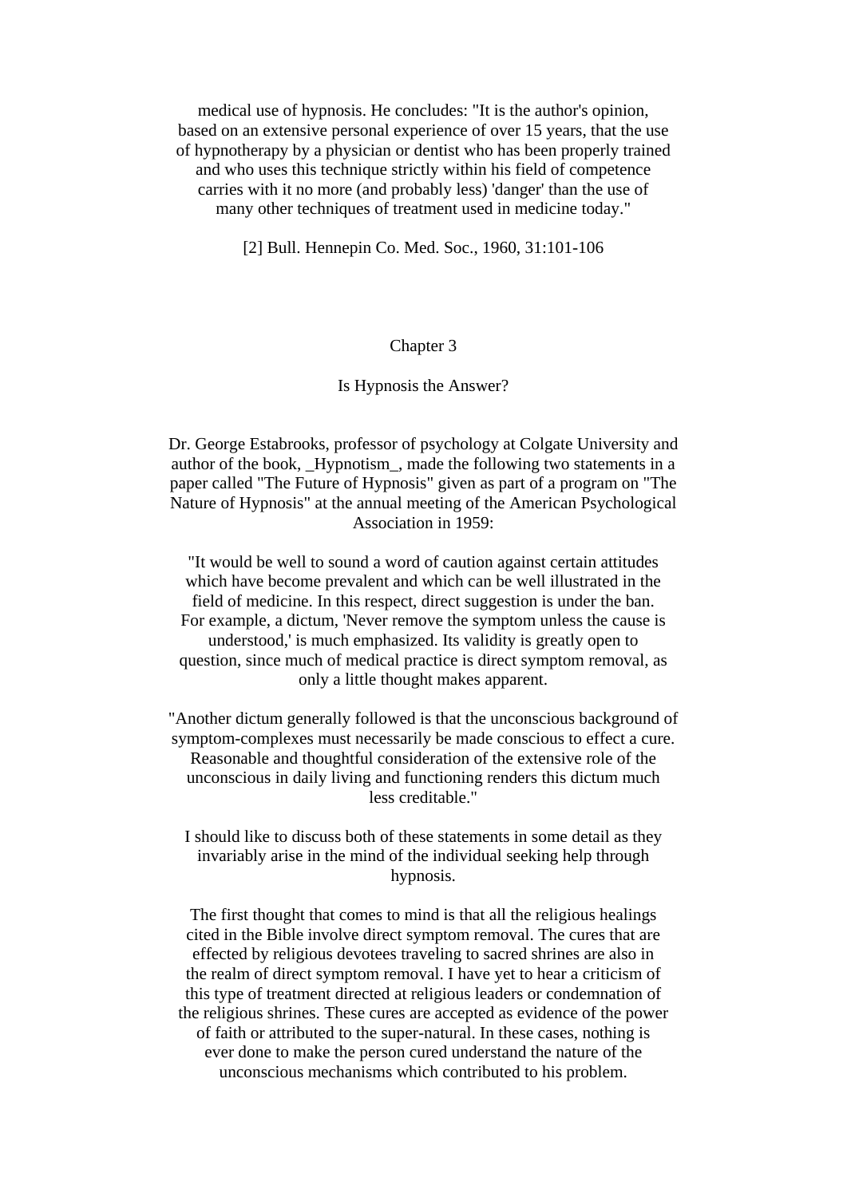medical use of hypnosis. He concludes: "It is the author's opinion, based on an extensive personal experience of over 15 years, that the use of hypnotherapy by a physician or dentist who has been properly trained and who uses this technique strictly within his field of competence carries with it no more (and probably less) 'danger' than the use of many other techniques of treatment used in medicine today."

[2] Bull. Hennepin Co. Med. Soc., 1960, 31:101-106

## Chapter 3

### Is Hypnosis the Answer?

Dr. George Estabrooks, professor of psychology at Colgate University and author of the book, _Hypnotism_, made the following two statements in a paper called "The Future of Hypnosis" given as part of a program on "The Nature of Hypnosis" at the annual meeting of the American Psychological Association in 1959:

"It would be well to sound a word of caution against certain attitudes which have become prevalent and which can be well illustrated in the field of medicine. In this respect, direct suggestion is under the ban. For example, a dictum, 'Never remove the symptom unless the cause is understood,' is much emphasized. Its validity is greatly open to question, since much of medical practice is direct symptom removal, as only a little thought makes apparent.

"Another dictum generally followed is that the unconscious background of symptom-complexes must necessarily be made conscious to effect a cure. Reasonable and thoughtful consideration of the extensive role of the unconscious in daily living and functioning renders this dictum much less creditable."

I should like to discuss both of these statements in some detail as they invariably arise in the mind of the individual seeking help through hypnosis.

The first thought that comes to mind is that all the religious healings cited in the Bible involve direct symptom removal. The cures that are effected by religious devotees traveling to sacred shrines are also in the realm of direct symptom removal. I have yet to hear a criticism of this type of treatment directed at religious leaders or condemnation of the religious shrines. These cures are accepted as evidence of the power of faith or attributed to the super-natural. In these cases, nothing is ever done to make the person cured understand the nature of the unconscious mechanisms which contributed to his problem.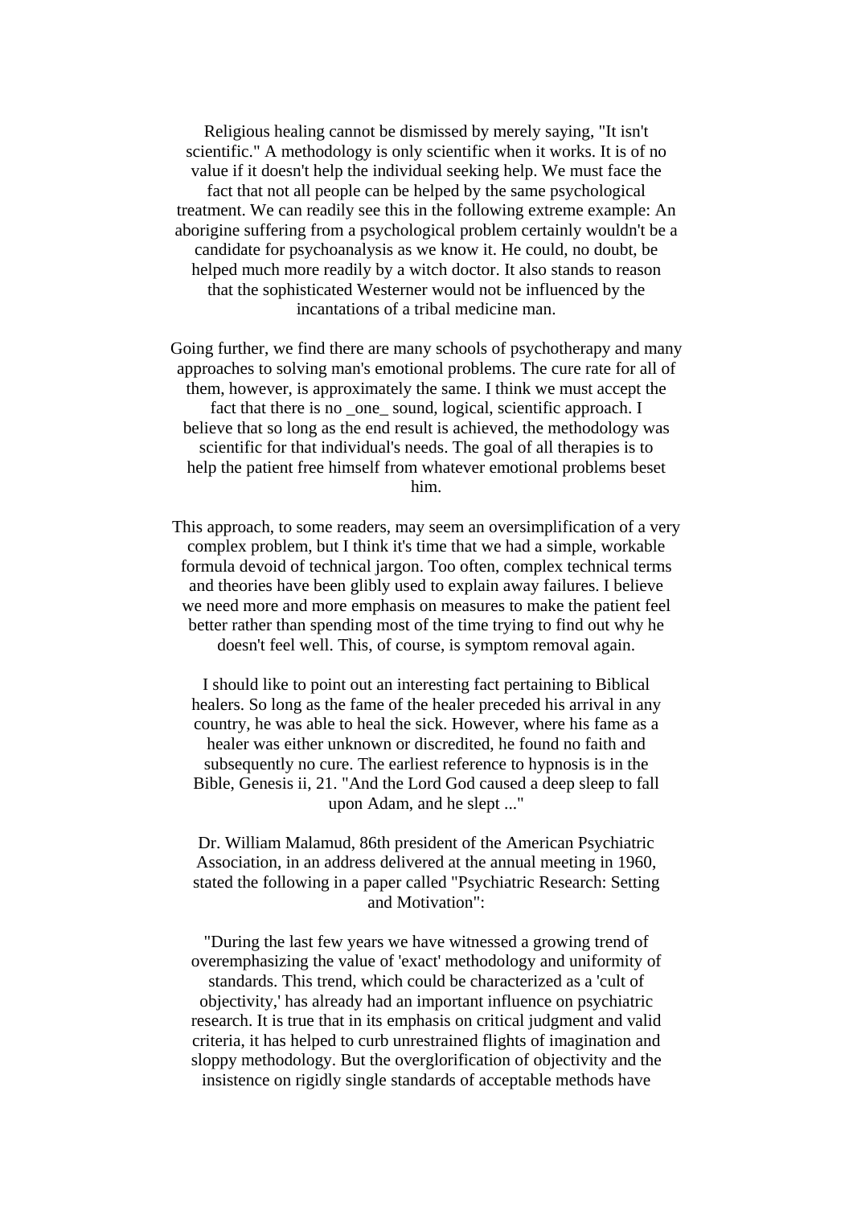Religious healing cannot be dismissed by merely saying, "It isn't scientific." A methodology is only scientific when it works. It is of no value if it doesn't help the individual seeking help. We must face the fact that not all people can be helped by the same psychological treatment. We can readily see this in the following extreme example: An aborigine suffering from a psychological problem certainly wouldn't be a candidate for psychoanalysis as we know it. He could, no doubt, be helped much more readily by a witch doctor. It also stands to reason that the sophisticated Westerner would not be influenced by the incantations of a tribal medicine man.

Going further, we find there are many schools of psychotherapy and many approaches to solving man's emotional problems. The cure rate for all of them, however, is approximately the same. I think we must accept the fact that there is no _one_ sound, logical, scientific approach. I believe that so long as the end result is achieved, the methodology was scientific for that individual's needs. The goal of all therapies is to help the patient free himself from whatever emotional problems beset him.

This approach, to some readers, may seem an oversimplification of a very complex problem, but I think it's time that we had a simple, workable formula devoid of technical jargon. Too often, complex technical terms and theories have been glibly used to explain away failures. I believe we need more and more emphasis on measures to make the patient feel better rather than spending most of the time trying to find out why he doesn't feel well. This, of course, is symptom removal again.

I should like to point out an interesting fact pertaining to Biblical healers. So long as the fame of the healer preceded his arrival in any country, he was able to heal the sick. However, where his fame as a healer was either unknown or discredited, he found no faith and subsequently no cure. The earliest reference to hypnosis is in the Bible, Genesis ii, 21. "And the Lord God caused a deep sleep to fall upon Adam, and he slept ..."

Dr. William Malamud, 86th president of the American Psychiatric Association, in an address delivered at the annual meeting in 1960, stated the following in a paper called "Psychiatric Research: Setting and Motivation":

"During the last few years we have witnessed a growing trend of overemphasizing the value of 'exact' methodology and uniformity of standards. This trend, which could be characterized as a 'cult of objectivity,' has already had an important influence on psychiatric research. It is true that in its emphasis on critical judgment and valid criteria, it has helped to curb unrestrained flights of imagination and sloppy methodology. But the overglorification of objectivity and the insistence on rigidly single standards of acceptable methods have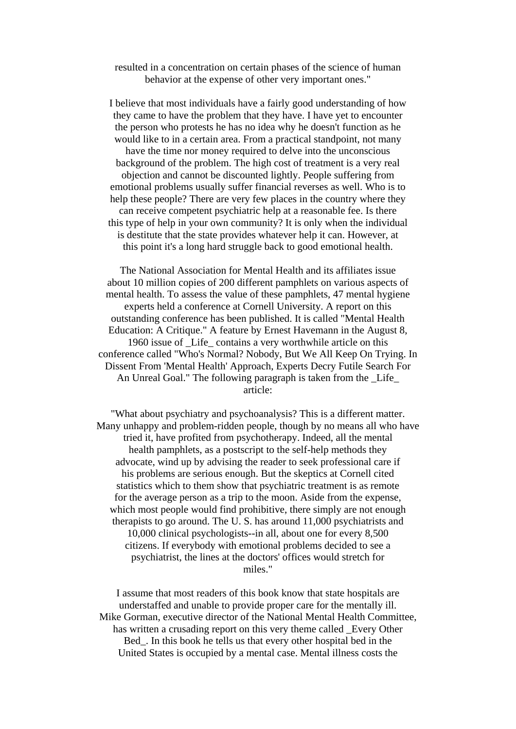resulted in a concentration on certain phases of the science of human behavior at the expense of other very important ones."

I believe that most individuals have a fairly good understanding of how they came to have the problem that they have. I have yet to encounter the person who protests he has no idea why he doesn't function as he would like to in a certain area. From a practical standpoint, not many have the time nor money required to delve into the unconscious background of the problem. The high cost of treatment is a very real objection and cannot be discounted lightly. People suffering from emotional problems usually suffer financial reverses as well. Who is to help these people? There are very few places in the country where they can receive competent psychiatric help at a reasonable fee. Is there this type of help in your own community? It is only when the individual is destitute that the state provides whatever help it can. However, at this point it's a long hard struggle back to good emotional health.

The National Association for Mental Health and its affiliates issue about 10 million copies of 200 different pamphlets on various aspects of mental health. To assess the value of these pamphlets, 47 mental hygiene experts held a conference at Cornell University. A report on this outstanding conference has been published. It is called "Mental Health Education: A Critique." A feature by Ernest Havemann in the August 8, 1960 issue of _Life_ contains a very worthwhile article on this conference called "Who's Normal? Nobody, But We All Keep On Trying. In Dissent From 'Mental Health' Approach, Experts Decry Futile Search For An Unreal Goal." The following paragraph is taken from the _Life_ article:

"What about psychiatry and psychoanalysis? This is a different matter. Many unhappy and problem-ridden people, though by no means all who have tried it, have profited from psychotherapy. Indeed, all the mental health pamphlets, as a postscript to the self-help methods they advocate, wind up by advising the reader to seek professional care if his problems are serious enough. But the skeptics at Cornell cited statistics which to them show that psychiatric treatment is as remote for the average person as a trip to the moon. Aside from the expense, which most people would find prohibitive, there simply are not enough therapists to go around. The U. S. has around 11,000 psychiatrists and 10,000 clinical psychologists--in all, about one for every 8,500 citizens. If everybody with emotional problems decided to see a psychiatrist, the lines at the doctors' offices would stretch for miles."

I assume that most readers of this book know that state hospitals are understaffed and unable to provide proper care for the mentally ill. Mike Gorman, executive director of the National Mental Health Committee, has written a crusading report on this very theme called _Every Other Bed_. In this book he tells us that every other hospital bed in the United States is occupied by a mental case. Mental illness costs the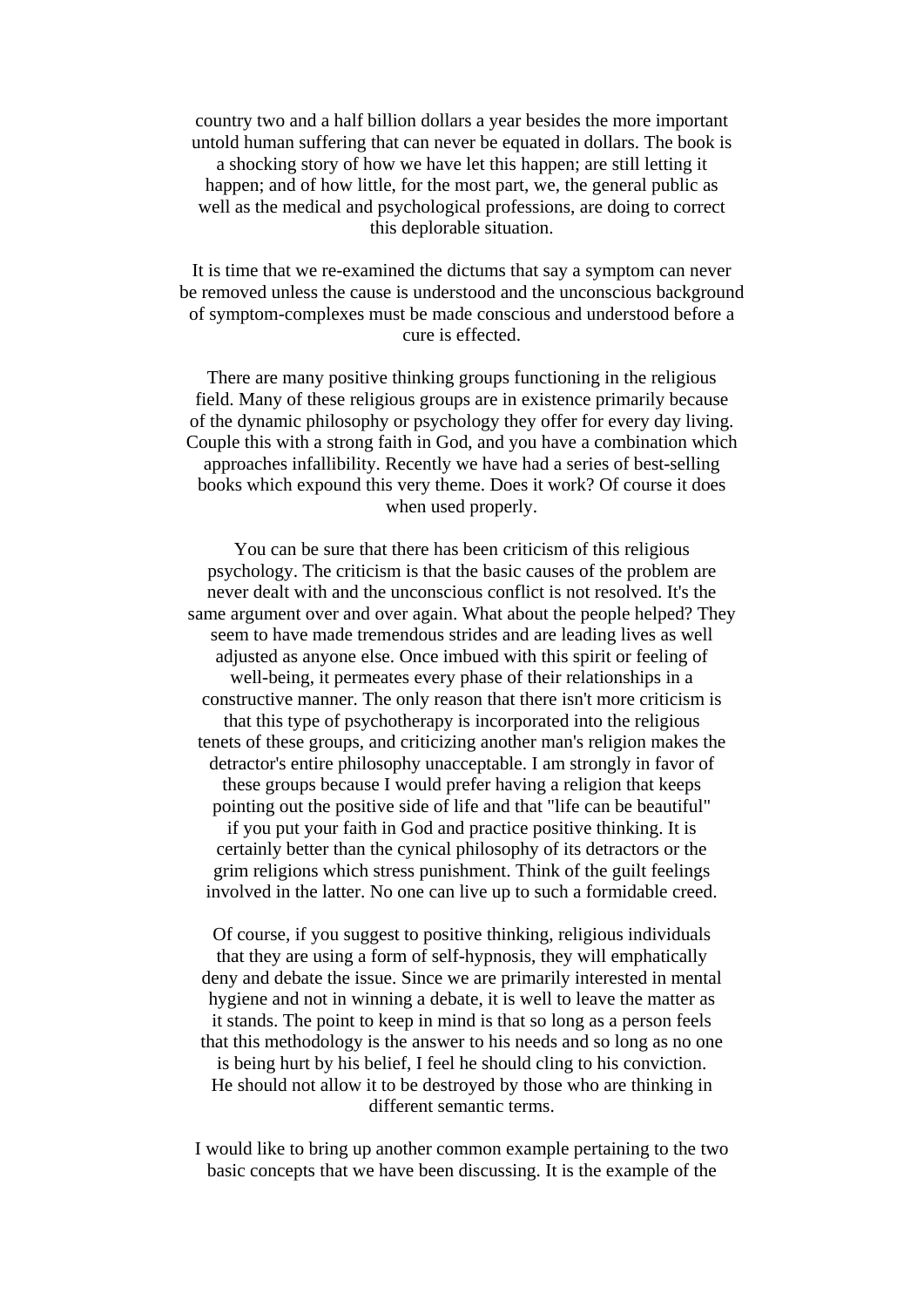country two and a half billion dollars a year besides the more important untold human suffering that can never be equated in dollars. The book is a shocking story of how we have let this happen; are still letting it happen; and of how little, for the most part, we, the general public as well as the medical and psychological professions, are doing to correct this deplorable situation.

It is time that we re-examined the dictums that say a symptom can never be removed unless the cause is understood and the unconscious background of symptom-complexes must be made conscious and understood before a cure is effected.

There are many positive thinking groups functioning in the religious field. Many of these religious groups are in existence primarily because of the dynamic philosophy or psychology they offer for every day living. Couple this with a strong faith in God, and you have a combination which approaches infallibility. Recently we have had a series of best-selling books which expound this very theme. Does it work? Of course it does when used properly.

You can be sure that there has been criticism of this religious psychology. The criticism is that the basic causes of the problem are never dealt with and the unconscious conflict is not resolved. It's the same argument over and over again. What about the people helped? They seem to have made tremendous strides and are leading lives as well adjusted as anyone else. Once imbued with this spirit or feeling of well-being, it permeates every phase of their relationships in a constructive manner. The only reason that there isn't more criticism is that this type of psychotherapy is incorporated into the religious tenets of these groups, and criticizing another man's religion makes the detractor's entire philosophy unacceptable. I am strongly in favor of these groups because I would prefer having a religion that keeps pointing out the positive side of life and that "life can be beautiful" if you put your faith in God and practice positive thinking. It is certainly better than the cynical philosophy of its detractors or the grim religions which stress punishment. Think of the guilt feelings involved in the latter. No one can live up to such a formidable creed.

Of course, if you suggest to positive thinking, religious individuals that they are using a form of self-hypnosis, they will emphatically deny and debate the issue. Since we are primarily interested in mental hygiene and not in winning a debate, it is well to leave the matter as it stands. The point to keep in mind is that so long as a person feels that this methodology is the answer to his needs and so long as no one is being hurt by his belief, I feel he should cling to his conviction. He should not allow it to be destroyed by those who are thinking in different semantic terms.

I would like to bring up another common example pertaining to the two basic concepts that we have been discussing. It is the example of the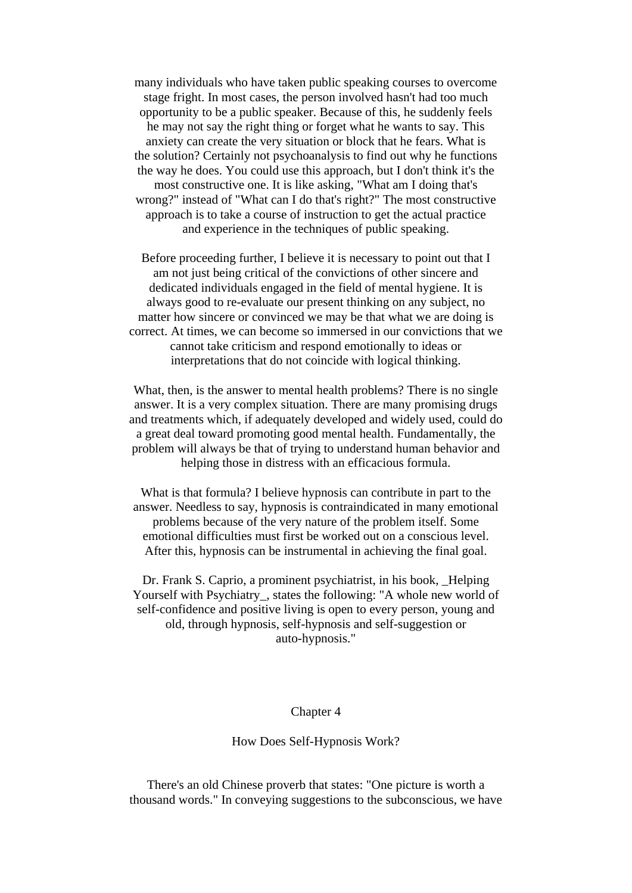many individuals who have taken public speaking courses to overcome stage fright. In most cases, the person involved hasn't had too much opportunity to be a public speaker. Because of this, he suddenly feels he may not say the right thing or forget what he wants to say. This anxiety can create the very situation or block that he fears. What is the solution? Certainly not psychoanalysis to find out why he functions the way he does. You could use this approach, but I don't think it's the most constructive one. It is like asking, "What am I doing that's wrong?" instead of "What can I do that's right?" The most constructive approach is to take a course of instruction to get the actual practice and experience in the techniques of public speaking.

Before proceeding further, I believe it is necessary to point out that I am not just being critical of the convictions of other sincere and dedicated individuals engaged in the field of mental hygiene. It is always good to re-evaluate our present thinking on any subject, no matter how sincere or convinced we may be that what we are doing is correct. At times, we can become so immersed in our convictions that we cannot take criticism and respond emotionally to ideas or interpretations that do not coincide with logical thinking.

What, then, is the answer to mental health problems? There is no single answer. It is a very complex situation. There are many promising drugs and treatments which, if adequately developed and widely used, could do a great deal toward promoting good mental health. Fundamentally, the problem will always be that of trying to understand human behavior and helping those in distress with an efficacious formula.

What is that formula? I believe hypnosis can contribute in part to the answer. Needless to say, hypnosis is contraindicated in many emotional problems because of the very nature of the problem itself. Some emotional difficulties must first be worked out on a conscious level. After this, hypnosis can be instrumental in achieving the final goal.

Dr. Frank S. Caprio, a prominent psychiatrist, in his book, _Helping Yourself with Psychiatry_, states the following: "A whole new world of self-confidence and positive living is open to every person, young and old, through hypnosis, self-hypnosis and self-suggestion or auto-hypnosis."

## Chapter 4

### How Does Self-Hypnosis Work?

There's an old Chinese proverb that states: "One picture is worth a thousand words." In conveying suggestions to the subconscious, we have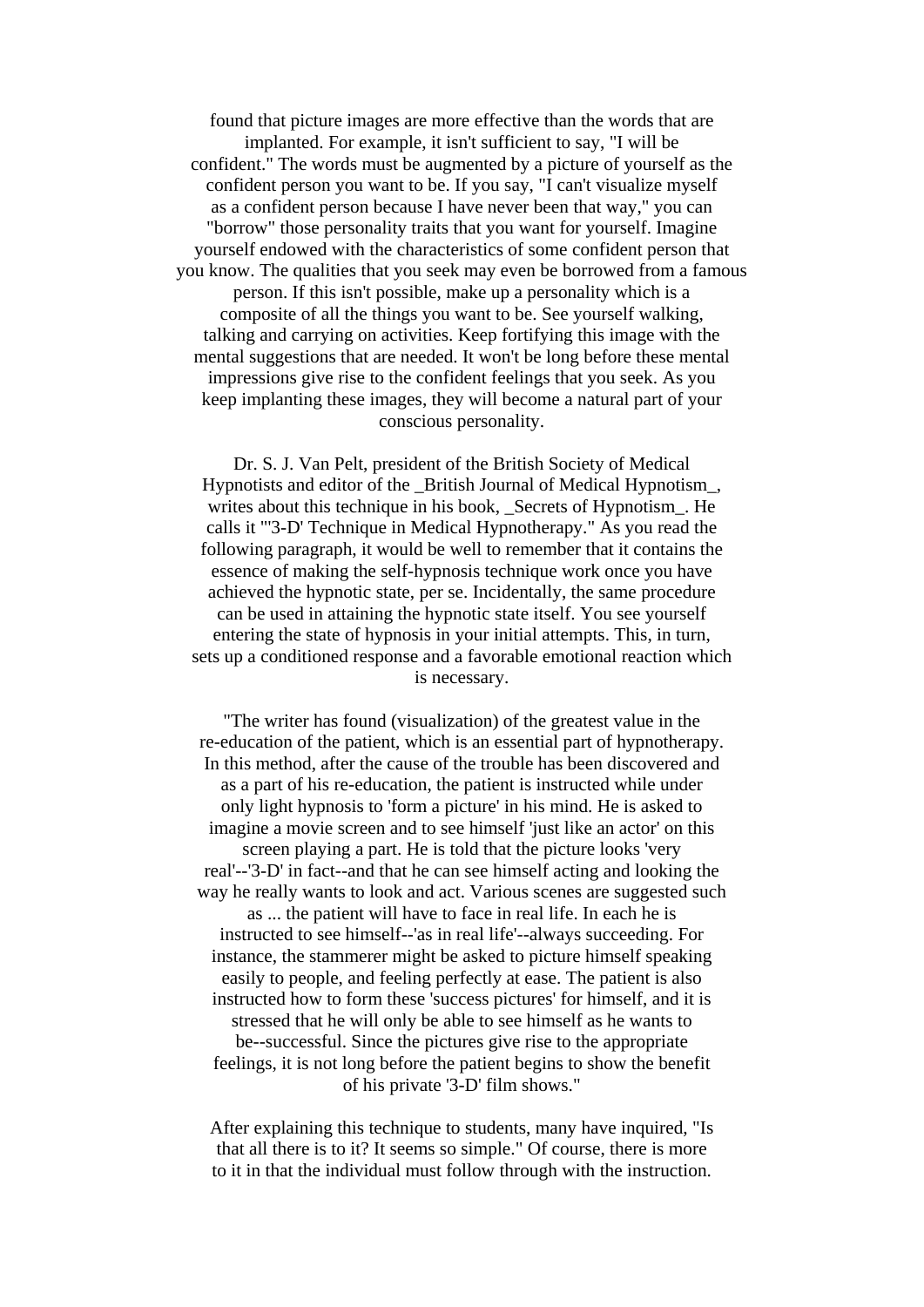found that picture images are more effective than the words that are implanted. For example, it isn't sufficient to say, "I will be confident." The words must be augmented by a picture of yourself as the confident person you want to be. If you say, "I can't visualize myself as a confident person because I have never been that way," you can "borrow" those personality traits that you want for yourself. Imagine yourself endowed with the characteristics of some confident person that you know. The qualities that you seek may even be borrowed from a famous person. If this isn't possible, make up a personality which is a composite of all the things you want to be. See yourself walking, talking and carrying on activities. Keep fortifying this image with the mental suggestions that are needed. It won't be long before these mental impressions give rise to the confident feelings that you seek. As you keep implanting these images, they will become a natural part of your conscious personality.

Dr. S. J. Van Pelt, president of the British Society of Medical Hypnotists and editor of the _British Journal of Medical Hypnotism_, writes about this technique in his book, _Secrets of Hypnotism_. He calls it "'3-D' Technique in Medical Hypnotherapy." As you read the following paragraph, it would be well to remember that it contains the essence of making the self-hypnosis technique work once you have achieved the hypnotic state, per se. Incidentally, the same procedure can be used in attaining the hypnotic state itself. You see yourself entering the state of hypnosis in your initial attempts. This, in turn, sets up a conditioned response and a favorable emotional reaction which is necessary.

"The writer has found (visualization) of the greatest value in the re-education of the patient, which is an essential part of hypnotherapy. In this method, after the cause of the trouble has been discovered and as a part of his re-education, the patient is instructed while under only light hypnosis to 'form a picture' in his mind. He is asked to imagine a movie screen and to see himself 'just like an actor' on this screen playing a part. He is told that the picture looks 'very real'--'3-D' in fact--and that he can see himself acting and looking the way he really wants to look and act. Various scenes are suggested such as ... the patient will have to face in real life. In each he is instructed to see himself--'as in real life'--always succeeding. For instance, the stammerer might be asked to picture himself speaking easily to people, and feeling perfectly at ease. The patient is also instructed how to form these 'success pictures' for himself, and it is stressed that he will only be able to see himself as he wants to be--successful. Since the pictures give rise to the appropriate feelings, it is not long before the patient begins to show the benefit of his private '3-D' film shows."

After explaining this technique to students, many have inquired, "Is that all there is to it? It seems so simple." Of course, there is more to it in that the individual must follow through with the instruction.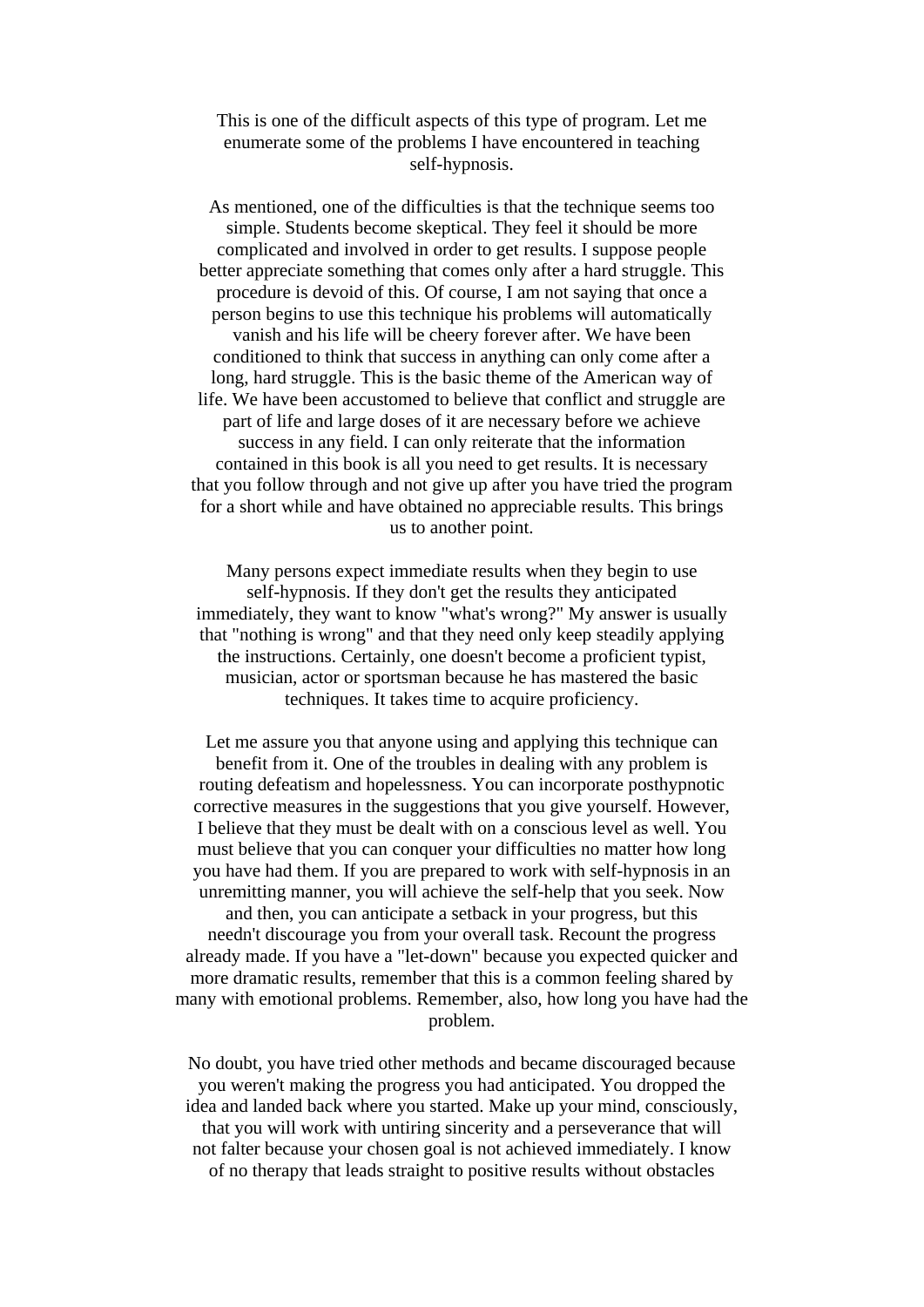This is one of the difficult aspects of this type of program. Let me enumerate some of the problems I have encountered in teaching self-hypnosis.

As mentioned, one of the difficulties is that the technique seems too simple. Students become skeptical. They feel it should be more complicated and involved in order to get results. I suppose people better appreciate something that comes only after a hard struggle. This procedure is devoid of this. Of course, I am not saying that once a person begins to use this technique his problems will automatically vanish and his life will be cheery forever after. We have been conditioned to think that success in anything can only come after a long, hard struggle. This is the basic theme of the American way of life. We have been accustomed to believe that conflict and struggle are part of life and large doses of it are necessary before we achieve success in any field. I can only reiterate that the information contained in this book is all you need to get results. It is necessary that you follow through and not give up after you have tried the program for a short while and have obtained no appreciable results. This brings us to another point.

Many persons expect immediate results when they begin to use self-hypnosis. If they don't get the results they anticipated immediately, they want to know "what's wrong?" My answer is usually that "nothing is wrong" and that they need only keep steadily applying the instructions. Certainly, one doesn't become a proficient typist, musician, actor or sportsman because he has mastered the basic techniques. It takes time to acquire proficiency.

Let me assure you that anyone using and applying this technique can benefit from it. One of the troubles in dealing with any problem is routing defeatism and hopelessness. You can incorporate posthypnotic corrective measures in the suggestions that you give yourself. However, I believe that they must be dealt with on a conscious level as well. You must believe that you can conquer your difficulties no matter how long you have had them. If you are prepared to work with self-hypnosis in an unremitting manner, you will achieve the self-help that you seek. Now and then, you can anticipate a setback in your progress, but this needn't discourage you from your overall task. Recount the progress already made. If you have a "let-down" because you expected quicker and more dramatic results, remember that this is a common feeling shared by many with emotional problems. Remember, also, how long you have had the problem.

No doubt, you have tried other methods and became discouraged because you weren't making the progress you had anticipated. You dropped the idea and landed back where you started. Make up your mind, consciously, that you will work with untiring sincerity and a perseverance that will not falter because your chosen goal is not achieved immediately. I know of no therapy that leads straight to positive results without obstacles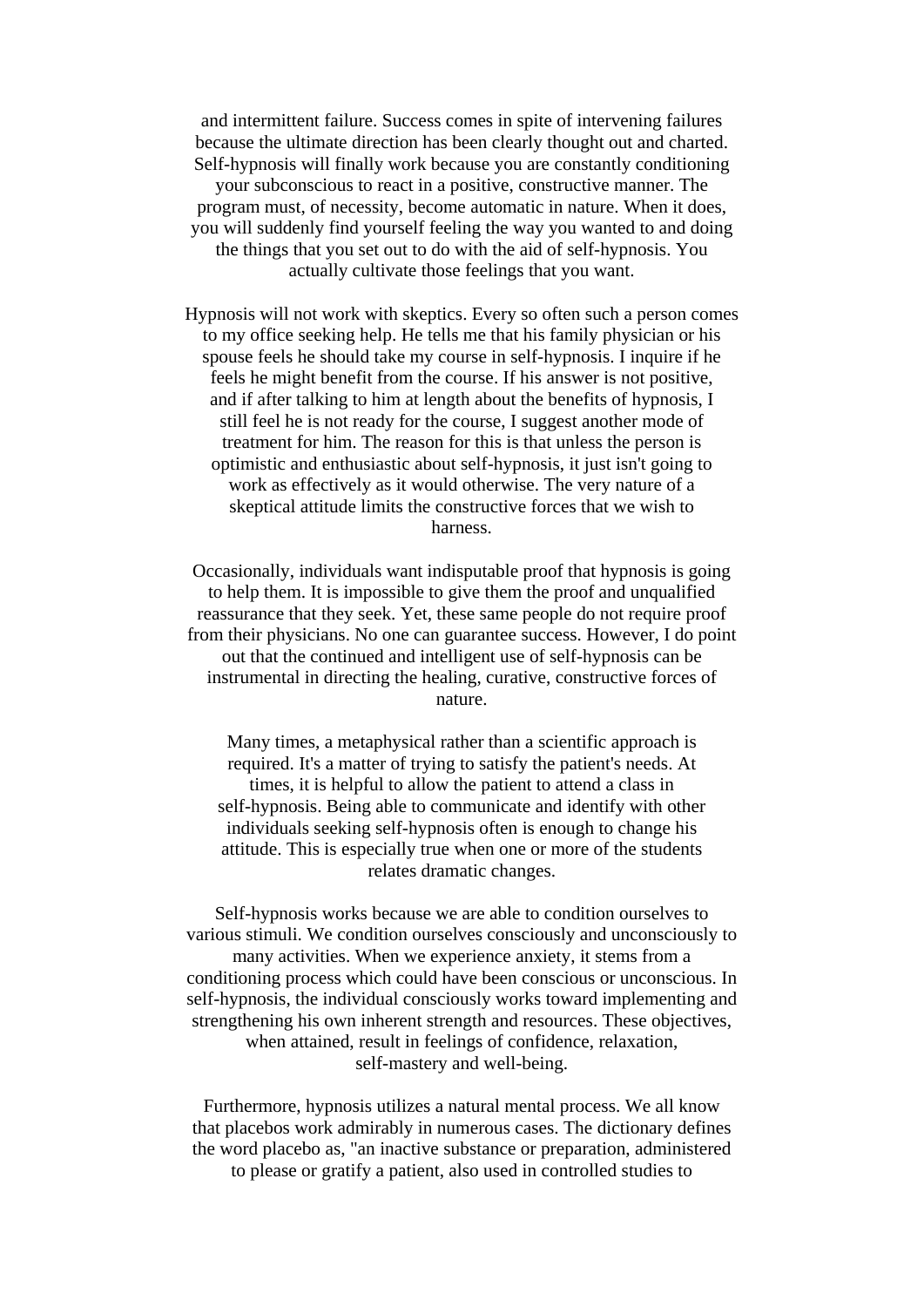and intermittent failure. Success comes in spite of intervening failures because the ultimate direction has been clearly thought out and charted. Self-hypnosis will finally work because you are constantly conditioning your subconscious to react in a positive, constructive manner. The program must, of necessity, become automatic in nature. When it does, you will suddenly find yourself feeling the way you wanted to and doing the things that you set out to do with the aid of self-hypnosis. You actually cultivate those feelings that you want.

Hypnosis will not work with skeptics. Every so often such a person comes to my office seeking help. He tells me that his family physician or his spouse feels he should take my course in self-hypnosis. I inquire if he feels he might benefit from the course. If his answer is not positive, and if after talking to him at length about the benefits of hypnosis, I still feel he is not ready for the course, I suggest another mode of treatment for him. The reason for this is that unless the person is optimistic and enthusiastic about self-hypnosis, it just isn't going to work as effectively as it would otherwise. The very nature of a skeptical attitude limits the constructive forces that we wish to harness.

Occasionally, individuals want indisputable proof that hypnosis is going to help them. It is impossible to give them the proof and unqualified reassurance that they seek. Yet, these same people do not require proof from their physicians. No one can guarantee success. However, I do point out that the continued and intelligent use of self-hypnosis can be instrumental in directing the healing, curative, constructive forces of nature.

Many times, a metaphysical rather than a scientific approach is required. It's a matter of trying to satisfy the patient's needs. At times, it is helpful to allow the patient to attend a class in self-hypnosis. Being able to communicate and identify with other individuals seeking self-hypnosis often is enough to change his attitude. This is especially true when one or more of the students relates dramatic changes.

Self-hypnosis works because we are able to condition ourselves to various stimuli. We condition ourselves consciously and unconsciously to many activities. When we experience anxiety, it stems from a conditioning process which could have been conscious or unconscious. In self-hypnosis, the individual consciously works toward implementing and strengthening his own inherent strength and resources. These objectives, when attained, result in feelings of confidence, relaxation, self-mastery and well-being.

Furthermore, hypnosis utilizes a natural mental process. We all know that placebos work admirably in numerous cases. The dictionary defines the word placebo as, "an inactive substance or preparation, administered to please or gratify a patient, also used in controlled studies to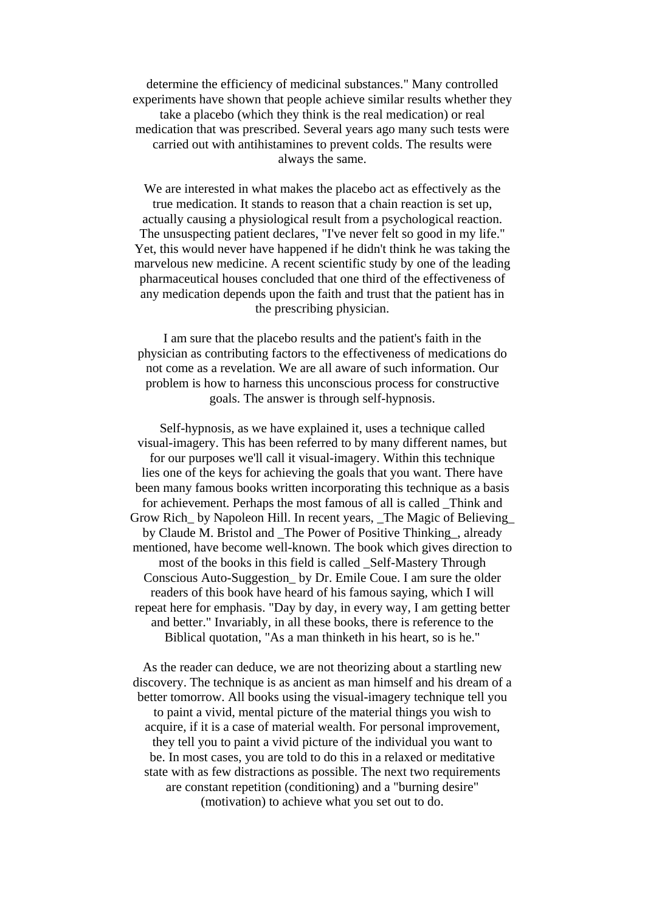determine the efficiency of medicinal substances." Many controlled experiments have shown that people achieve similar results whether they take a placebo (which they think is the real medication) or real medication that was prescribed. Several years ago many such tests were carried out with antihistamines to prevent colds. The results were always the same.

We are interested in what makes the placebo act as effectively as the true medication. It stands to reason that a chain reaction is set up, actually causing a physiological result from a psychological reaction. The unsuspecting patient declares, "I've never felt so good in my life." Yet, this would never have happened if he didn't think he was taking the marvelous new medicine. A recent scientific study by one of the leading pharmaceutical houses concluded that one third of the effectiveness of any medication depends upon the faith and trust that the patient has in the prescribing physician.

I am sure that the placebo results and the patient's faith in the physician as contributing factors to the effectiveness of medications do not come as a revelation. We are all aware of such information. Our problem is how to harness this unconscious process for constructive goals. The answer is through self-hypnosis.

Self-hypnosis, as we have explained it, uses a technique called visual-imagery. This has been referred to by many different names, but for our purposes we'll call it visual-imagery. Within this technique lies one of the keys for achieving the goals that you want. There have been many famous books written incorporating this technique as a basis for achievement. Perhaps the most famous of all is called _Think and Grow Rich_ by Napoleon Hill. In recent years, _The Magic of Believing_ by Claude M. Bristol and _The Power of Positive Thinking_, already mentioned, have become well-known. The book which gives direction to most of the books in this field is called _Self-Mastery Through Conscious Auto-Suggestion_ by Dr. Emile Coue. I am sure the older readers of this book have heard of his famous saying, which I will repeat here for emphasis. "Day by day, in every way, I am getting better and better." Invariably, in all these books, there is reference to the Biblical quotation, "As a man thinketh in his heart, so is he."

As the reader can deduce, we are not theorizing about a startling new discovery. The technique is as ancient as man himself and his dream of a better tomorrow. All books using the visual-imagery technique tell you to paint a vivid, mental picture of the material things you wish to acquire, if it is a case of material wealth. For personal improvement, they tell you to paint a vivid picture of the individual you want to be. In most cases, you are told to do this in a relaxed or meditative state with as few distractions as possible. The next two requirements are constant repetition (conditioning) and a "burning desire" (motivation) to achieve what you set out to do.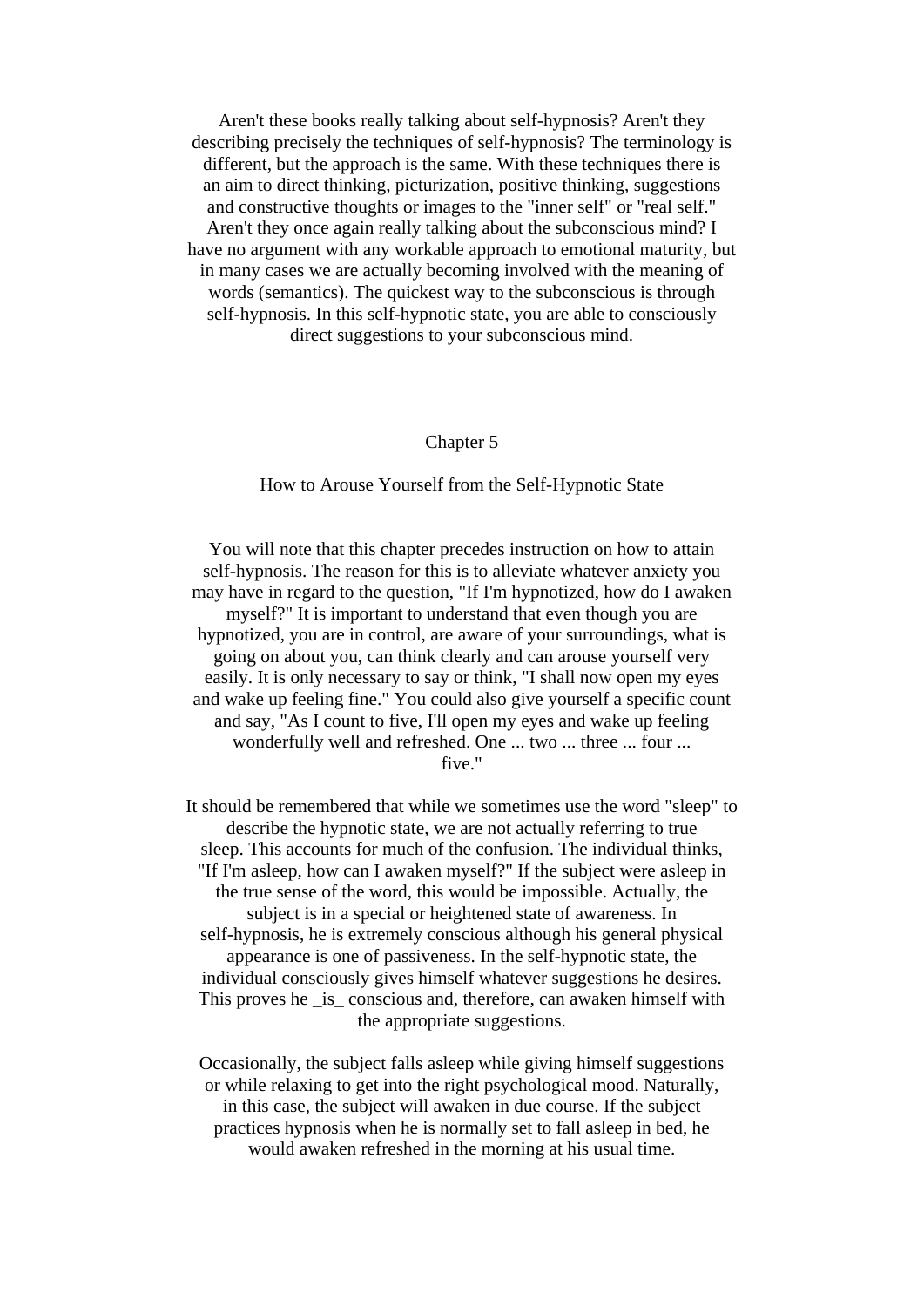Aren't these books really talking about self-hypnosis? Aren't they describing precisely the techniques of self-hypnosis? The terminology is different, but the approach is the same. With these techniques there is an aim to direct thinking, picturization, positive thinking, suggestions and constructive thoughts or images to the "inner self" or "real self." Aren't they once again really talking about the subconscious mind? I have no argument with any workable approach to emotional maturity, but in many cases we are actually becoming involved with the meaning of words (semantics). The quickest way to the subconscious is through self-hypnosis. In this self-hypnotic state, you are able to consciously direct suggestions to your subconscious mind.

## Chapter 5

### How to Arouse Yourself from the Self-Hypnotic State

You will note that this chapter precedes instruction on how to attain self-hypnosis. The reason for this is to alleviate whatever anxiety you may have in regard to the question, "If I'm hypnotized, how do I awaken myself?" It is important to understand that even though you are hypnotized, you are in control, are aware of your surroundings, what is going on about you, can think clearly and can arouse yourself very easily. It is only necessary to say or think, "I shall now open my eyes and wake up feeling fine." You could also give yourself a specific count and say, "As I count to five, I'll open my eyes and wake up feeling wonderfully well and refreshed. One ... two ... three ... four ... five."

It should be remembered that while we sometimes use the word "sleep" to describe the hypnotic state, we are not actually referring to true sleep. This accounts for much of the confusion. The individual thinks, "If I'm asleep, how can I awaken myself?" If the subject were asleep in the true sense of the word, this would be impossible. Actually, the subject is in a special or heightened state of awareness. In self-hypnosis, he is extremely conscious although his general physical appearance is one of passiveness. In the self-hypnotic state, the individual consciously gives himself whatever suggestions he desires. This proves he _is_ conscious and, therefore, can awaken himself with the appropriate suggestions.

Occasionally, the subject falls asleep while giving himself suggestions or while relaxing to get into the right psychological mood. Naturally, in this case, the subject will awaken in due course. If the subject practices hypnosis when he is normally set to fall asleep in bed, he would awaken refreshed in the morning at his usual time.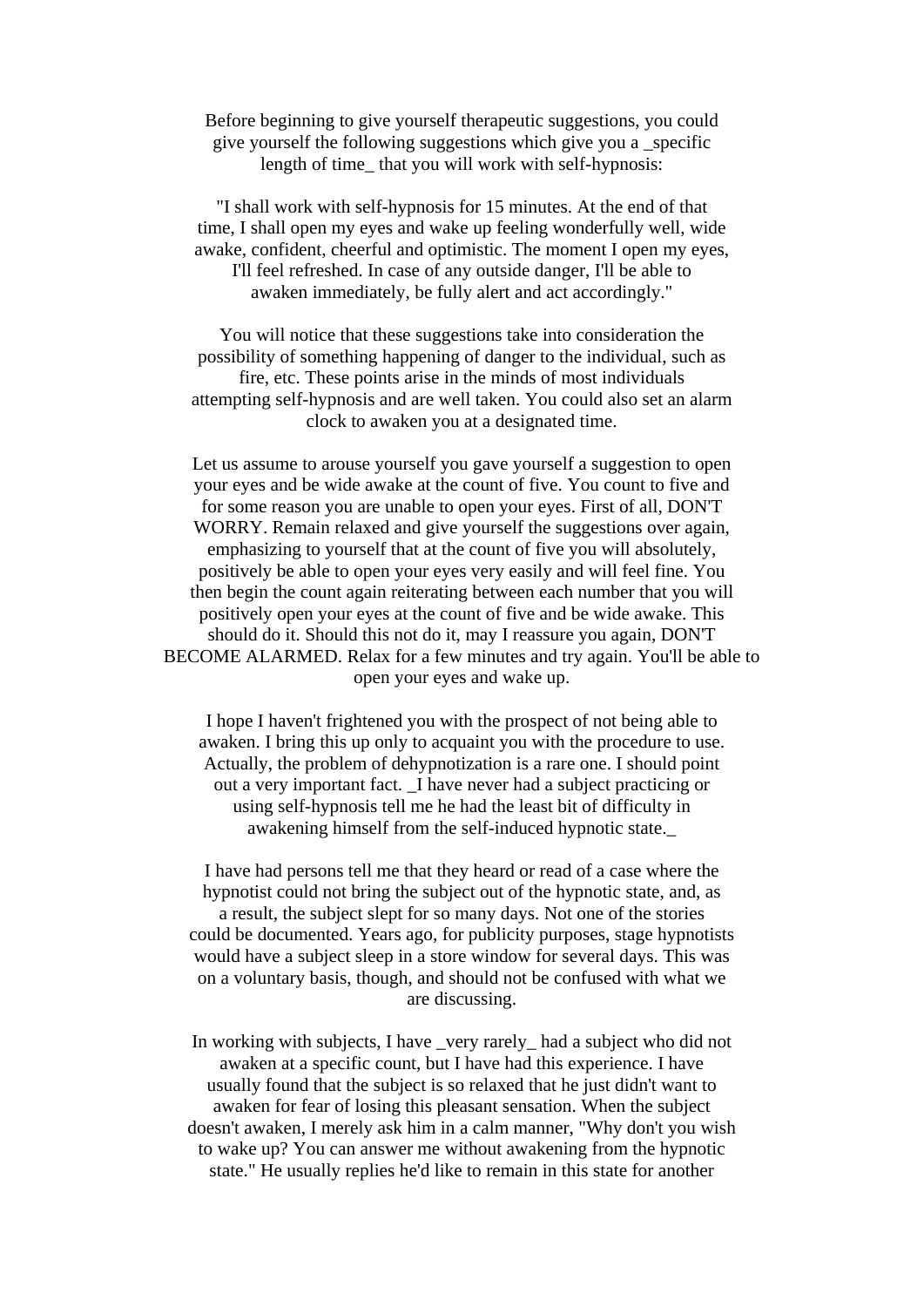Before beginning to give yourself therapeutic suggestions, you could give yourself the following suggestions which give you a _specific length of time_ that you will work with self-hypnosis:

"I shall work with self-hypnosis for 15 minutes. At the end of that time, I shall open my eyes and wake up feeling wonderfully well, wide awake, confident, cheerful and optimistic. The moment I open my eyes, I'll feel refreshed. In case of any outside danger, I'll be able to awaken immediately, be fully alert and act accordingly."

You will notice that these suggestions take into consideration the possibility of something happening of danger to the individual, such as fire, etc. These points arise in the minds of most individuals attempting self-hypnosis and are well taken. You could also set an alarm clock to awaken you at a designated time.

Let us assume to arouse yourself you gave yourself a suggestion to open your eyes and be wide awake at the count of five. You count to five and for some reason you are unable to open your eyes. First of all, DON'T WORRY. Remain relaxed and give yourself the suggestions over again, emphasizing to yourself that at the count of five you will absolutely, positively be able to open your eyes very easily and will feel fine. You then begin the count again reiterating between each number that you will positively open your eyes at the count of five and be wide awake. This should do it. Should this not do it, may I reassure you again, DON'T BECOME ALARMED. Relax for a few minutes and try again. You'll be able to open your eyes and wake up.

I hope I haven't frightened you with the prospect of not being able to awaken. I bring this up only to acquaint you with the procedure to use. Actually, the problem of dehypnotization is a rare one. I should point out a very important fact. _I have never had a subject practicing or using self-hypnosis tell me he had the least bit of difficulty in awakening himself from the self-induced hypnotic state._

I have had persons tell me that they heard or read of a case where the hypnotist could not bring the subject out of the hypnotic state, and, as a result, the subject slept for so many days. Not one of the stories could be documented. Years ago, for publicity purposes, stage hypnotists would have a subject sleep in a store window for several days. This was on a voluntary basis, though, and should not be confused with what we are discussing.

In working with subjects, I have _very rarely_ had a subject who did not awaken at a specific count, but I have had this experience. I have usually found that the subject is so relaxed that he just didn't want to awaken for fear of losing this pleasant sensation. When the subject doesn't awaken, I merely ask him in a calm manner, "Why don't you wish to wake up? You can answer me without awakening from the hypnotic state." He usually replies he'd like to remain in this state for another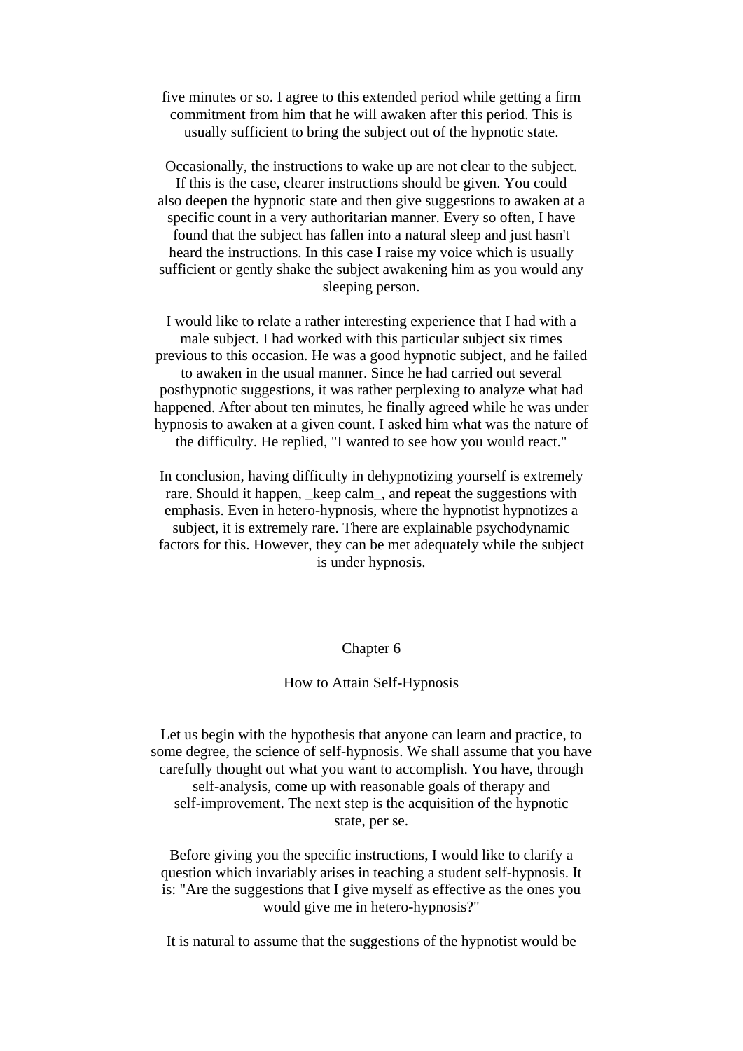five minutes or so. I agree to this extended period while getting a firm commitment from him that he will awaken after this period. This is usually sufficient to bring the subject out of the hypnotic state.

Occasionally, the instructions to wake up are not clear to the subject. If this is the case, clearer instructions should be given. You could also deepen the hypnotic state and then give suggestions to awaken at a specific count in a very authoritarian manner. Every so often, I have found that the subject has fallen into a natural sleep and just hasn't heard the instructions. In this case I raise my voice which is usually sufficient or gently shake the subject awakening him as you would any sleeping person.

I would like to relate a rather interesting experience that I had with a male subject. I had worked with this particular subject six times previous to this occasion. He was a good hypnotic subject, and he failed to awaken in the usual manner. Since he had carried out several posthypnotic suggestions, it was rather perplexing to analyze what had happened. After about ten minutes, he finally agreed while he was under hypnosis to awaken at a given count. I asked him what was the nature of the difficulty. He replied, "I wanted to see how you would react."

In conclusion, having difficulty in dehypnotizing yourself is extremely rare. Should it happen, _keep calm_, and repeat the suggestions with emphasis. Even in hetero-hypnosis, where the hypnotist hypnotizes a subject, it is extremely rare. There are explainable psychodynamic factors for this. However, they can be met adequately while the subject is under hypnosis.

# Chapter 6

## How to Attain Self-Hypnosis

Let us begin with the hypothesis that anyone can learn and practice, to some degree, the science of self-hypnosis. We shall assume that you have carefully thought out what you want to accomplish. You have, through self-analysis, come up with reasonable goals of therapy and self-improvement. The next step is the acquisition of the hypnotic state, per se.

Before giving you the specific instructions, I would like to clarify a question which invariably arises in teaching a student self-hypnosis. It is: "Are the suggestions that I give myself as effective as the ones you would give me in hetero-hypnosis?"

It is natural to assume that the suggestions of the hypnotist would be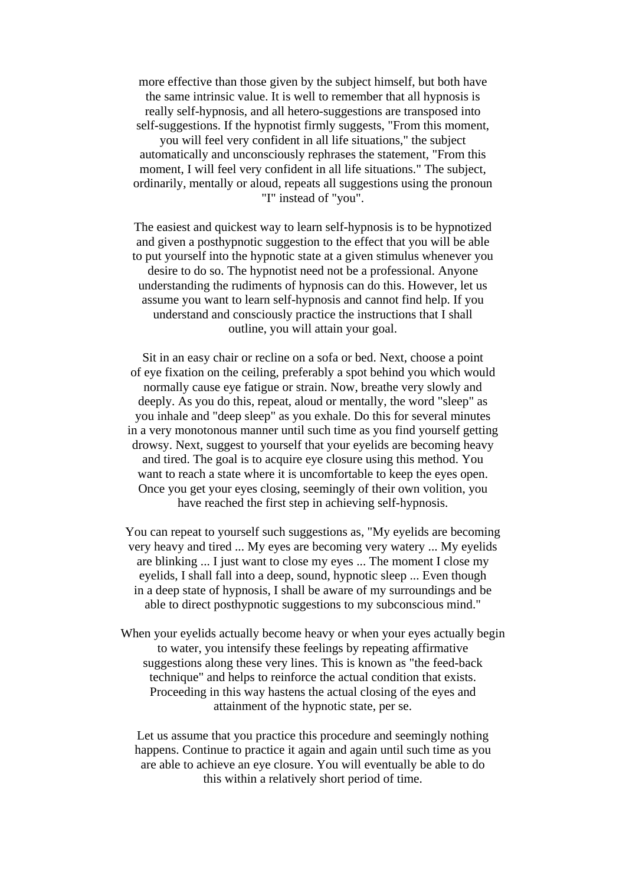more effective than those given by the subject himself, but both have the same intrinsic value. It is well to remember that all hypnosis is really self-hypnosis, and all hetero-suggestions are transposed into self-suggestions. If the hypnotist firmly suggests, "From this moment, you will feel very confident in all life situations," the subject automatically and unconsciously rephrases the statement, "From this moment, I will feel very confident in all life situations." The subject, ordinarily, mentally or aloud, repeats all suggestions using the pronoun "I" instead of "you".

The easiest and quickest way to learn self-hypnosis is to be hypnotized and given a posthypnotic suggestion to the effect that you will be able to put yourself into the hypnotic state at a given stimulus whenever you desire to do so. The hypnotist need not be a professional. Anyone understanding the rudiments of hypnosis can do this. However, let us assume you want to learn self-hypnosis and cannot find help. If you understand and consciously practice the instructions that I shall outline, you will attain your goal.

Sit in an easy chair or recline on a sofa or bed. Next, choose a point of eye fixation on the ceiling, preferably a spot behind you which would normally cause eye fatigue or strain. Now, breathe very slowly and deeply. As you do this, repeat, aloud or mentally, the word "sleep" as you inhale and "deep sleep" as you exhale. Do this for several minutes in a very monotonous manner until such time as you find yourself getting drowsy. Next, suggest to yourself that your eyelids are becoming heavy and tired. The goal is to acquire eye closure using this method. You want to reach a state where it is uncomfortable to keep the eyes open. Once you get your eyes closing, seemingly of their own volition, you have reached the first step in achieving self-hypnosis.

You can repeat to yourself such suggestions as, "My eyelids are becoming very heavy and tired ... My eyes are becoming very watery ... My eyelids are blinking ... I just want to close my eyes ... The moment I close my eyelids, I shall fall into a deep, sound, hypnotic sleep ... Even though in a deep state of hypnosis, I shall be aware of my surroundings and be able to direct posthypnotic suggestions to my subconscious mind."

When your eyelids actually become heavy or when your eyes actually begin to water, you intensify these feelings by repeating affirmative suggestions along these very lines. This is known as "the feed-back technique" and helps to reinforce the actual condition that exists. Proceeding in this way hastens the actual closing of the eyes and attainment of the hypnotic state, per se.

Let us assume that you practice this procedure and seemingly nothing happens. Continue to practice it again and again until such time as you are able to achieve an eye closure. You will eventually be able to do this within a relatively short period of time.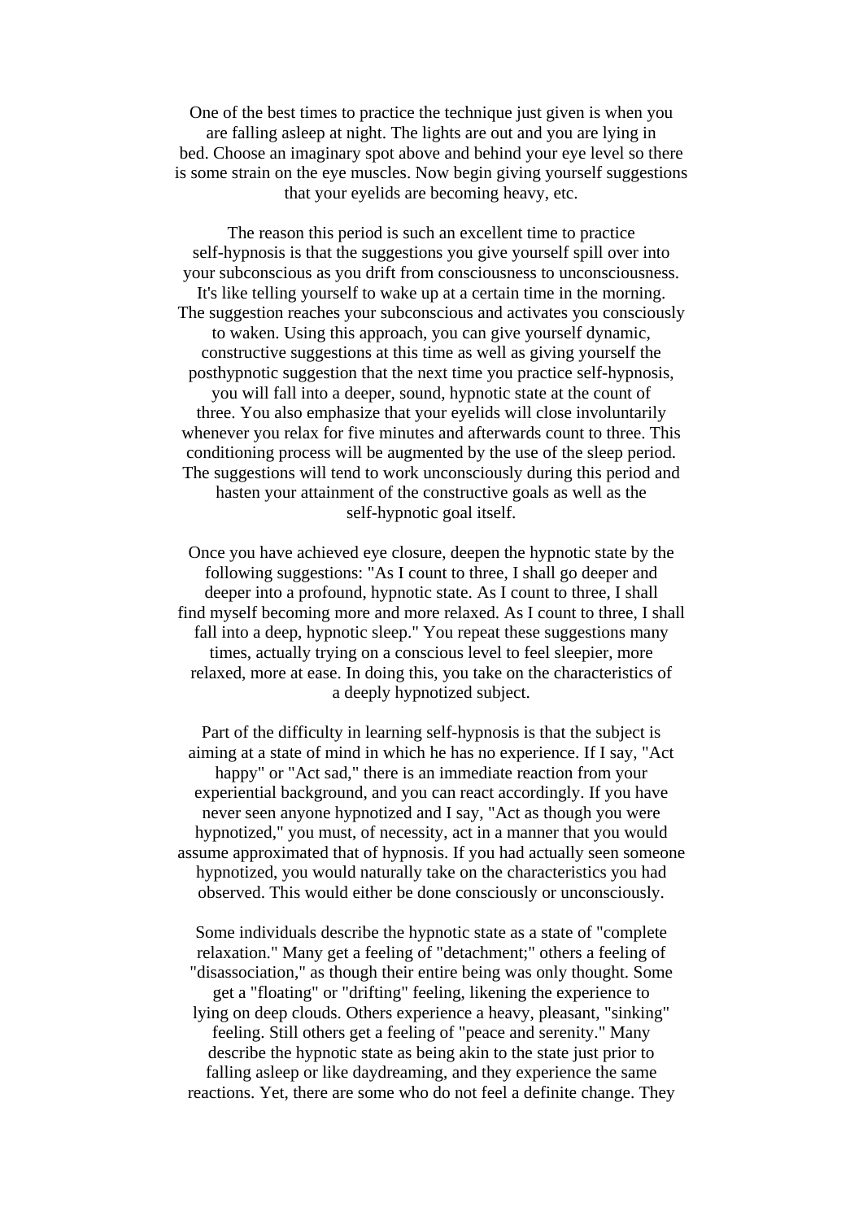One of the best times to practice the technique just given is when you are falling asleep at night. The lights are out and you are lying in bed. Choose an imaginary spot above and behind your eye level so there is some strain on the eye muscles. Now begin giving yourself suggestions that your eyelids are becoming heavy, etc.

The reason this period is such an excellent time to practice self-hypnosis is that the suggestions you give yourself spill over into your subconscious as you drift from consciousness to unconsciousness. It's like telling yourself to wake up at a certain time in the morning. The suggestion reaches your subconscious and activates you consciously to waken. Using this approach, you can give yourself dynamic, constructive suggestions at this time as well as giving yourself the posthypnotic suggestion that the next time you practice self-hypnosis, you will fall into a deeper, sound, hypnotic state at the count of three. You also emphasize that your eyelids will close involuntarily whenever you relax for five minutes and afterwards count to three. This conditioning process will be augmented by the use of the sleep period. The suggestions will tend to work unconsciously during this period and hasten your attainment of the constructive goals as well as the self-hypnotic goal itself.

Once you have achieved eye closure, deepen the hypnotic state by the following suggestions: "As I count to three, I shall go deeper and deeper into a profound, hypnotic state. As I count to three, I shall find myself becoming more and more relaxed. As I count to three, I shall fall into a deep, hypnotic sleep." You repeat these suggestions many times, actually trying on a conscious level to feel sleepier, more relaxed, more at ease. In doing this, you take on the characteristics of a deeply hypnotized subject.

Part of the difficulty in learning self-hypnosis is that the subject is aiming at a state of mind in which he has no experience. If I say, "Act happy" or "Act sad," there is an immediate reaction from your experiential background, and you can react accordingly. If you have never seen anyone hypnotized and I say, "Act as though you were hypnotized," you must, of necessity, act in a manner that you would assume approximated that of hypnosis. If you had actually seen someone hypnotized, you would naturally take on the characteristics you had observed. This would either be done consciously or unconsciously.

Some individuals describe the hypnotic state as a state of "complete relaxation." Many get a feeling of "detachment;" others a feeling of "disassociation," as though their entire being was only thought. Some get a "floating" or "drifting" feeling, likening the experience to lying on deep clouds. Others experience a heavy, pleasant, "sinking" feeling. Still others get a feeling of "peace and serenity." Many describe the hypnotic state as being akin to the state just prior to falling asleep or like daydreaming, and they experience the same reactions. Yet, there are some who do not feel a definite change. They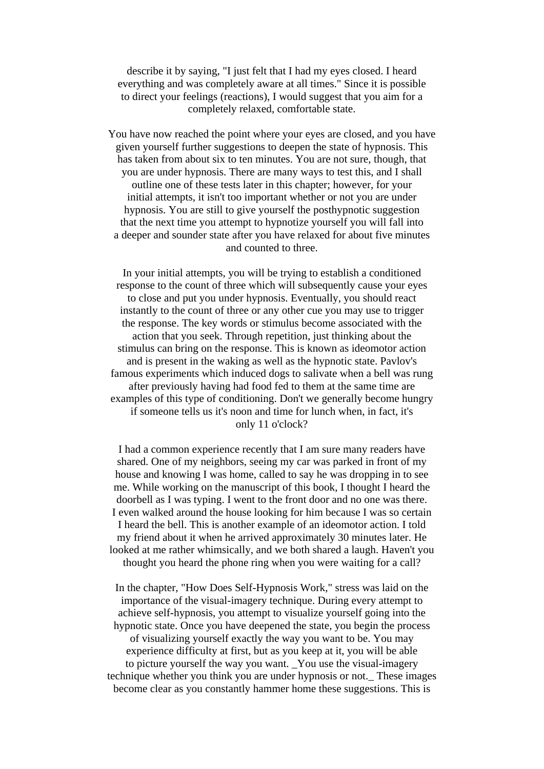describe it by saying, "I just felt that I had my eyes closed. I heard everything and was completely aware at all times." Since it is possible to direct your feelings (reactions), I would suggest that you aim for a completely relaxed, comfortable state.

You have now reached the point where your eyes are closed, and you have given yourself further suggestions to deepen the state of hypnosis. This has taken from about six to ten minutes. You are not sure, though, that you are under hypnosis. There are many ways to test this, and I shall outline one of these tests later in this chapter; however, for your initial attempts, it isn't too important whether or not you are under hypnosis. You are still to give yourself the posthypnotic suggestion that the next time you attempt to hypnotize yourself you will fall into a deeper and sounder state after you have relaxed for about five minutes and counted to three.

In your initial attempts, you will be trying to establish a conditioned response to the count of three which will subsequently cause your eyes to close and put you under hypnosis. Eventually, you should react instantly to the count of three or any other cue you may use to trigger the response. The key words or stimulus become associated with the action that you seek. Through repetition, just thinking about the stimulus can bring on the response. This is known as ideomotor action and is present in the waking as well as the hypnotic state. Pavlov's famous experiments which induced dogs to salivate when a bell was rung after previously having had food fed to them at the same time are examples of this type of conditioning. Don't we generally become hungry if someone tells us it's noon and time for lunch when, in fact, it's only 11 o'clock?

I had a common experience recently that I am sure many readers have shared. One of my neighbors, seeing my car was parked in front of my house and knowing I was home, called to say he was dropping in to see me. While working on the manuscript of this book, I thought I heard the doorbell as I was typing. I went to the front door and no one was there. I even walked around the house looking for him because I was so certain I heard the bell. This is another example of an ideomotor action. I told my friend about it when he arrived approximately 30 minutes later. He looked at me rather whimsically, and we both shared a laugh. Haven't you thought you heard the phone ring when you were waiting for a call?

In the chapter, "How Does Self-Hypnosis Work," stress was laid on the importance of the visual-imagery technique. During every attempt to achieve self-hypnosis, you attempt to visualize yourself going into the hypnotic state. Once you have deepened the state, you begin the process of visualizing yourself exactly the way you want to be. You may experience difficulty at first, but as you keep at it, you will be able to picture yourself the way you want. _You use the visual-imagery technique whether you think you are under hypnosis or not._ These images become clear as you constantly hammer home these suggestions. This is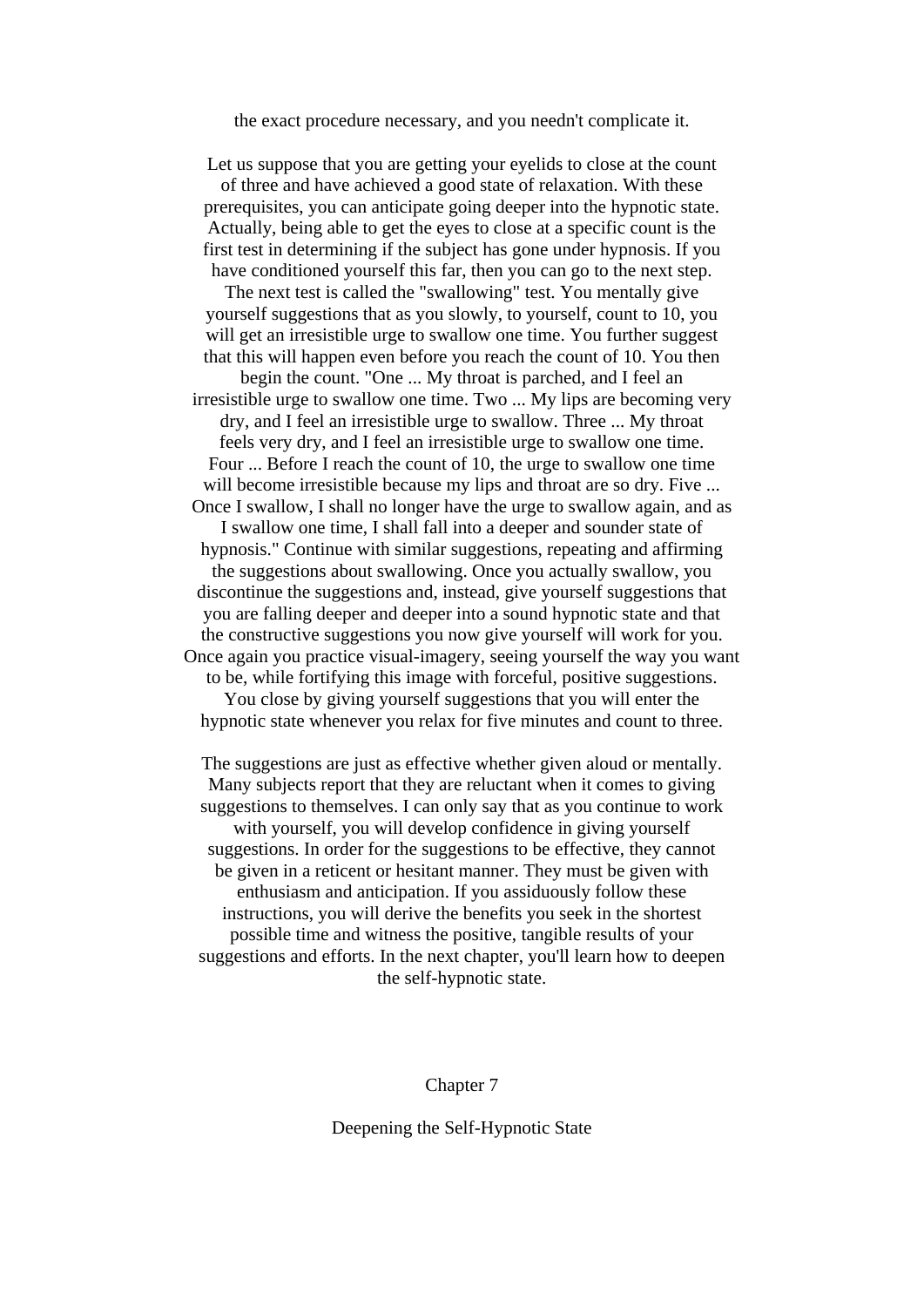the exact procedure necessary, and you needn't complicate it.

Let us suppose that you are getting your eyelids to close at the count of three and have achieved a good state of relaxation. With these prerequisites, you can anticipate going deeper into the hypnotic state. Actually, being able to get the eyes to close at a specific count is the first test in determining if the subject has gone under hypnosis. If you have conditioned yourself this far, then you can go to the next step. The next test is called the "swallowing" test. You mentally give yourself suggestions that as you slowly, to yourself, count to 10, you will get an irresistible urge to swallow one time. You further suggest that this will happen even before you reach the count of 10. You then begin the count. "One ... My throat is parched, and I feel an irresistible urge to swallow one time. Two ... My lips are becoming very dry, and I feel an irresistible urge to swallow. Three ... My throat feels very dry, and I feel an irresistible urge to swallow one time. Four ... Before I reach the count of 10, the urge to swallow one time will become irresistible because my lips and throat are so dry. Five ... Once I swallow, I shall no longer have the urge to swallow again, and as I swallow one time, I shall fall into a deeper and sounder state of hypnosis." Continue with similar suggestions, repeating and affirming the suggestions about swallowing. Once you actually swallow, you discontinue the suggestions and, instead, give yourself suggestions that you are falling deeper and deeper into a sound hypnotic state and that the constructive suggestions you now give yourself will work for you. Once again you practice visual-imagery, seeing yourself the way you want to be, while fortifying this image with forceful, positive suggestions. You close by giving yourself suggestions that you will enter the hypnotic state whenever you relax for five minutes and count to three.

The suggestions are just as effective whether given aloud or mentally. Many subjects report that they are reluctant when it comes to giving suggestions to themselves. I can only say that as you continue to work with yourself, you will develop confidence in giving yourself suggestions. In order for the suggestions to be effective, they cannot be given in a reticent or hesitant manner. They must be given with enthusiasm and anticipation. If you assiduously follow these instructions, you will derive the benefits you seek in the shortest possible time and witness the positive, tangible results of your suggestions and efforts. In the next chapter, you'll learn how to deepen the self-hypnotic state.

# Chapter 7

## Deepening the Self-Hypnotic State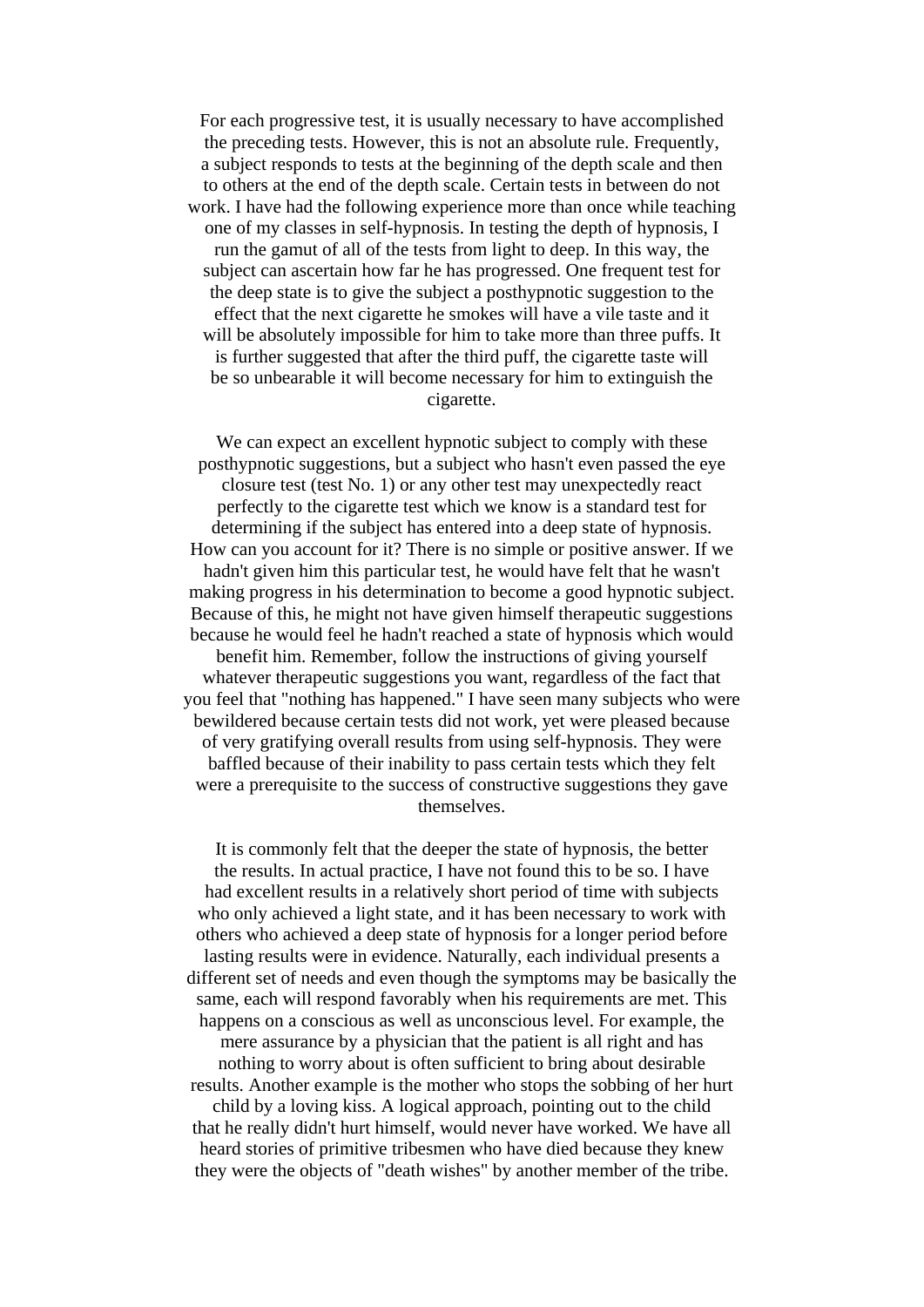For each progressive test, it is usually necessary to have accomplished the preceding tests. However, this is not an absolute rule. Frequently, a subject responds to tests at the beginning of the depth scale and then to others at the end of the depth scale. Certain tests in between do not work. I have had the following experience more than once while teaching one of my classes in self-hypnosis. In testing the depth of hypnosis, I run the gamut of all of the tests from light to deep. In this way, the subject can ascertain how far he has progressed. One frequent test for the deep state is to give the subject a posthypnotic suggestion to the effect that the next cigarette he smokes will have a vile taste and it will be absolutely impossible for him to take more than three puffs. It is further suggested that after the third puff, the cigarette taste will be so unbearable it will become necessary for him to extinguish the cigarette.

We can expect an excellent hypnotic subject to comply with these posthypnotic suggestions, but a subject who hasn't even passed the eye closure test (test No. 1) or any other test may unexpectedly react perfectly to the cigarette test which we know is a standard test for determining if the subject has entered into a deep state of hypnosis. How can you account for it? There is no simple or positive answer. If we hadn't given him this particular test, he would have felt that he wasn't making progress in his determination to become a good hypnotic subject. Because of this, he might not have given himself therapeutic suggestions because he would feel he hadn't reached a state of hypnosis which would benefit him. Remember, follow the instructions of giving yourself whatever therapeutic suggestions you want, regardless of the fact that you feel that "nothing has happened." I have seen many subjects who were bewildered because certain tests did not work, yet were pleased because of very gratifying overall results from using self-hypnosis. They were baffled because of their inability to pass certain tests which they felt were a prerequisite to the success of constructive suggestions they gave themselves.

It is commonly felt that the deeper the state of hypnosis, the better the results. In actual practice, I have not found this to be so. I have had excellent results in a relatively short period of time with subjects who only achieved a light state, and it has been necessary to work with others who achieved a deep state of hypnosis for a longer period before lasting results were in evidence. Naturally, each individual presents a different set of needs and even though the symptoms may be basically the same, each will respond favorably when his requirements are met. This happens on a conscious as well as unconscious level. For example, the mere assurance by a physician that the patient is all right and has nothing to worry about is often sufficient to bring about desirable results. Another example is the mother who stops the sobbing of her hurt child by a loving kiss. A logical approach, pointing out to the child that he really didn't hurt himself, would never have worked. We have all heard stories of primitive tribesmen who have died because they knew they were the objects of "death wishes" by another member of the tribe.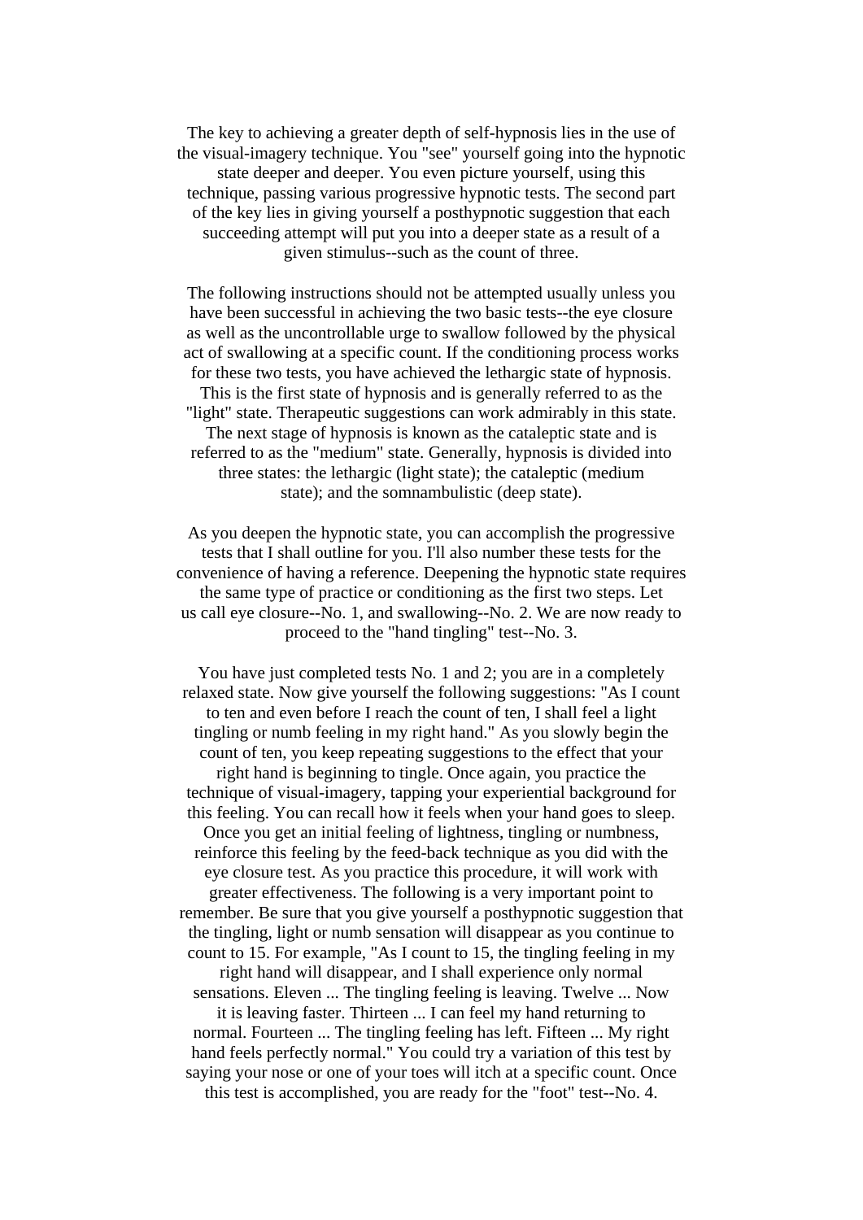The key to achieving a greater depth of self-hypnosis lies in the use of the visual-imagery technique. You "see" yourself going into the hypnotic state deeper and deeper. You even picture yourself, using this technique, passing various progressive hypnotic tests. The second part of the key lies in giving yourself a posthypnotic suggestion that each succeeding attempt will put you into a deeper state as a result of a given stimulus--such as the count of three.

The following instructions should not be attempted usually unless you have been successful in achieving the two basic tests--the eye closure as well as the uncontrollable urge to swallow followed by the physical act of swallowing at a specific count. If the conditioning process works for these two tests, you have achieved the lethargic state of hypnosis. This is the first state of hypnosis and is generally referred to as the "light" state. Therapeutic suggestions can work admirably in this state. The next stage of hypnosis is known as the cataleptic state and is referred to as the "medium" state. Generally, hypnosis is divided into three states: the lethargic (light state); the cataleptic (medium state); and the somnambulistic (deep state).

As you deepen the hypnotic state, you can accomplish the progressive tests that I shall outline for you. I'll also number these tests for the convenience of having a reference. Deepening the hypnotic state requires the same type of practice or conditioning as the first two steps. Let us call eye closure--No. 1, and swallowing--No. 2. We are now ready to proceed to the "hand tingling" test--No. 3.

You have just completed tests No. 1 and 2; you are in a completely relaxed state. Now give yourself the following suggestions: "As I count to ten and even before I reach the count of ten, I shall feel a light tingling or numb feeling in my right hand." As you slowly begin the count of ten, you keep repeating suggestions to the effect that your right hand is beginning to tingle. Once again, you practice the technique of visual-imagery, tapping your experiential background for this feeling. You can recall how it feels when your hand goes to sleep. Once you get an initial feeling of lightness, tingling or numbness, reinforce this feeling by the feed-back technique as you did with the eye closure test. As you practice this procedure, it will work with greater effectiveness. The following is a very important point to remember. Be sure that you give yourself a posthypnotic suggestion that the tingling, light or numb sensation will disappear as you continue to count to 15. For example, "As I count to 15, the tingling feeling in my right hand will disappear, and I shall experience only normal sensations. Eleven ... The tingling feeling is leaving. Twelve ... Now it is leaving faster. Thirteen ... I can feel my hand returning to normal. Fourteen ... The tingling feeling has left. Fifteen ... My right hand feels perfectly normal." You could try a variation of this test by saying your nose or one of your toes will itch at a specific count. Once this test is accomplished, you are ready for the "foot" test--No. 4.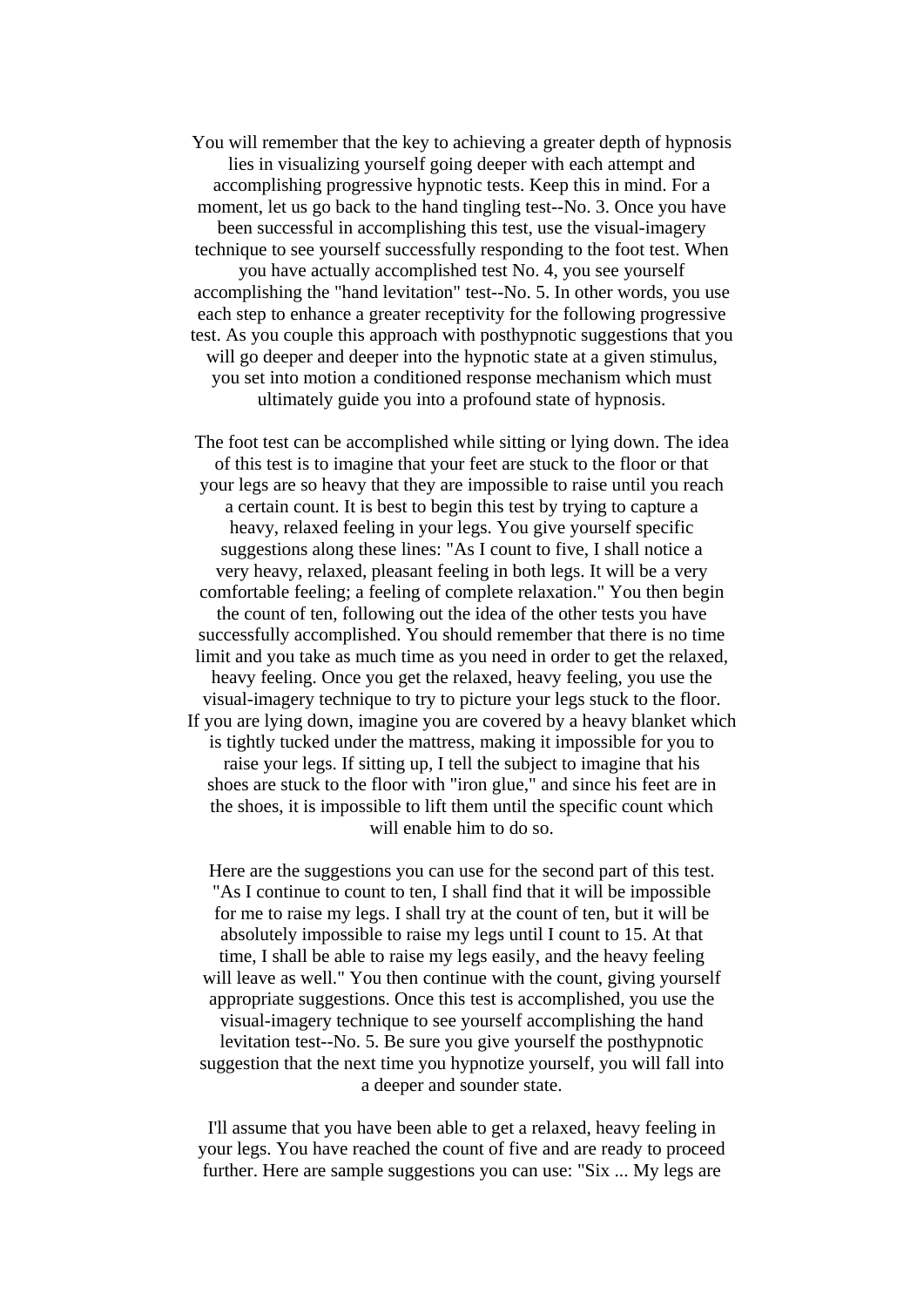You will remember that the key to achieving a greater depth of hypnosis lies in visualizing yourself going deeper with each attempt and accomplishing progressive hypnotic tests. Keep this in mind. For a moment, let us go back to the hand tingling test--No. 3. Once you have been successful in accomplishing this test, use the visual-imagery technique to see yourself successfully responding to the foot test. When you have actually accomplished test No. 4, you see yourself accomplishing the "hand levitation" test--No. 5. In other words, you use each step to enhance a greater receptivity for the following progressive test. As you couple this approach with posthypnotic suggestions that you will go deeper and deeper into the hypnotic state at a given stimulus, you set into motion a conditioned response mechanism which must ultimately guide you into a profound state of hypnosis.

The foot test can be accomplished while sitting or lying down. The idea of this test is to imagine that your feet are stuck to the floor or that your legs are so heavy that they are impossible to raise until you reach a certain count. It is best to begin this test by trying to capture a heavy, relaxed feeling in your legs. You give yourself specific suggestions along these lines: "As I count to five, I shall notice a very heavy, relaxed, pleasant feeling in both legs. It will be a very comfortable feeling; a feeling of complete relaxation." You then begin the count of ten, following out the idea of the other tests you have successfully accomplished. You should remember that there is no time limit and you take as much time as you need in order to get the relaxed, heavy feeling. Once you get the relaxed, heavy feeling, you use the visual-imagery technique to try to picture your legs stuck to the floor. If you are lying down, imagine you are covered by a heavy blanket which is tightly tucked under the mattress, making it impossible for you to raise your legs. If sitting up, I tell the subject to imagine that his shoes are stuck to the floor with "iron glue," and since his feet are in the shoes, it is impossible to lift them until the specific count which will enable him to do so.

Here are the suggestions you can use for the second part of this test. "As I continue to count to ten, I shall find that it will be impossible for me to raise my legs. I shall try at the count of ten, but it will be absolutely impossible to raise my legs until I count to 15. At that time, I shall be able to raise my legs easily, and the heavy feeling will leave as well." You then continue with the count, giving yourself appropriate suggestions. Once this test is accomplished, you use the visual-imagery technique to see yourself accomplishing the hand levitation test--No. 5. Be sure you give yourself the posthypnotic suggestion that the next time you hypnotize yourself, you will fall into a deeper and sounder state.

I'll assume that you have been able to get a relaxed, heavy feeling in your legs. You have reached the count of five and are ready to proceed further. Here are sample suggestions you can use: "Six ... My legs are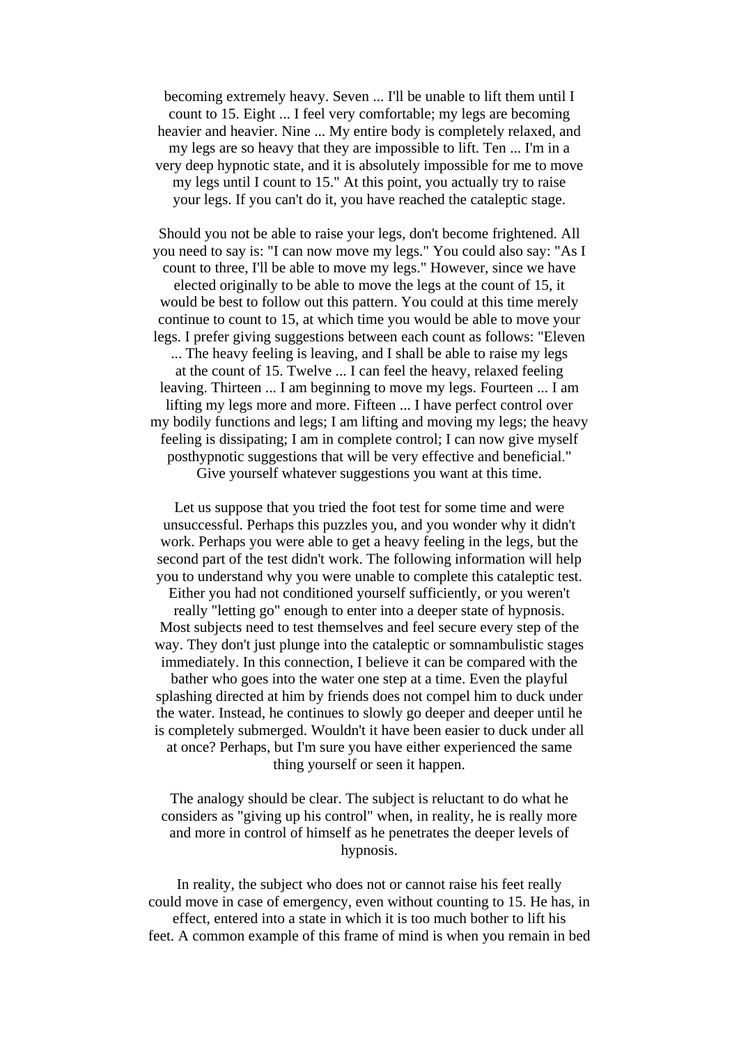becoming extremely heavy. Seven ... I'll be unable to lift them until I count to 15. Eight ... I feel very comfortable; my legs are becoming heavier and heavier. Nine ... My entire body is completely relaxed, and my legs are so heavy that they are impossible to lift. Ten ... I'm in a very deep hypnotic state, and it is absolutely impossible for me to move my legs until I count to 15." At this point, you actually try to raise your legs. If you can't do it, you have reached the cataleptic stage.

Should you not be able to raise your legs, don't become frightened. All you need to say is: "I can now move my legs." You could also say: "As I count to three, I'll be able to move my legs." However, since we have elected originally to be able to move the legs at the count of 15, it would be best to follow out this pattern. You could at this time merely continue to count to 15, at which time you would be able to move your legs. I prefer giving suggestions between each count as follows: "Eleven ... The heavy feeling is leaving, and I shall be able to raise my legs at the count of 15. Twelve ... I can feel the heavy, relaxed feeling leaving. Thirteen ... I am beginning to move my legs. Fourteen ... I am lifting my legs more and more. Fifteen ... I have perfect control over my bodily functions and legs; I am lifting and moving my legs; the heavy feeling is dissipating; I am in complete control; I can now give myself posthypnotic suggestions that will be very effective and beneficial." Give yourself whatever suggestions you want at this time.

Let us suppose that you tried the foot test for some time and were unsuccessful. Perhaps this puzzles you, and you wonder why it didn't work. Perhaps you were able to get a heavy feeling in the legs, but the second part of the test didn't work. The following information will help you to understand why you were unable to complete this cataleptic test. Either you had not conditioned yourself sufficiently, or you weren't really "letting go" enough to enter into a deeper state of hypnosis. Most subjects need to test themselves and feel secure every step of the way. They don't just plunge into the cataleptic or somnambulistic stages immediately. In this connection, I believe it can be compared with the bather who goes into the water one step at a time. Even the playful splashing directed at him by friends does not compel him to duck under the water. Instead, he continues to slowly go deeper and deeper until he is completely submerged. Wouldn't it have been easier to duck under all at once? Perhaps, but I'm sure you have either experienced the same thing yourself or seen it happen.

The analogy should be clear. The subject is reluctant to do what he considers as "giving up his control" when, in reality, he is really more and more in control of himself as he penetrates the deeper levels of hypnosis.

In reality, the subject who does not or cannot raise his feet really could move in case of emergency, even without counting to 15. He has, in effect, entered into a state in which it is too much bother to lift his feet. A common example of this frame of mind is when you remain in bed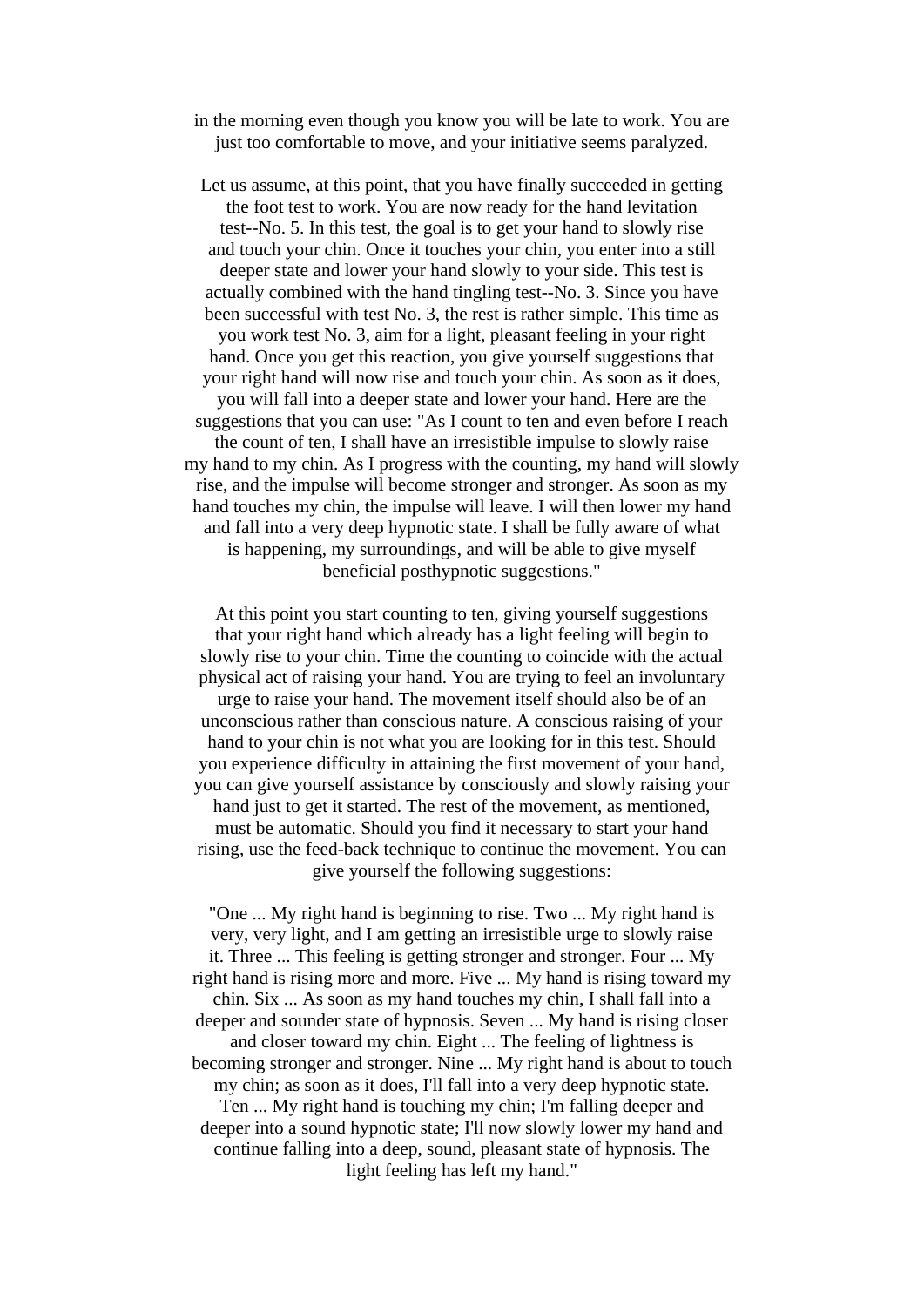in the morning even though you know you will be late to work. You are just too comfortable to move, and your initiative seems paralyzed.

Let us assume, at this point, that you have finally succeeded in getting the foot test to work. You are now ready for the hand levitation test--No. 5. In this test, the goal is to get your hand to slowly rise and touch your chin. Once it touches your chin, you enter into a still deeper state and lower your hand slowly to your side. This test is actually combined with the hand tingling test--No. 3. Since you have been successful with test No. 3, the rest is rather simple. This time as you work test No. 3, aim for a light, pleasant feeling in your right hand. Once you get this reaction, you give yourself suggestions that your right hand will now rise and touch your chin. As soon as it does, you will fall into a deeper state and lower your hand. Here are the suggestions that you can use: "As I count to ten and even before I reach the count of ten, I shall have an irresistible impulse to slowly raise my hand to my chin. As I progress with the counting, my hand will slowly rise, and the impulse will become stronger and stronger. As soon as my hand touches my chin, the impulse will leave. I will then lower my hand and fall into a very deep hypnotic state. I shall be fully aware of what is happening, my surroundings, and will be able to give myself beneficial posthypnotic suggestions."

At this point you start counting to ten, giving yourself suggestions that your right hand which already has a light feeling will begin to slowly rise to your chin. Time the counting to coincide with the actual physical act of raising your hand. You are trying to feel an involuntary urge to raise your hand. The movement itself should also be of an unconscious rather than conscious nature. A conscious raising of your hand to your chin is not what you are looking for in this test. Should you experience difficulty in attaining the first movement of your hand, you can give yourself assistance by consciously and slowly raising your hand just to get it started. The rest of the movement, as mentioned, must be automatic. Should you find it necessary to start your hand rising, use the feed-back technique to continue the movement. You can give yourself the following suggestions:

"One ... My right hand is beginning to rise. Two ... My right hand is very, very light, and I am getting an irresistible urge to slowly raise it. Three ... This feeling is getting stronger and stronger. Four ... My right hand is rising more and more. Five ... My hand is rising toward my chin. Six ... As soon as my hand touches my chin, I shall fall into a deeper and sounder state of hypnosis. Seven ... My hand is rising closer and closer toward my chin. Eight ... The feeling of lightness is becoming stronger and stronger. Nine ... My right hand is about to touch my chin; as soon as it does, I'll fall into a very deep hypnotic state. Ten ... My right hand is touching my chin; I'm falling deeper and deeper into a sound hypnotic state; I'll now slowly lower my hand and continue falling into a deep, sound, pleasant state of hypnosis. The light feeling has left my hand."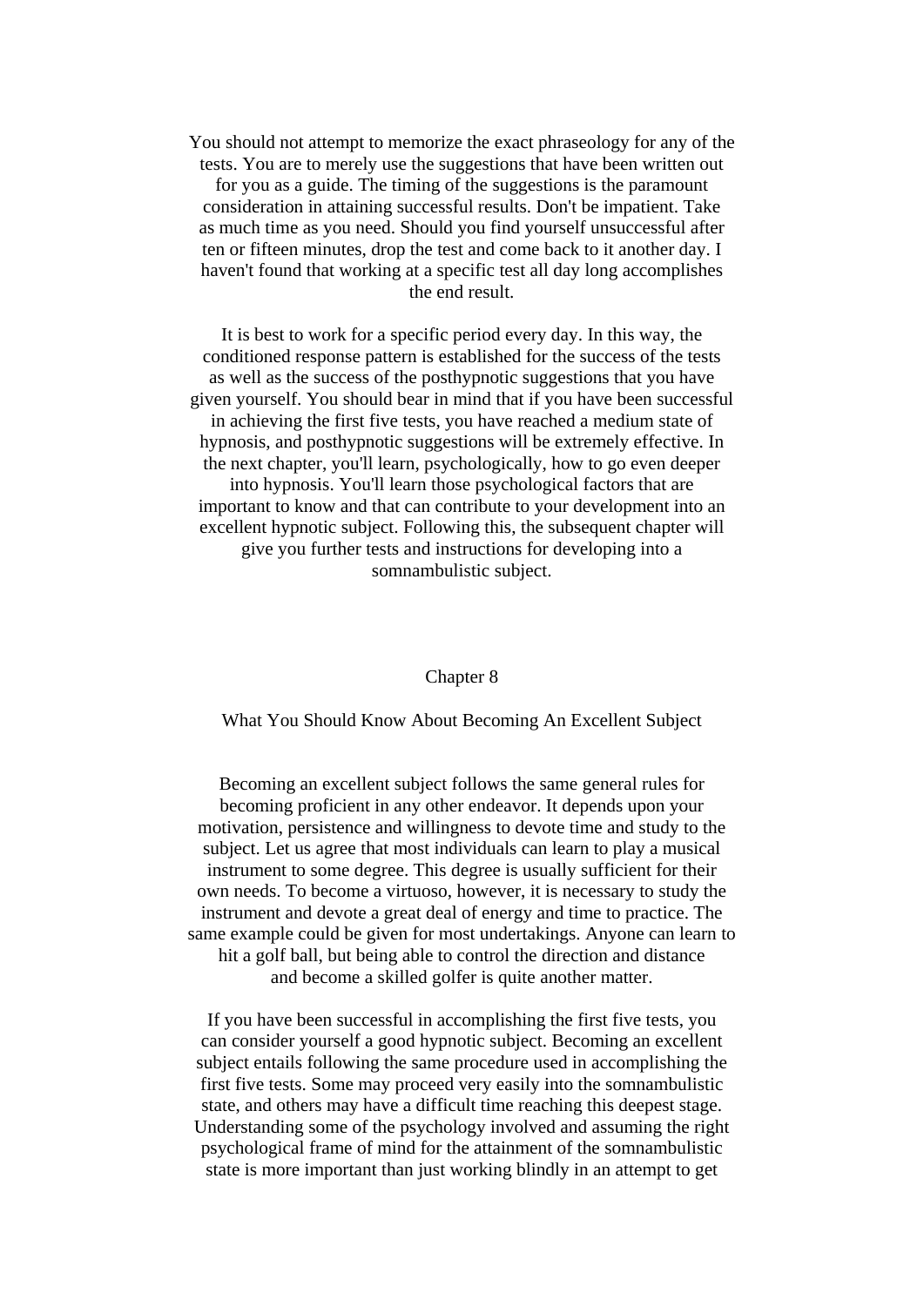You should not attempt to memorize the exact phraseology for any of the tests. You are to merely use the suggestions that have been written out for you as a guide. The timing of the suggestions is the paramount consideration in attaining successful results. Don't be impatient. Take as much time as you need. Should you find yourself unsuccessful after ten or fifteen minutes, drop the test and come back to it another day. I haven't found that working at a specific test all day long accomplishes the end result.

It is best to work for a specific period every day. In this way, the conditioned response pattern is established for the success of the tests as well as the success of the posthypnotic suggestions that you have given yourself. You should bear in mind that if you have been successful in achieving the first five tests, you have reached a medium state of hypnosis, and posthypnotic suggestions will be extremely effective. In the next chapter, you'll learn, psychologically, how to go even deeper into hypnosis. You'll learn those psychological factors that are important to know and that can contribute to your development into an excellent hypnotic subject. Following this, the subsequent chapter will give you further tests and instructions for developing into a somnambulistic subject.

## Chapter 8

### What You Should Know About Becoming An Excellent Subject

Becoming an excellent subject follows the same general rules for becoming proficient in any other endeavor. It depends upon your motivation, persistence and willingness to devote time and study to the subject. Let us agree that most individuals can learn to play a musical instrument to some degree. This degree is usually sufficient for their own needs. To become a virtuoso, however, it is necessary to study the instrument and devote a great deal of energy and time to practice. The same example could be given for most undertakings. Anyone can learn to hit a golf ball, but being able to control the direction and distance and become a skilled golfer is quite another matter.

If you have been successful in accomplishing the first five tests, you can consider yourself a good hypnotic subject. Becoming an excellent subject entails following the same procedure used in accomplishing the first five tests. Some may proceed very easily into the somnambulistic state, and others may have a difficult time reaching this deepest stage. Understanding some of the psychology involved and assuming the right psychological frame of mind for the attainment of the somnambulistic state is more important than just working blindly in an attempt to get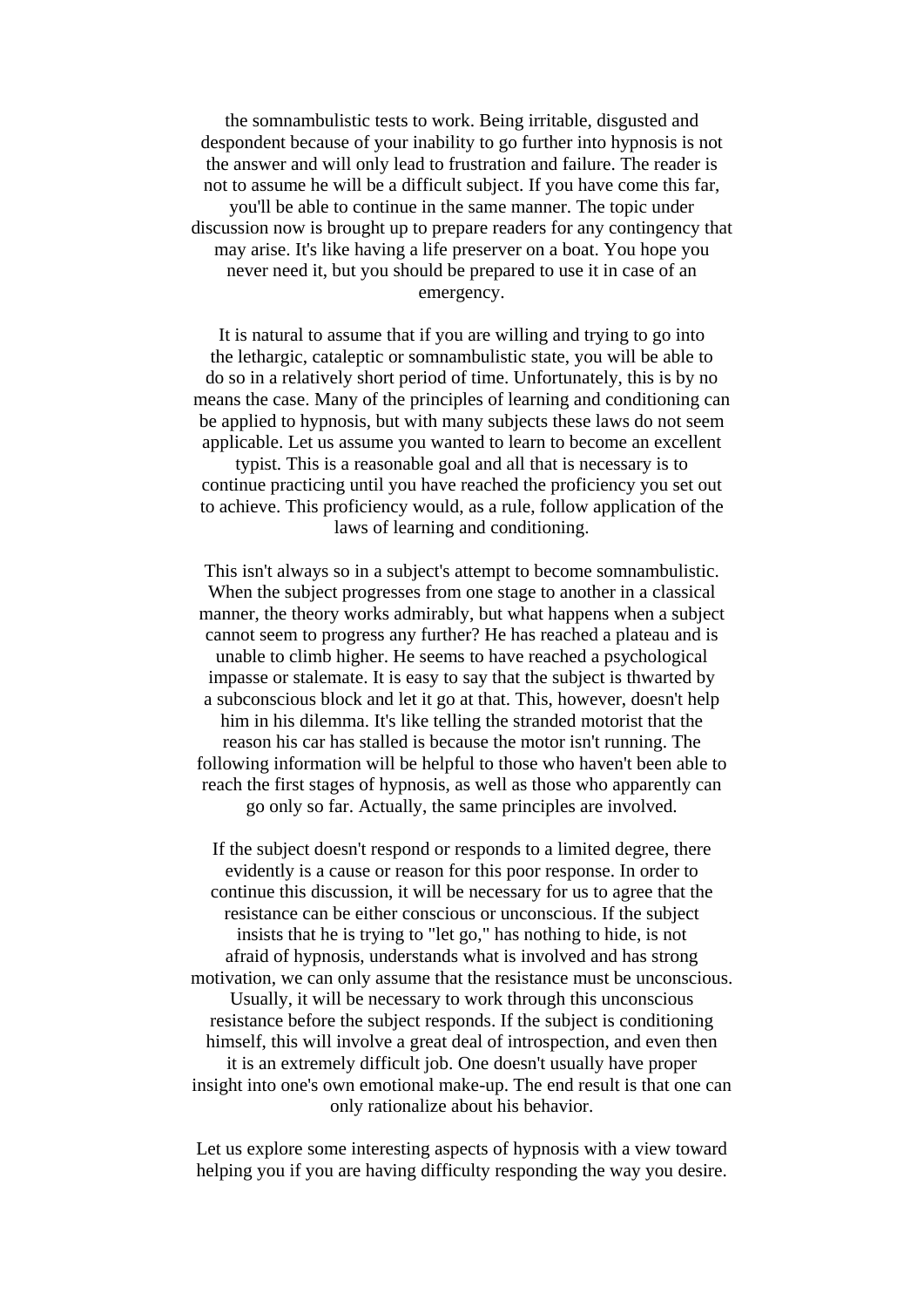the somnambulistic tests to work. Being irritable, disgusted and despondent because of your inability to go further into hypnosis is not the answer and will only lead to frustration and failure. The reader is not to assume he will be a difficult subject. If you have come this far, you'll be able to continue in the same manner. The topic under discussion now is brought up to prepare readers for any contingency that may arise. It's like having a life preserver on a boat. You hope you never need it, but you should be prepared to use it in case of an emergency.

It is natural to assume that if you are willing and trying to go into the lethargic, cataleptic or somnambulistic state, you will be able to do so in a relatively short period of time. Unfortunately, this is by no means the case. Many of the principles of learning and conditioning can be applied to hypnosis, but with many subjects these laws do not seem applicable. Let us assume you wanted to learn to become an excellent typist. This is a reasonable goal and all that is necessary is to continue practicing until you have reached the proficiency you set out to achieve. This proficiency would, as a rule, follow application of the laws of learning and conditioning.

This isn't always so in a subject's attempt to become somnambulistic. When the subject progresses from one stage to another in a classical manner, the theory works admirably, but what happens when a subject cannot seem to progress any further? He has reached a plateau and is unable to climb higher. He seems to have reached a psychological impasse or stalemate. It is easy to say that the subject is thwarted by a subconscious block and let it go at that. This, however, doesn't help him in his dilemma. It's like telling the stranded motorist that the reason his car has stalled is because the motor isn't running. The following information will be helpful to those who haven't been able to reach the first stages of hypnosis, as well as those who apparently can go only so far. Actually, the same principles are involved.

If the subject doesn't respond or responds to a limited degree, there evidently is a cause or reason for this poor response. In order to continue this discussion, it will be necessary for us to agree that the resistance can be either conscious or unconscious. If the subject insists that he is trying to "let go," has nothing to hide, is not afraid of hypnosis, understands what is involved and has strong motivation, we can only assume that the resistance must be unconscious. Usually, it will be necessary to work through this unconscious resistance before the subject responds. If the subject is conditioning himself, this will involve a great deal of introspection, and even then it is an extremely difficult job. One doesn't usually have proper insight into one's own emotional make-up. The end result is that one can only rationalize about his behavior.

Let us explore some interesting aspects of hypnosis with a view toward helping you if you are having difficulty responding the way you desire.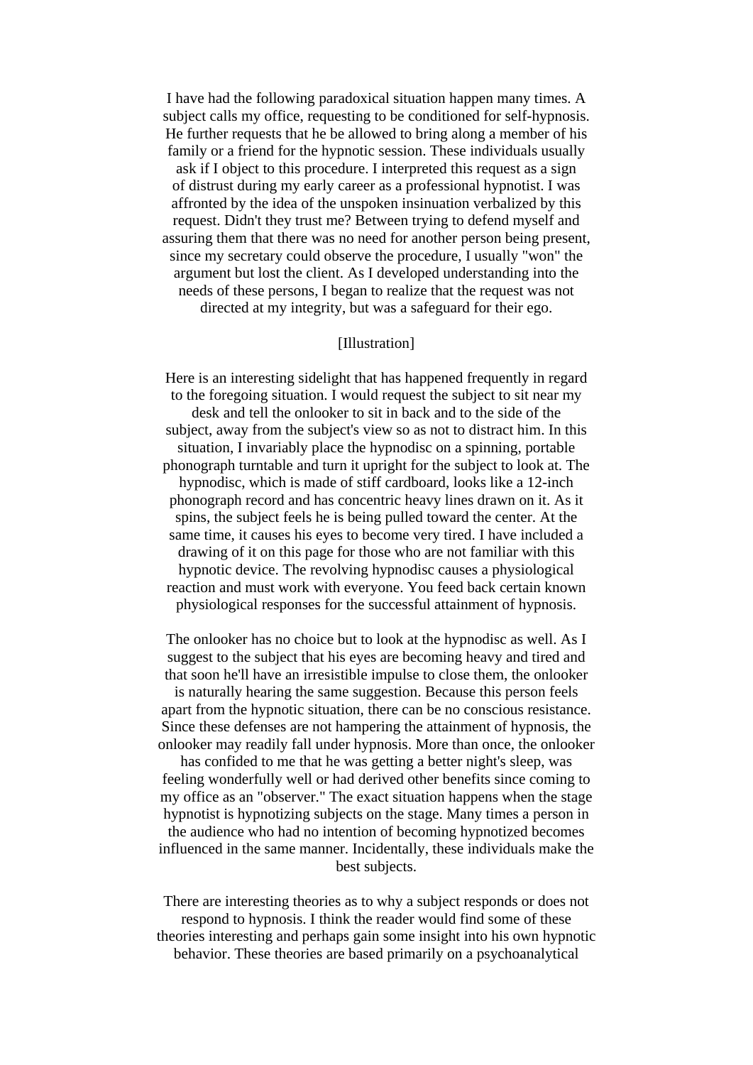I have had the following paradoxical situation happen many times. A subject calls my office, requesting to be conditioned for self-hypnosis. He further requests that he be allowed to bring along a member of his family or a friend for the hypnotic session. These individuals usually ask if I object to this procedure. I interpreted this request as a sign of distrust during my early career as a professional hypnotist. I was affronted by the idea of the unspoken insinuation verbalized by this request. Didn't they trust me? Between trying to defend myself and assuring them that there was no need for another person being present, since my secretary could observe the procedure, I usually "won" the argument but lost the client. As I developed understanding into the needs of these persons, I began to realize that the request was not directed at my integrity, but was a safeguard for their ego.

[Illustration]

Here is an interesting sidelight that has happened frequently in regard to the foregoing situation. I would request the subject to sit near my desk and tell the onlooker to sit in back and to the side of the subject, away from the subject's view so as not to distract him. In this situation, I invariably place the hypnodisc on a spinning, portable phonograph turntable and turn it upright for the subject to look at. The hypnodisc, which is made of stiff cardboard, looks like a 12-inch phonograph record and has concentric heavy lines drawn on it. As it spins, the subject feels he is being pulled toward the center. At the same time, it causes his eyes to become very tired. I have included a drawing of it on this page for those who are not familiar with this hypnotic device. The revolving hypnodisc causes a physiological reaction and must work with everyone. You feed back certain known physiological responses for the successful attainment of hypnosis.

The onlooker has no choice but to look at the hypnodisc as well. As I suggest to the subject that his eyes are becoming heavy and tired and that soon he'll have an irresistible impulse to close them, the onlooker is naturally hearing the same suggestion. Because this person feels apart from the hypnotic situation, there can be no conscious resistance. Since these defenses are not hampering the attainment of hypnosis, the onlooker may readily fall under hypnosis. More than once, the onlooker has confided to me that he was getting a better night's sleep, was feeling wonderfully well or had derived other benefits since coming to my office as an "observer." The exact situation happens when the stage hypnotist is hypnotizing subjects on the stage. Many times a person in the audience who had no intention of becoming hypnotized becomes influenced in the same manner. Incidentally, these individuals make the best subjects.

There are interesting theories as to why a subject responds or does not respond to hypnosis. I think the reader would find some of these theories interesting and perhaps gain some insight into his own hypnotic behavior. These theories are based primarily on a psychoanalytical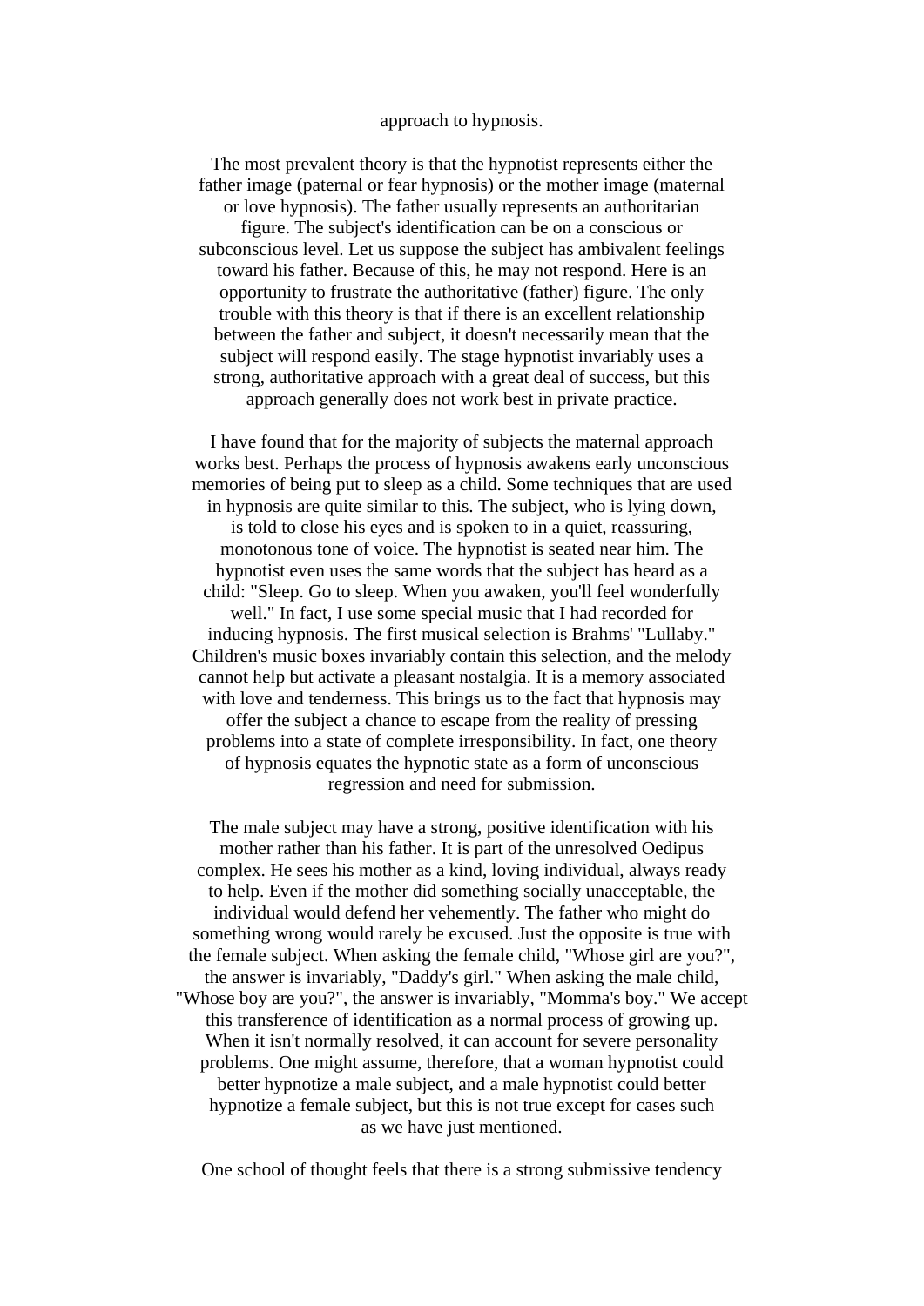approach to hypnosis.

The most prevalent theory is that the hypnotist represents either the father image (paternal or fear hypnosis) or the mother image (maternal or love hypnosis). The father usually represents an authoritarian figure. The subject's identification can be on a conscious or subconscious level. Let us suppose the subject has ambivalent feelings toward his father. Because of this, he may not respond. Here is an opportunity to frustrate the authoritative (father) figure. The only trouble with this theory is that if there is an excellent relationship between the father and subject, it doesn't necessarily mean that the subject will respond easily. The stage hypnotist invariably uses a strong, authoritative approach with a great deal of success, but this approach generally does not work best in private practice.

I have found that for the majority of subjects the maternal approach works best. Perhaps the process of hypnosis awakens early unconscious memories of being put to sleep as a child. Some techniques that are used in hypnosis are quite similar to this. The subject, who is lying down, is told to close his eyes and is spoken to in a quiet, reassuring, monotonous tone of voice. The hypnotist is seated near him. The hypnotist even uses the same words that the subject has heard as a child: "Sleep. Go to sleep. When you awaken, you'll feel wonderfully well." In fact, I use some special music that I had recorded for inducing hypnosis. The first musical selection is Brahms' "Lullaby." Children's music boxes invariably contain this selection, and the melody cannot help but activate a pleasant nostalgia. It is a memory associated with love and tenderness. This brings us to the fact that hypnosis may offer the subject a chance to escape from the reality of pressing problems into a state of complete irresponsibility. In fact, one theory of hypnosis equates the hypnotic state as a form of unconscious regression and need for submission.

The male subject may have a strong, positive identification with his mother rather than his father. It is part of the unresolved Oedipus complex. He sees his mother as a kind, loving individual, always ready to help. Even if the mother did something socially unacceptable, the individual would defend her vehemently. The father who might do something wrong would rarely be excused. Just the opposite is true with the female subject. When asking the female child, "Whose girl are you?", the answer is invariably, "Daddy's girl." When asking the male child, "Whose boy are you?", the answer is invariably, "Momma's boy." We accept this transference of identification as a normal process of growing up. When it isn't normally resolved, it can account for severe personality problems. One might assume, therefore, that a woman hypnotist could better hypnotize a male subject, and a male hypnotist could better hypnotize a female subject, but this is not true except for cases such as we have just mentioned.

One school of thought feels that there is a strong submissive tendency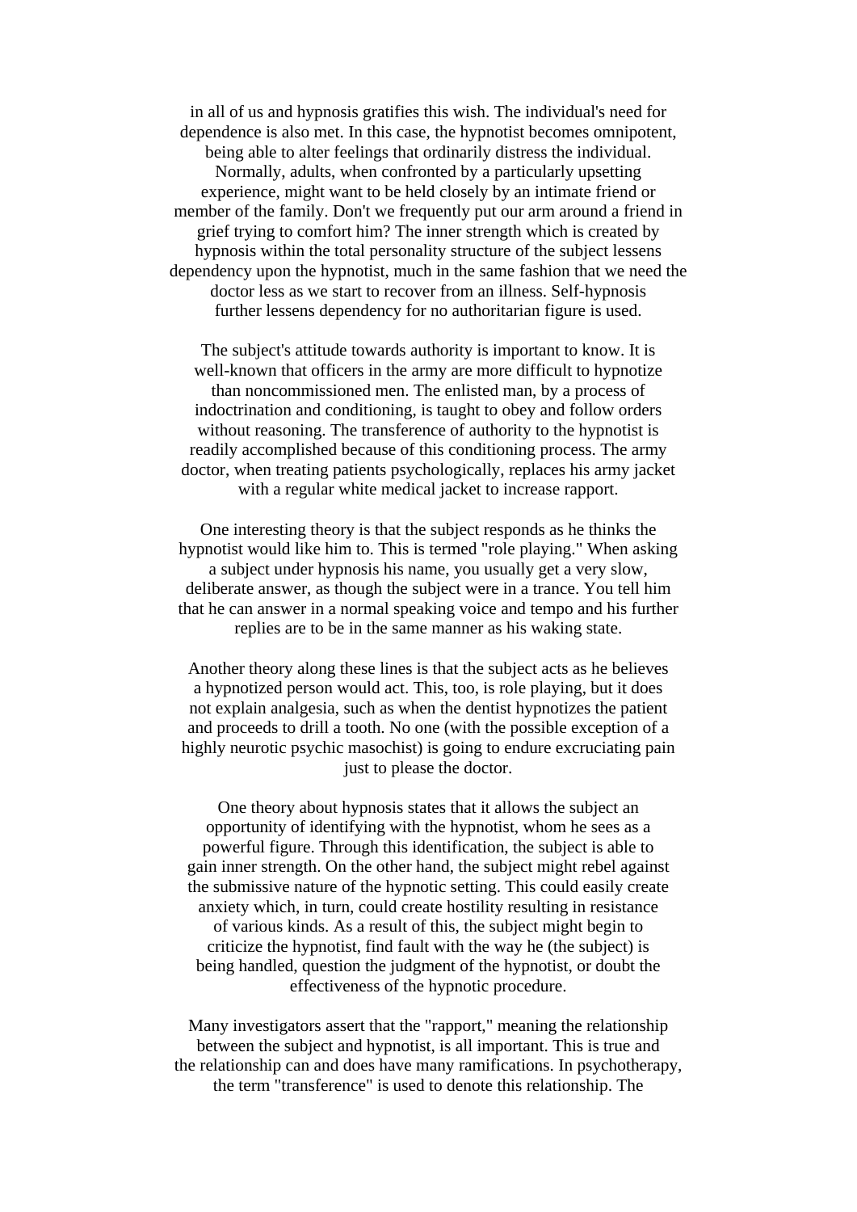in all of us and hypnosis gratifies this wish. The individual's need for dependence is also met. In this case, the hypnotist becomes omnipotent, being able to alter feelings that ordinarily distress the individual. Normally, adults, when confronted by a particularly upsetting experience, might want to be held closely by an intimate friend or member of the family. Don't we frequently put our arm around a friend in grief trying to comfort him? The inner strength which is created by hypnosis within the total personality structure of the subject lessens dependency upon the hypnotist, much in the same fashion that we need the doctor less as we start to recover from an illness. Self-hypnosis further lessens dependency for no authoritarian figure is used.

The subject's attitude towards authority is important to know. It is well-known that officers in the army are more difficult to hypnotize than noncommissioned men. The enlisted man, by a process of indoctrination and conditioning, is taught to obey and follow orders without reasoning. The transference of authority to the hypnotist is readily accomplished because of this conditioning process. The army doctor, when treating patients psychologically, replaces his army jacket with a regular white medical jacket to increase rapport.

One interesting theory is that the subject responds as he thinks the hypnotist would like him to. This is termed "role playing." When asking a subject under hypnosis his name, you usually get a very slow, deliberate answer, as though the subject were in a trance. You tell him that he can answer in a normal speaking voice and tempo and his further replies are to be in the same manner as his waking state.

Another theory along these lines is that the subject acts as he believes a hypnotized person would act. This, too, is role playing, but it does not explain analgesia, such as when the dentist hypnotizes the patient and proceeds to drill a tooth. No one (with the possible exception of a highly neurotic psychic masochist) is going to endure excruciating pain just to please the doctor.

One theory about hypnosis states that it allows the subject an opportunity of identifying with the hypnotist, whom he sees as a powerful figure. Through this identification, the subject is able to gain inner strength. On the other hand, the subject might rebel against the submissive nature of the hypnotic setting. This could easily create anxiety which, in turn, could create hostility resulting in resistance of various kinds. As a result of this, the subject might begin to criticize the hypnotist, find fault with the way he (the subject) is being handled, question the judgment of the hypnotist, or doubt the effectiveness of the hypnotic procedure.

Many investigators assert that the "rapport," meaning the relationship between the subject and hypnotist, is all important. This is true and the relationship can and does have many ramifications. In psychotherapy, the term "transference" is used to denote this relationship. The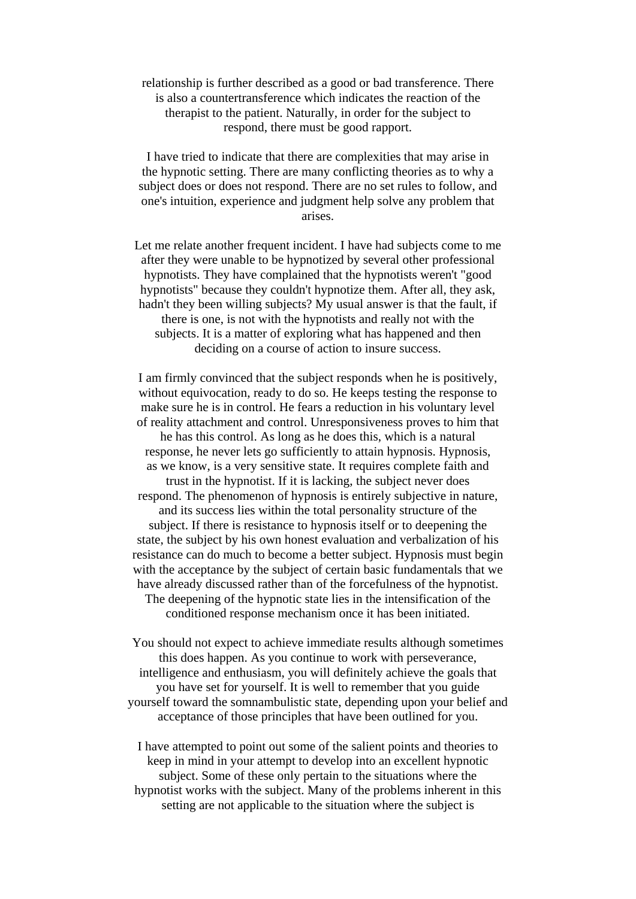relationship is further described as a good or bad transference. There is also a countertransference which indicates the reaction of the therapist to the patient. Naturally, in order for the subject to respond, there must be good rapport.

I have tried to indicate that there are complexities that may arise in the hypnotic setting. There are many conflicting theories as to why a subject does or does not respond. There are no set rules to follow, and one's intuition, experience and judgment help solve any problem that arises.

Let me relate another frequent incident. I have had subjects come to me after they were unable to be hypnotized by several other professional hypnotists. They have complained that the hypnotists weren't "good hypnotists" because they couldn't hypnotize them. After all, they ask, hadn't they been willing subjects? My usual answer is that the fault, if there is one, is not with the hypnotists and really not with the subjects. It is a matter of exploring what has happened and then deciding on a course of action to insure success.

I am firmly convinced that the subject responds when he is positively, without equivocation, ready to do so. He keeps testing the response to make sure he is in control. He fears a reduction in his voluntary level of reality attachment and control. Unresponsiveness proves to him that he has this control. As long as he does this, which is a natural response, he never lets go sufficiently to attain hypnosis. Hypnosis, as we know, is a very sensitive state. It requires complete faith and trust in the hypnotist. If it is lacking, the subject never does respond. The phenomenon of hypnosis is entirely subjective in nature, and its success lies within the total personality structure of the subject. If there is resistance to hypnosis itself or to deepening the state, the subject by his own honest evaluation and verbalization of his resistance can do much to become a better subject. Hypnosis must begin with the acceptance by the subject of certain basic fundamentals that we have already discussed rather than of the forcefulness of the hypnotist. The deepening of the hypnotic state lies in the intensification of the conditioned response mechanism once it has been initiated.

You should not expect to achieve immediate results although sometimes this does happen. As you continue to work with perseverance, intelligence and enthusiasm, you will definitely achieve the goals that you have set for yourself. It is well to remember that you guide yourself toward the somnambulistic state, depending upon your belief and acceptance of those principles that have been outlined for you.

I have attempted to point out some of the salient points and theories to keep in mind in your attempt to develop into an excellent hypnotic subject. Some of these only pertain to the situations where the hypnotist works with the subject. Many of the problems inherent in this setting are not applicable to the situation where the subject is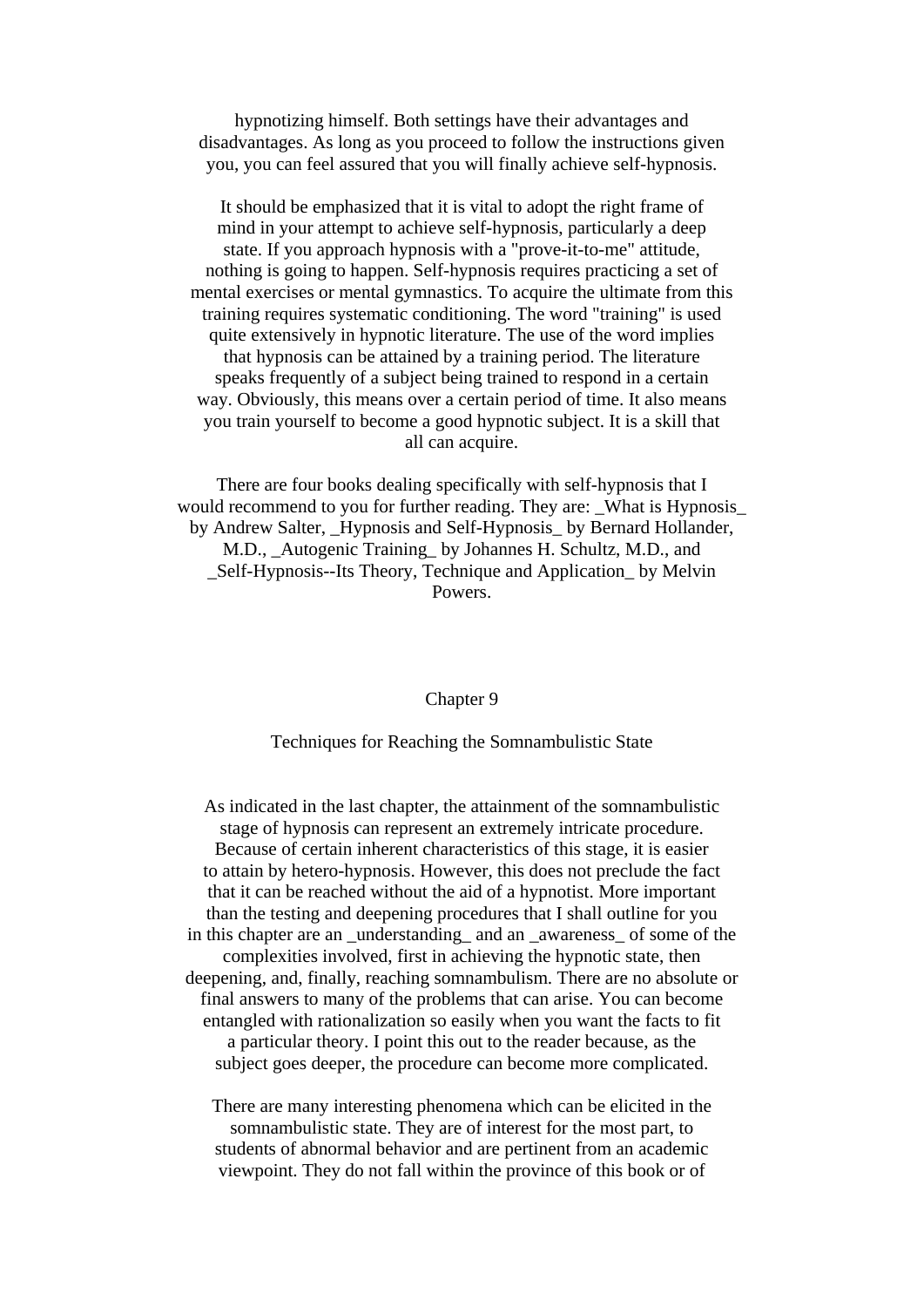hypnotizing himself. Both settings have their advantages and disadvantages. As long as you proceed to follow the instructions given you, you can feel assured that you will finally achieve self-hypnosis.

It should be emphasized that it is vital to adopt the right frame of mind in your attempt to achieve self-hypnosis, particularly a deep state. If you approach hypnosis with a "prove-it-to-me" attitude, nothing is going to happen. Self-hypnosis requires practicing a set of mental exercises or mental gymnastics. To acquire the ultimate from this training requires systematic conditioning. The word "training" is used quite extensively in hypnotic literature. The use of the word implies that hypnosis can be attained by a training period. The literature speaks frequently of a subject being trained to respond in a certain way. Obviously, this means over a certain period of time. It also means you train yourself to become a good hypnotic subject. It is a skill that all can acquire.

There are four books dealing specifically with self-hypnosis that I would recommend to you for further reading. They are: _What is Hypnosis_ by Andrew Salter, _Hypnosis and Self-Hypnosis_ by Bernard Hollander, M.D., _Autogenic Training_ by Johannes H. Schultz, M.D., and _Self-Hypnosis--Its Theory, Technique and Application_ by Melvin Powers.

## Chapter 9

### Techniques for Reaching the Somnambulistic State

As indicated in the last chapter, the attainment of the somnambulistic stage of hypnosis can represent an extremely intricate procedure. Because of certain inherent characteristics of this stage, it is easier to attain by hetero-hypnosis. However, this does not preclude the fact that it can be reached without the aid of a hypnotist. More important than the testing and deepening procedures that I shall outline for you in this chapter are an _understanding_ and an _awareness_ of some of the complexities involved, first in achieving the hypnotic state, then deepening, and, finally, reaching somnambulism. There are no absolute or final answers to many of the problems that can arise. You can become entangled with rationalization so easily when you want the facts to fit a particular theory. I point this out to the reader because, as the subject goes deeper, the procedure can become more complicated.

There are many interesting phenomena which can be elicited in the somnambulistic state. They are of interest for the most part, to students of abnormal behavior and are pertinent from an academic viewpoint. They do not fall within the province of this book or of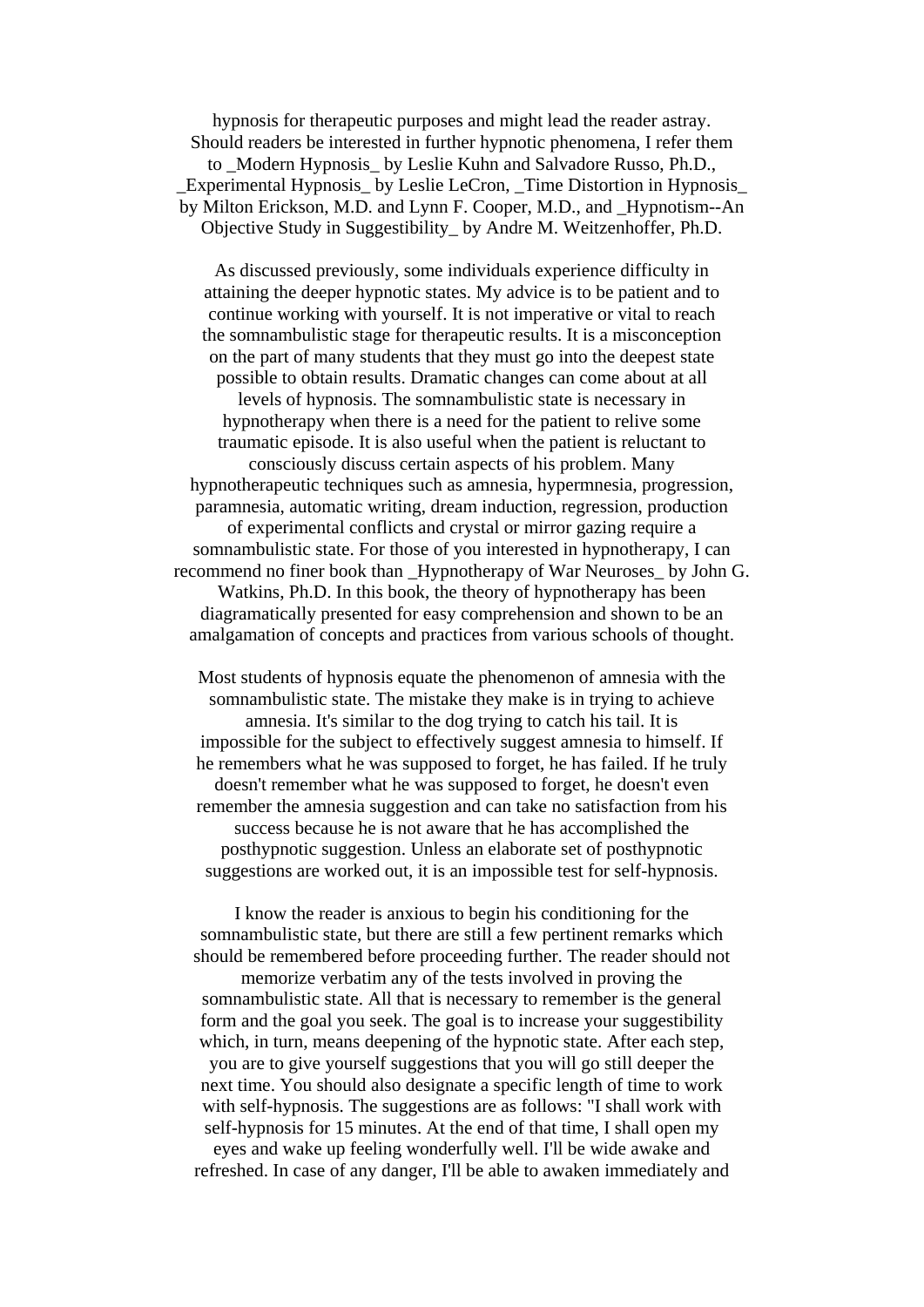hypnosis for therapeutic purposes and might lead the reader astray. Should readers be interested in further hypnotic phenomena, I refer them to _Modern Hypnosis_ by Leslie Kuhn and Salvadore Russo, Ph.D., _Experimental Hypnosis_ by Leslie LeCron, _Time Distortion in Hypnosis_ by Milton Erickson, M.D. and Lynn F. Cooper, M.D., and _Hypnotism--An Objective Study in Suggestibility_ by Andre M. Weitzenhoffer, Ph.D.

As discussed previously, some individuals experience difficulty in attaining the deeper hypnotic states. My advice is to be patient and to continue working with yourself. It is not imperative or vital to reach the somnambulistic stage for therapeutic results. It is a misconception on the part of many students that they must go into the deepest state possible to obtain results. Dramatic changes can come about at all levels of hypnosis. The somnambulistic state is necessary in hypnotherapy when there is a need for the patient to relive some traumatic episode. It is also useful when the patient is reluctant to consciously discuss certain aspects of his problem. Many hypnotherapeutic techniques such as amnesia, hypermnesia, progression, paramnesia, automatic writing, dream induction, regression, production of experimental conflicts and crystal or mirror gazing require a somnambulistic state. For those of you interested in hypnotherapy, I can recommend no finer book than _Hypnotherapy of War Neuroses_ by John G. Watkins, Ph.D. In this book, the theory of hypnotherapy has been diagramatically presented for easy comprehension and shown to be an amalgamation of concepts and practices from various schools of thought.

Most students of hypnosis equate the phenomenon of amnesia with the somnambulistic state. The mistake they make is in trying to achieve amnesia. It's similar to the dog trying to catch his tail. It is impossible for the subject to effectively suggest amnesia to himself. If he remembers what he was supposed to forget, he has failed. If he truly doesn't remember what he was supposed to forget, he doesn't even remember the amnesia suggestion and can take no satisfaction from his success because he is not aware that he has accomplished the posthypnotic suggestion. Unless an elaborate set of posthypnotic suggestions are worked out, it is an impossible test for self-hypnosis.

I know the reader is anxious to begin his conditioning for the somnambulistic state, but there are still a few pertinent remarks which should be remembered before proceeding further. The reader should not memorize verbatim any of the tests involved in proving the somnambulistic state. All that is necessary to remember is the general form and the goal you seek. The goal is to increase your suggestibility which, in turn, means deepening of the hypnotic state. After each step, you are to give yourself suggestions that you will go still deeper the next time. You should also designate a specific length of time to work with self-hypnosis. The suggestions are as follows: "I shall work with self-hypnosis for 15 minutes. At the end of that time, I shall open my eyes and wake up feeling wonderfully well. I'll be wide awake and refreshed. In case of any danger, I'll be able to awaken immediately and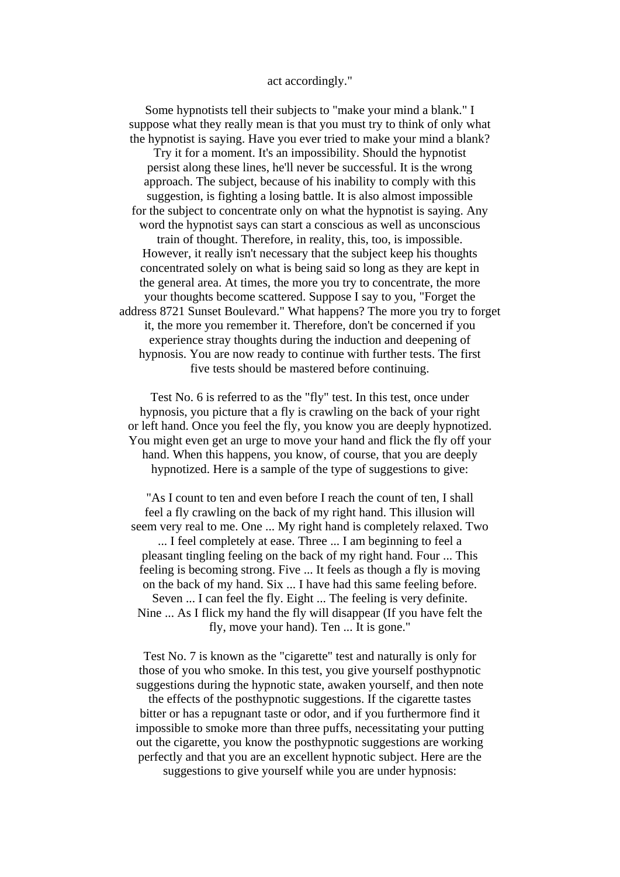act accordingly."

Some hypnotists tell their subjects to "make your mind a blank." I suppose what they really mean is that you must try to think of only what the hypnotist is saying. Have you ever tried to make your mind a blank? Try it for a moment. It's an impossibility. Should the hypnotist persist along these lines, he'll never be successful. It is the wrong approach. The subject, because of his inability to comply with this suggestion, is fighting a losing battle. It is also almost impossible for the subject to concentrate only on what the hypnotist is saying. Any word the hypnotist says can start a conscious as well as unconscious train of thought. Therefore, in reality, this, too, is impossible. However, it really isn't necessary that the subject keep his thoughts concentrated solely on what is being said so long as they are kept in the general area. At times, the more you try to concentrate, the more your thoughts become scattered. Suppose I say to you, "Forget the address 8721 Sunset Boulevard." What happens? The more you try to forget it, the more you remember it. Therefore, don't be concerned if you experience stray thoughts during the induction and deepening of hypnosis. You are now ready to continue with further tests. The first five tests should be mastered before continuing.

Test No. 6 is referred to as the "fly" test. In this test, once under hypnosis, you picture that a fly is crawling on the back of your right or left hand. Once you feel the fly, you know you are deeply hypnotized. You might even get an urge to move your hand and flick the fly off your hand. When this happens, you know, of course, that you are deeply hypnotized. Here is a sample of the type of suggestions to give:

"As I count to ten and even before I reach the count of ten, I shall feel a fly crawling on the back of my right hand. This illusion will seem very real to me. One ... My right hand is completely relaxed. Two ... I feel completely at ease. Three ... I am beginning to feel a pleasant tingling feeling on the back of my right hand. Four ... This feeling is becoming strong. Five ... It feels as though a fly is moving on the back of my hand. Six ... I have had this same feeling before. Seven ... I can feel the fly. Eight ... The feeling is very definite. Nine ... As I flick my hand the fly will disappear (If you have felt the fly, move your hand). Ten ... It is gone."

Test No. 7 is known as the "cigarette" test and naturally is only for those of you who smoke. In this test, you give yourself posthypnotic suggestions during the hypnotic state, awaken yourself, and then note the effects of the posthypnotic suggestions. If the cigarette tastes bitter or has a repugnant taste or odor, and if you furthermore find it impossible to smoke more than three puffs, necessitating your putting out the cigarette, you know the posthypnotic suggestions are working perfectly and that you are an excellent hypnotic subject. Here are the suggestions to give yourself while you are under hypnosis: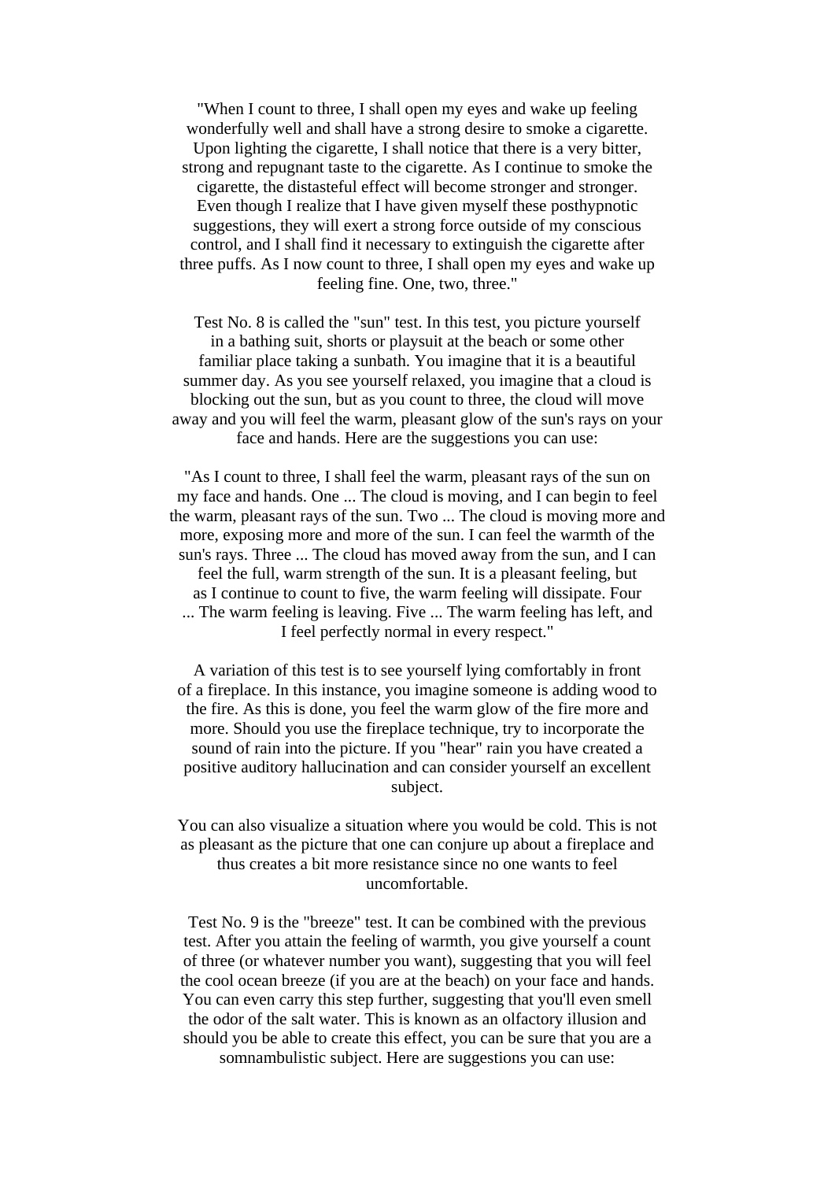"When I count to three, I shall open my eyes and wake up feeling wonderfully well and shall have a strong desire to smoke a cigarette. Upon lighting the cigarette, I shall notice that there is a very bitter, strong and repugnant taste to the cigarette. As I continue to smoke the cigarette, the distasteful effect will become stronger and stronger. Even though I realize that I have given myself these posthypnotic suggestions, they will exert a strong force outside of my conscious control, and I shall find it necessary to extinguish the cigarette after three puffs. As I now count to three, I shall open my eyes and wake up feeling fine. One, two, three."

Test No. 8 is called the "sun" test. In this test, you picture yourself in a bathing suit, shorts or playsuit at the beach or some other familiar place taking a sunbath. You imagine that it is a beautiful summer day. As you see yourself relaxed, you imagine that a cloud is blocking out the sun, but as you count to three, the cloud will move away and you will feel the warm, pleasant glow of the sun's rays on your face and hands. Here are the suggestions you can use:

"As I count to three, I shall feel the warm, pleasant rays of the sun on my face and hands. One ... The cloud is moving, and I can begin to feel the warm, pleasant rays of the sun. Two ... The cloud is moving more and more, exposing more and more of the sun. I can feel the warmth of the sun's rays. Three ... The cloud has moved away from the sun, and I can feel the full, warm strength of the sun. It is a pleasant feeling, but as I continue to count to five, the warm feeling will dissipate. Four ... The warm feeling is leaving. Five ... The warm feeling has left, and I feel perfectly normal in every respect."

A variation of this test is to see yourself lying comfortably in front of a fireplace. In this instance, you imagine someone is adding wood to the fire. As this is done, you feel the warm glow of the fire more and more. Should you use the fireplace technique, try to incorporate the sound of rain into the picture. If you "hear" rain you have created a positive auditory hallucination and can consider yourself an excellent subject.

You can also visualize a situation where you would be cold. This is not as pleasant as the picture that one can conjure up about a fireplace and thus creates a bit more resistance since no one wants to feel uncomfortable.

Test No. 9 is the "breeze" test. It can be combined with the previous test. After you attain the feeling of warmth, you give yourself a count of three (or whatever number you want), suggesting that you will feel the cool ocean breeze (if you are at the beach) on your face and hands. You can even carry this step further, suggesting that you'll even smell the odor of the salt water. This is known as an olfactory illusion and should you be able to create this effect, you can be sure that you are a somnambulistic subject. Here are suggestions you can use: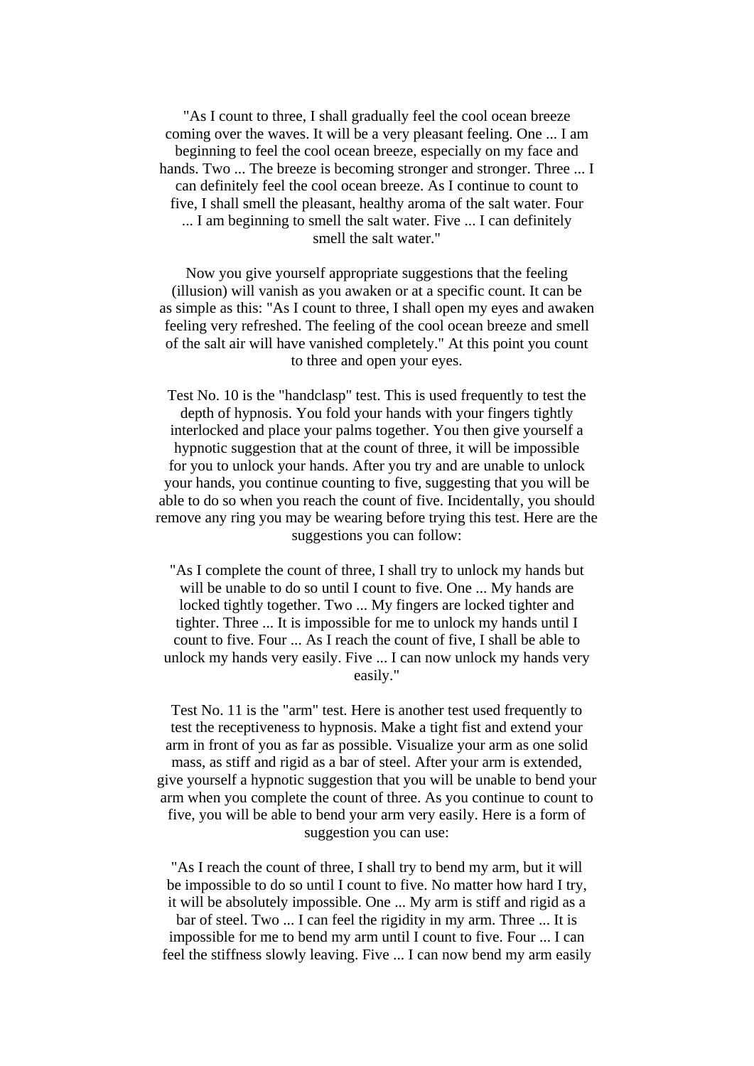"As I count to three, I shall gradually feel the cool ocean breeze coming over the waves. It will be a very pleasant feeling. One ... I am beginning to feel the cool ocean breeze, especially on my face and hands. Two ... The breeze is becoming stronger and stronger. Three ... I can definitely feel the cool ocean breeze. As I continue to count to five, I shall smell the pleasant, healthy aroma of the salt water. Four ... I am beginning to smell the salt water. Five ... I can definitely smell the salt water."

Now you give yourself appropriate suggestions that the feeling (illusion) will vanish as you awaken or at a specific count. It can be as simple as this: "As I count to three, I shall open my eyes and awaken feeling very refreshed. The feeling of the cool ocean breeze and smell of the salt air will have vanished completely." At this point you count to three and open your eyes.

Test No. 10 is the "handclasp" test. This is used frequently to test the depth of hypnosis. You fold your hands with your fingers tightly interlocked and place your palms together. You then give yourself a hypnotic suggestion that at the count of three, it will be impossible for you to unlock your hands. After you try and are unable to unlock your hands, you continue counting to five, suggesting that you will be able to do so when you reach the count of five. Incidentally, you should remove any ring you may be wearing before trying this test. Here are the suggestions you can follow:

"As I complete the count of three, I shall try to unlock my hands but will be unable to do so until I count to five. One ... My hands are locked tightly together. Two ... My fingers are locked tighter and tighter. Three ... It is impossible for me to unlock my hands until I count to five. Four ... As I reach the count of five, I shall be able to unlock my hands very easily. Five ... I can now unlock my hands very easily."

Test No. 11 is the "arm" test. Here is another test used frequently to test the receptiveness to hypnosis. Make a tight fist and extend your arm in front of you as far as possible. Visualize your arm as one solid mass, as stiff and rigid as a bar of steel. After your arm is extended, give yourself a hypnotic suggestion that you will be unable to bend your arm when you complete the count of three. As you continue to count to five, you will be able to bend your arm very easily. Here is a form of suggestion you can use:

"As I reach the count of three, I shall try to bend my arm, but it will be impossible to do so until I count to five. No matter how hard I try, it will be absolutely impossible. One ... My arm is stiff and rigid as a bar of steel. Two ... I can feel the rigidity in my arm. Three ... It is impossible for me to bend my arm until I count to five. Four ... I can feel the stiffness slowly leaving. Five ... I can now bend my arm easily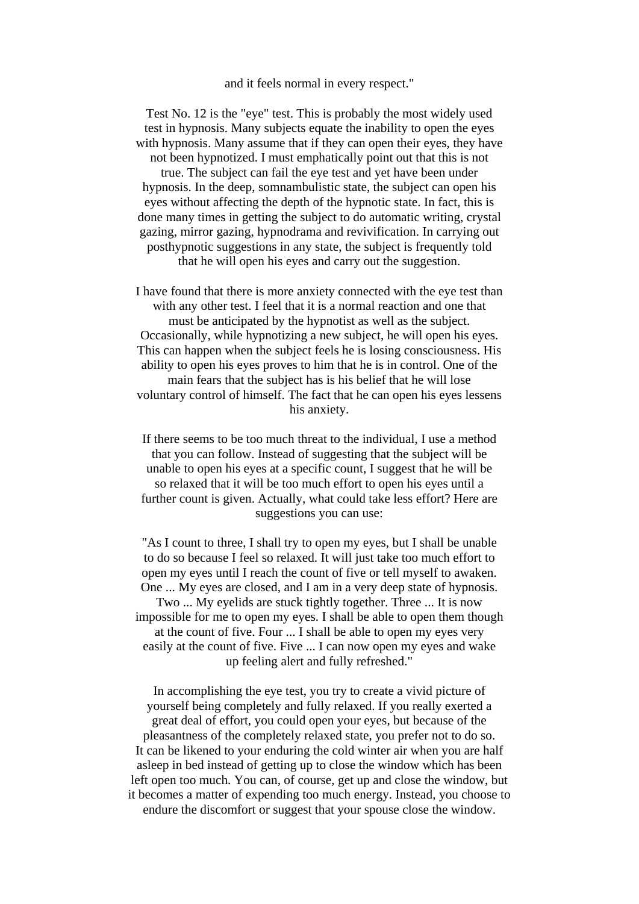and it feels normal in every respect."

Test No. 12 is the "eye" test. This is probably the most widely used test in hypnosis. Many subjects equate the inability to open the eyes with hypnosis. Many assume that if they can open their eyes, they have not been hypnotized. I must emphatically point out that this is not true. The subject can fail the eye test and yet have been under hypnosis. In the deep, somnambulistic state, the subject can open his eyes without affecting the depth of the hypnotic state. In fact, this is done many times in getting the subject to do automatic writing, crystal gazing, mirror gazing, hypnodrama and revivification. In carrying out posthypnotic suggestions in any state, the subject is frequently told that he will open his eyes and carry out the suggestion.

I have found that there is more anxiety connected with the eye test than with any other test. I feel that it is a normal reaction and one that must be anticipated by the hypnotist as well as the subject. Occasionally, while hypnotizing a new subject, he will open his eyes. This can happen when the subject feels he is losing consciousness. His ability to open his eyes proves to him that he is in control. One of the main fears that the subject has is his belief that he will lose voluntary control of himself. The fact that he can open his eyes lessens his anxiety.

If there seems to be too much threat to the individual, I use a method that you can follow. Instead of suggesting that the subject will be unable to open his eyes at a specific count, I suggest that he will be so relaxed that it will be too much effort to open his eyes until a further count is given. Actually, what could take less effort? Here are suggestions you can use:

"As I count to three, I shall try to open my eyes, but I shall be unable to do so because I feel so relaxed. It will just take too much effort to open my eyes until I reach the count of five or tell myself to awaken. One ... My eyes are closed, and I am in a very deep state of hypnosis. Two ... My eyelids are stuck tightly together. Three ... It is now impossible for me to open my eyes. I shall be able to open them though at the count of five. Four ... I shall be able to open my eyes very easily at the count of five. Five ... I can now open my eyes and wake up feeling alert and fully refreshed."

In accomplishing the eye test, you try to create a vivid picture of yourself being completely and fully relaxed. If you really exerted a great deal of effort, you could open your eyes, but because of the pleasantness of the completely relaxed state, you prefer not to do so. It can be likened to your enduring the cold winter air when you are half asleep in bed instead of getting up to close the window which has been left open too much. You can, of course, get up and close the window, but it becomes a matter of expending too much energy. Instead, you choose to endure the discomfort or suggest that your spouse close the window.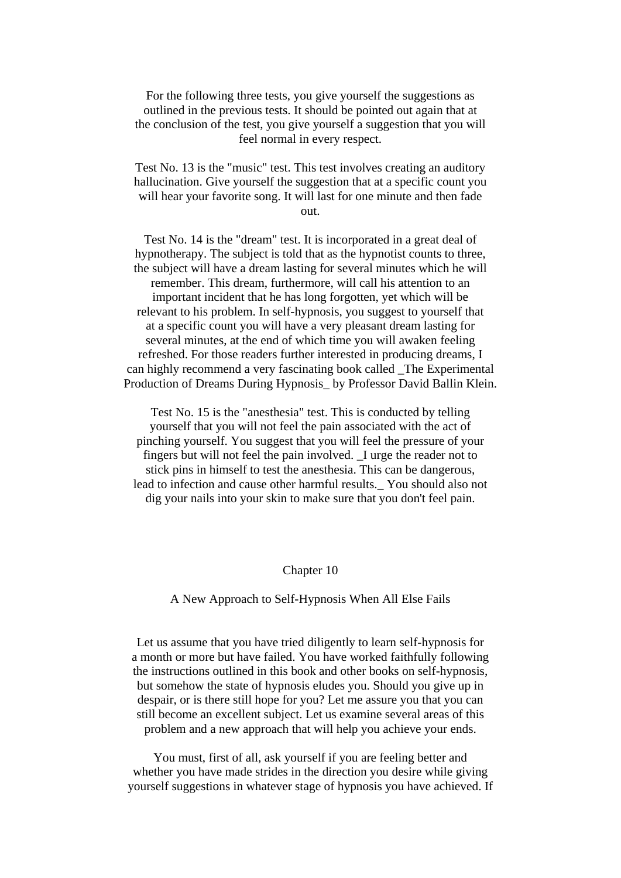For the following three tests, you give yourself the suggestions as outlined in the previous tests. It should be pointed out again that at the conclusion of the test, you give yourself a suggestion that you will feel normal in every respect.

Test No. 13 is the "music" test. This test involves creating an auditory hallucination. Give yourself the suggestion that at a specific count you will hear your favorite song. It will last for one minute and then fade out.

Test No. 14 is the "dream" test. It is incorporated in a great deal of hypnotherapy. The subject is told that as the hypnotist counts to three, the subject will have a dream lasting for several minutes which he will remember. This dream, furthermore, will call his attention to an important incident that he has long forgotten, yet which will be relevant to his problem. In self-hypnosis, you suggest to yourself that at a specific count you will have a very pleasant dream lasting for several minutes, at the end of which time you will awaken feeling refreshed. For those readers further interested in producing dreams, I can highly recommend a very fascinating book called _The Experimental Production of Dreams During Hypnosis_ by Professor David Ballin Klein.

Test No. 15 is the "anesthesia" test. This is conducted by telling yourself that you will not feel the pain associated with the act of pinching yourself. You suggest that you will feel the pressure of your fingers but will not feel the pain involved. _I urge the reader not to stick pins in himself to test the anesthesia. This can be dangerous, lead to infection and cause other harmful results._ You should also not dig your nails into your skin to make sure that you don't feel pain.

# Chapter 10

## A New Approach to Self-Hypnosis When All Else Fails

Let us assume that you have tried diligently to learn self-hypnosis for a month or more but have failed. You have worked faithfully following the instructions outlined in this book and other books on self-hypnosis, but somehow the state of hypnosis eludes you. Should you give up in despair, or is there still hope for you? Let me assure you that you can still become an excellent subject. Let us examine several areas of this problem and a new approach that will help you achieve your ends.

You must, first of all, ask yourself if you are feeling better and whether you have made strides in the direction you desire while giving yourself suggestions in whatever stage of hypnosis you have achieved. If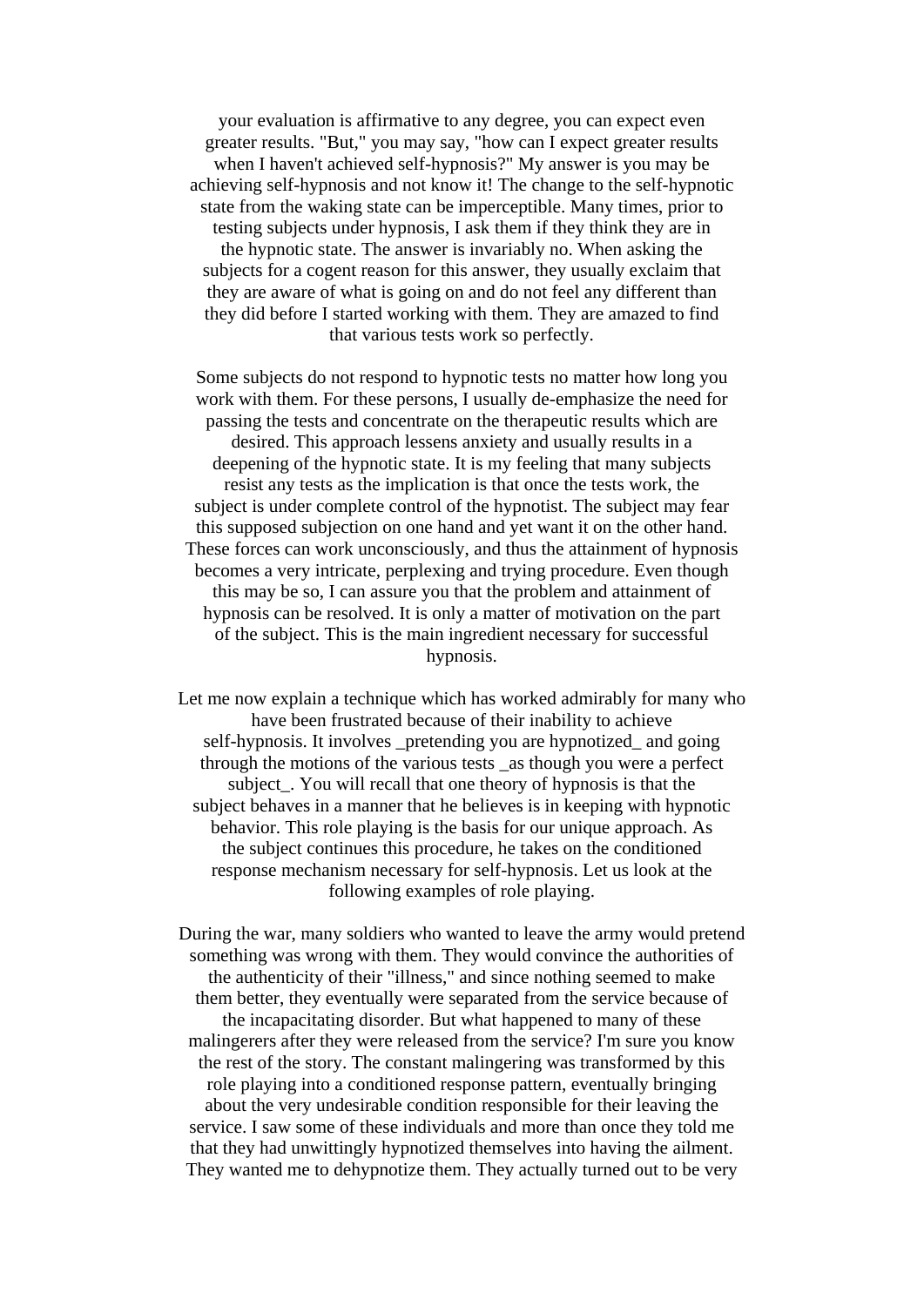your evaluation is affirmative to any degree, you can expect even greater results. "But," you may say, "how can I expect greater results when I haven't achieved self-hypnosis?" My answer is you may be achieving self-hypnosis and not know it! The change to the self-hypnotic state from the waking state can be imperceptible. Many times, prior to testing subjects under hypnosis, I ask them if they think they are in the hypnotic state. The answer is invariably no. When asking the subjects for a cogent reason for this answer, they usually exclaim that they are aware of what is going on and do not feel any different than they did before I started working with them. They are amazed to find that various tests work so perfectly.

Some subjects do not respond to hypnotic tests no matter how long you work with them. For these persons, I usually de-emphasize the need for passing the tests and concentrate on the therapeutic results which are desired. This approach lessens anxiety and usually results in a deepening of the hypnotic state. It is my feeling that many subjects resist any tests as the implication is that once the tests work, the subject is under complete control of the hypnotist. The subject may fear this supposed subjection on one hand and yet want it on the other hand. These forces can work unconsciously, and thus the attainment of hypnosis becomes a very intricate, perplexing and trying procedure. Even though this may be so, I can assure you that the problem and attainment of hypnosis can be resolved. It is only a matter of motivation on the part of the subject. This is the main ingredient necessary for successful hypnosis.

Let me now explain a technique which has worked admirably for many who have been frustrated because of their inability to achieve self-hypnosis. It involves _pretending you are hypnotized_ and going through the motions of the various tests _as though you were a perfect subject_. You will recall that one theory of hypnosis is that the subject behaves in a manner that he believes is in keeping with hypnotic behavior. This role playing is the basis for our unique approach. As the subject continues this procedure, he takes on the conditioned response mechanism necessary for self-hypnosis. Let us look at the following examples of role playing.

During the war, many soldiers who wanted to leave the army would pretend something was wrong with them. They would convince the authorities of the authenticity of their "illness," and since nothing seemed to make them better, they eventually were separated from the service because of the incapacitating disorder. But what happened to many of these malingerers after they were released from the service? I'm sure you know the rest of the story. The constant malingering was transformed by this role playing into a conditioned response pattern, eventually bringing about the very undesirable condition responsible for their leaving the service. I saw some of these individuals and more than once they told me that they had unwittingly hypnotized themselves into having the ailment. They wanted me to dehypnotize them. They actually turned out to be very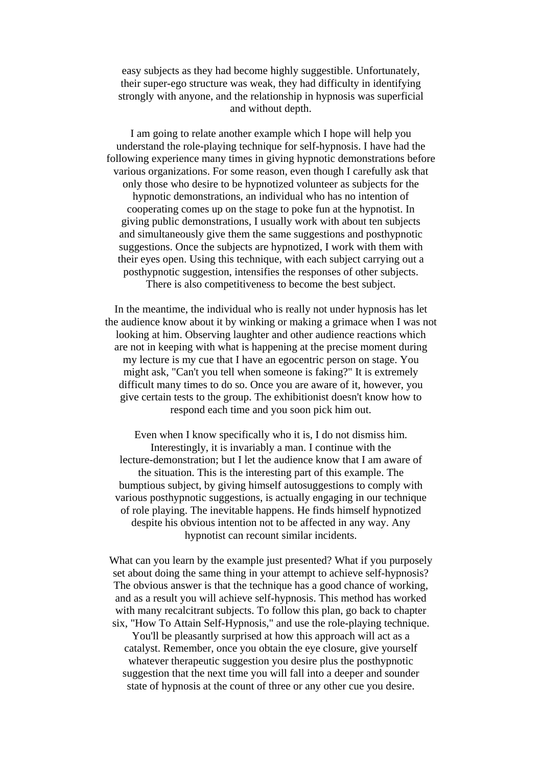easy subjects as they had become highly suggestible. Unfortunately, their super-ego structure was weak, they had difficulty in identifying strongly with anyone, and the relationship in hypnosis was superficial and without depth.

I am going to relate another example which I hope will help you understand the role-playing technique for self-hypnosis. I have had the following experience many times in giving hypnotic demonstrations before various organizations. For some reason, even though I carefully ask that only those who desire to be hypnotized volunteer as subjects for the hypnotic demonstrations, an individual who has no intention of cooperating comes up on the stage to poke fun at the hypnotist. In giving public demonstrations, I usually work with about ten subjects and simultaneously give them the same suggestions and posthypnotic suggestions. Once the subjects are hypnotized, I work with them with their eyes open. Using this technique, with each subject carrying out a posthypnotic suggestion, intensifies the responses of other subjects. There is also competitiveness to become the best subject.

In the meantime, the individual who is really not under hypnosis has let the audience know about it by winking or making a grimace when I was not looking at him. Observing laughter and other audience reactions which are not in keeping with what is happening at the precise moment during my lecture is my cue that I have an egocentric person on stage. You might ask, "Can't you tell when someone is faking?" It is extremely difficult many times to do so. Once you are aware of it, however, you give certain tests to the group. The exhibitionist doesn't know how to respond each time and you soon pick him out.

Even when I know specifically who it is, I do not dismiss him. Interestingly, it is invariably a man. I continue with the lecture-demonstration; but I let the audience know that I am aware of the situation. This is the interesting part of this example. The bumptious subject, by giving himself autosuggestions to comply with various posthypnotic suggestions, is actually engaging in our technique of role playing. The inevitable happens. He finds himself hypnotized despite his obvious intention not to be affected in any way. Any hypnotist can recount similar incidents.

What can you learn by the example just presented? What if you purposely set about doing the same thing in your attempt to achieve self-hypnosis? The obvious answer is that the technique has a good chance of working, and as a result you will achieve self-hypnosis. This method has worked with many recalcitrant subjects. To follow this plan, go back to chapter six, "How To Attain Self-Hypnosis," and use the role-playing technique. You'll be pleasantly surprised at how this approach will act as a catalyst. Remember, once you obtain the eye closure, give yourself whatever therapeutic suggestion you desire plus the posthypnotic suggestion that the next time you will fall into a deeper and sounder state of hypnosis at the count of three or any other cue you desire.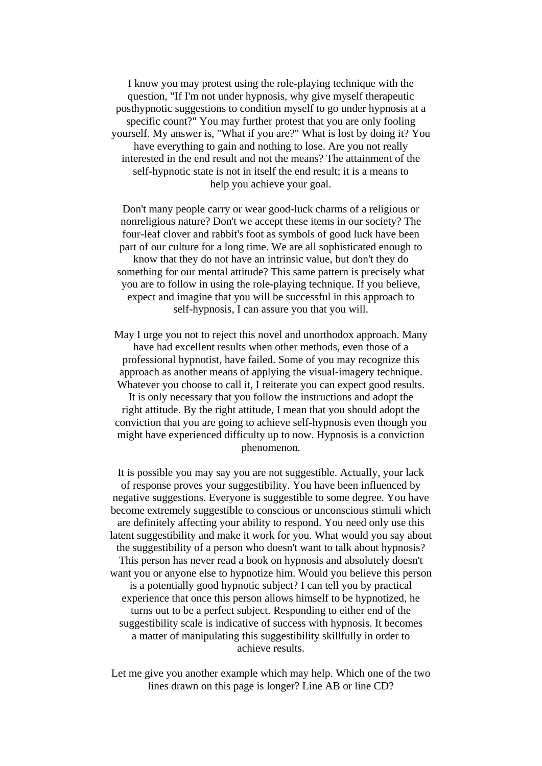I know you may protest using the role-playing technique with the question, "If I'm not under hypnosis, why give myself therapeutic posthypnotic suggestions to condition myself to go under hypnosis at a specific count?" You may further protest that you are only fooling yourself. My answer is, "What if you are?" What is lost by doing it? You have everything to gain and nothing to lose. Are you not really interested in the end result and not the means? The attainment of the self-hypnotic state is not in itself the end result; it is a means to help you achieve your goal.

Don't many people carry or wear good-luck charms of a religious or nonreligious nature? Don't we accept these items in our society? The four-leaf clover and rabbit's foot as symbols of good luck have been part of our culture for a long time. We are all sophisticated enough to know that they do not have an intrinsic value, but don't they do something for our mental attitude? This same pattern is precisely what you are to follow in using the role-playing technique. If you believe, expect and imagine that you will be successful in this approach to self-hypnosis, I can assure you that you will.

May I urge you not to reject this novel and unorthodox approach. Many have had excellent results when other methods, even those of a professional hypnotist, have failed. Some of you may recognize this approach as another means of applying the visual-imagery technique. Whatever you choose to call it, I reiterate you can expect good results. It is only necessary that you follow the instructions and adopt the right attitude. By the right attitude, I mean that you should adopt the conviction that you are going to achieve self-hypnosis even though you might have experienced difficulty up to now. Hypnosis is a conviction phenomenon.

It is possible you may say you are not suggestible. Actually, your lack of response proves your suggestibility. You have been influenced by negative suggestions. Everyone is suggestible to some degree. You have become extremely suggestible to conscious or unconscious stimuli which are definitely affecting your ability to respond. You need only use this latent suggestibility and make it work for you. What would you say about the suggestibility of a person who doesn't want to talk about hypnosis? This person has never read a book on hypnosis and absolutely doesn't want you or anyone else to hypnotize him. Would you believe this person is a potentially good hypnotic subject? I can tell you by practical experience that once this person allows himself to be hypnotized, he turns out to be a perfect subject. Responding to either end of the suggestibility scale is indicative of success with hypnosis. It becomes a matter of manipulating this suggestibility skillfully in order to achieve results.

Let me give you another example which may help. Which one of the two lines drawn on this page is longer? Line AB or line CD?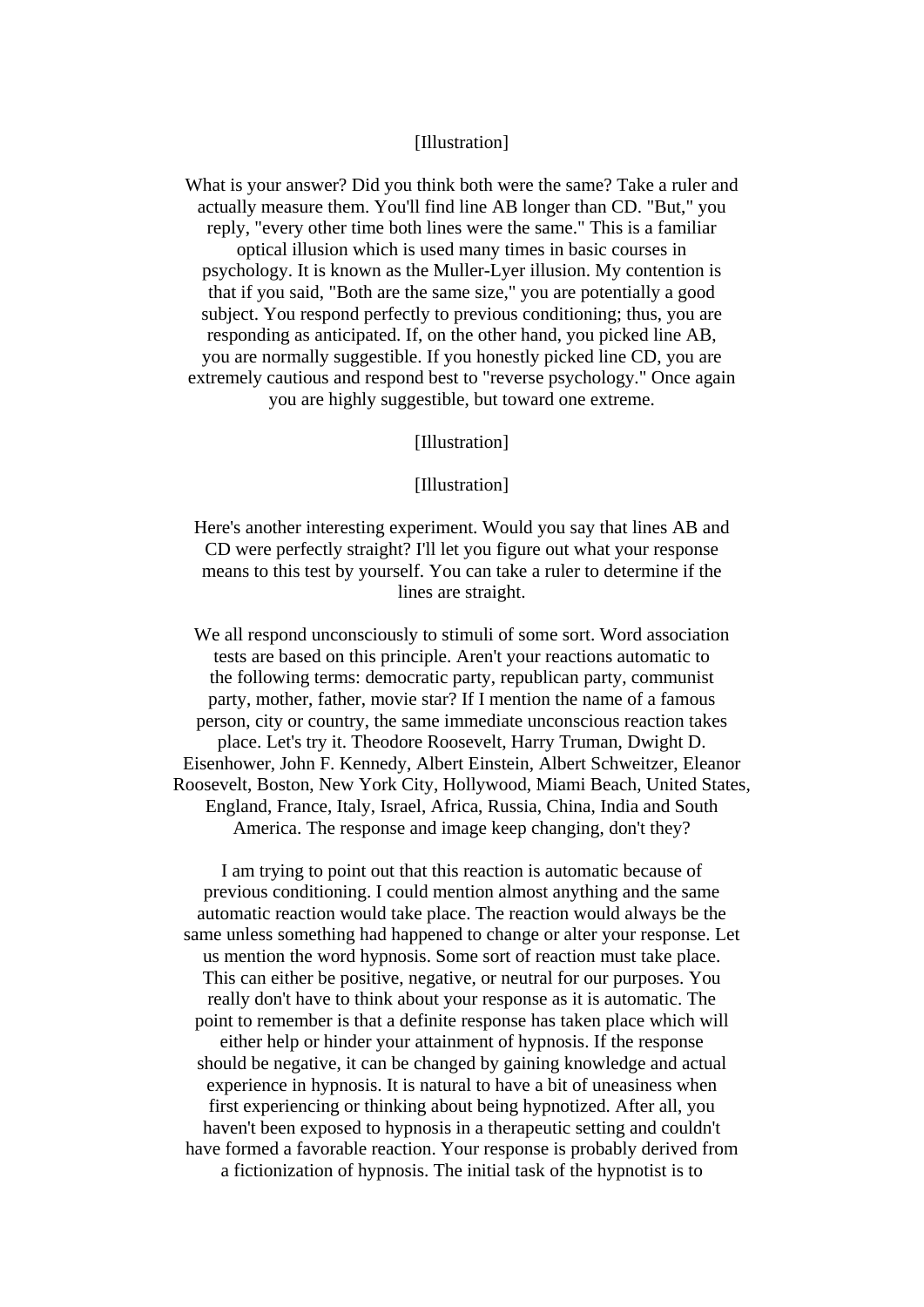[Illustration]

What is your answer? Did you think both were the same? Take a ruler and actually measure them. You'll find line AB longer than CD. "But," you reply, "every other time both lines were the same." This is a familiar optical illusion which is used many times in basic courses in psychology. It is known as the Muller-Lyer illusion. My contention is that if you said, "Both are the same size," you are potentially a good subject. You respond perfectly to previous conditioning; thus, you are responding as anticipated. If, on the other hand, you picked line AB, you are normally suggestible. If you honestly picked line CD, you are extremely cautious and respond best to "reverse psychology." Once again you are highly suggestible, but toward one extreme.

[Illustration]

[Illustration]

Here's another interesting experiment. Would you say that lines AB and CD were perfectly straight? I'll let you figure out what your response means to this test by yourself. You can take a ruler to determine if the lines are straight.

We all respond unconsciously to stimuli of some sort. Word association tests are based on this principle. Aren't your reactions automatic to the following terms: democratic party, republican party, communist party, mother, father, movie star? If I mention the name of a famous person, city or country, the same immediate unconscious reaction takes place. Let's try it. Theodore Roosevelt, Harry Truman, Dwight D. Eisenhower, John F. Kennedy, Albert Einstein, Albert Schweitzer, Eleanor Roosevelt, Boston, New York City, Hollywood, Miami Beach, United States, England, France, Italy, Israel, Africa, Russia, China, India and South America. The response and image keep changing, don't they?

I am trying to point out that this reaction is automatic because of previous conditioning. I could mention almost anything and the same automatic reaction would take place. The reaction would always be the same unless something had happened to change or alter your response. Let us mention the word hypnosis. Some sort of reaction must take place. This can either be positive, negative, or neutral for our purposes. You really don't have to think about your response as it is automatic. The point to remember is that a definite response has taken place which will either help or hinder your attainment of hypnosis. If the response should be negative, it can be changed by gaining knowledge and actual experience in hypnosis. It is natural to have a bit of uneasiness when first experiencing or thinking about being hypnotized. After all, you haven't been exposed to hypnosis in a therapeutic setting and couldn't have formed a favorable reaction. Your response is probably derived from a fictionization of hypnosis. The initial task of the hypnotist is to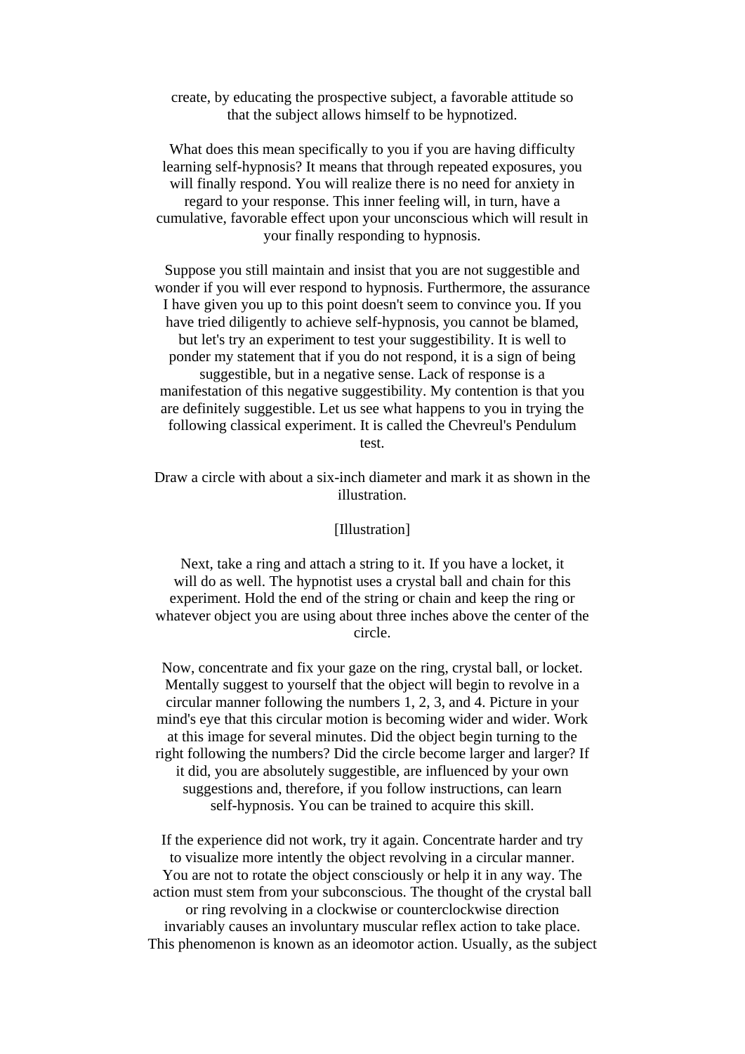create, by educating the prospective subject, a favorable attitude so that the subject allows himself to be hypnotized.

What does this mean specifically to you if you are having difficulty learning self-hypnosis? It means that through repeated exposures, you will finally respond. You will realize there is no need for anxiety in regard to your response. This inner feeling will, in turn, have a cumulative, favorable effect upon your unconscious which will result in your finally responding to hypnosis.

Suppose you still maintain and insist that you are not suggestible and wonder if you will ever respond to hypnosis. Furthermore, the assurance I have given you up to this point doesn't seem to convince you. If you have tried diligently to achieve self-hypnosis, you cannot be blamed, but let's try an experiment to test your suggestibility. It is well to ponder my statement that if you do not respond, it is a sign of being suggestible, but in a negative sense. Lack of response is a manifestation of this negative suggestibility. My contention is that you are definitely suggestible. Let us see what happens to you in trying the following classical experiment. It is called the Chevreul's Pendulum test.

Draw a circle with about a six-inch diameter and mark it as shown in the illustration.

[Illustration]

Next, take a ring and attach a string to it. If you have a locket, it will do as well. The hypnotist uses a crystal ball and chain for this experiment. Hold the end of the string or chain and keep the ring or whatever object you are using about three inches above the center of the circle.

Now, concentrate and fix your gaze on the ring, crystal ball, or locket. Mentally suggest to yourself that the object will begin to revolve in a circular manner following the numbers 1, 2, 3, and 4. Picture in your mind's eye that this circular motion is becoming wider and wider. Work at this image for several minutes. Did the object begin turning to the right following the numbers? Did the circle become larger and larger? If it did, you are absolutely suggestible, are influenced by your own suggestions and, therefore, if you follow instructions, can learn self-hypnosis. You can be trained to acquire this skill.

If the experience did not work, try it again. Concentrate harder and try to visualize more intently the object revolving in a circular manner. You are not to rotate the object consciously or help it in any way. The action must stem from your subconscious. The thought of the crystal ball or ring revolving in a clockwise or counterclockwise direction invariably causes an involuntary muscular reflex action to take place. This phenomenon is known as an ideomotor action. Usually, as the subject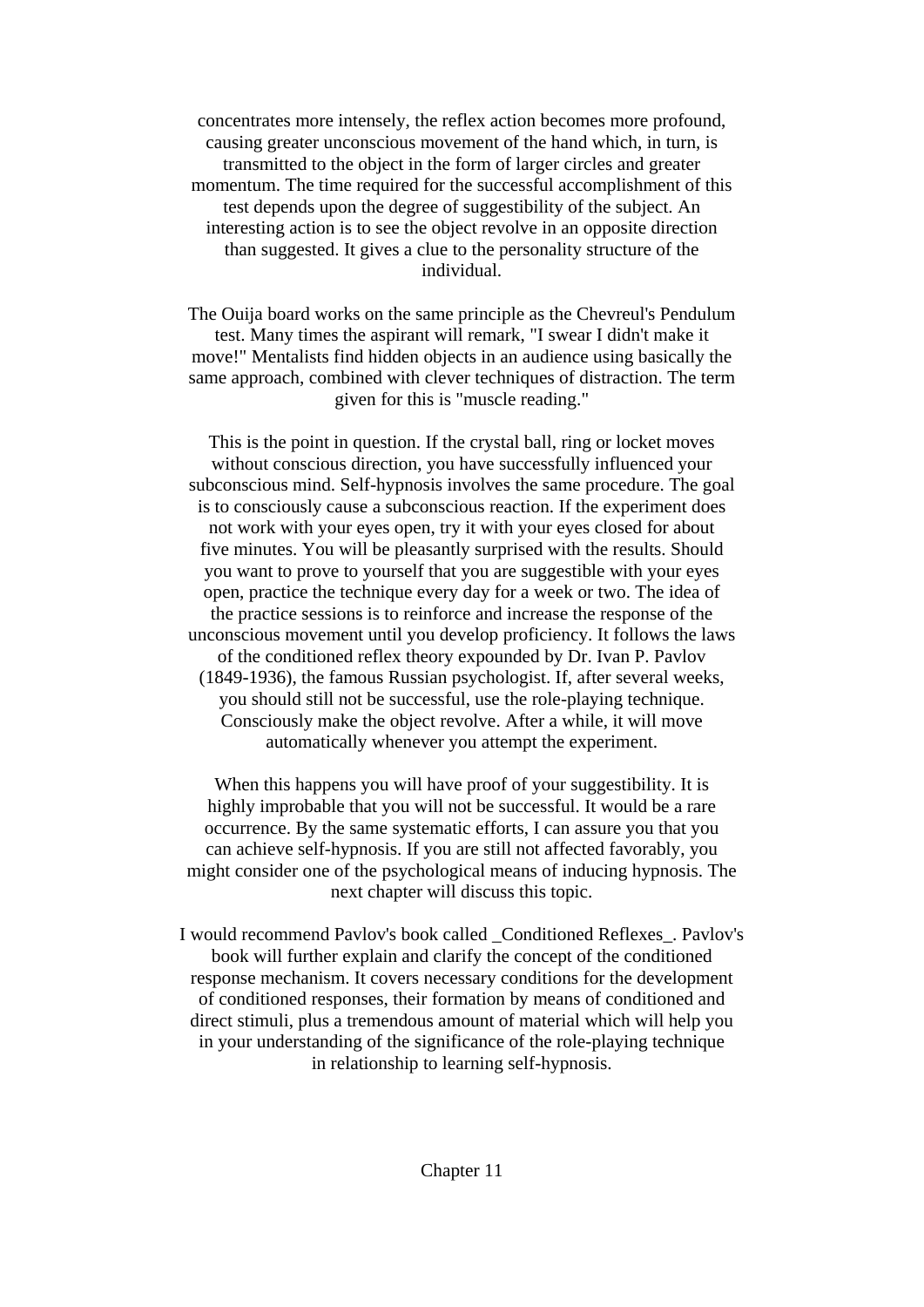concentrates more intensely, the reflex action becomes more profound, causing greater unconscious movement of the hand which, in turn, is transmitted to the object in the form of larger circles and greater momentum. The time required for the successful accomplishment of this test depends upon the degree of suggestibility of the subject. An interesting action is to see the object revolve in an opposite direction than suggested. It gives a clue to the personality structure of the individual.

The Ouija board works on the same principle as the Chevreul's Pendulum test. Many times the aspirant will remark, "I swear I didn't make it move!" Mentalists find hidden objects in an audience using basically the same approach, combined with clever techniques of distraction. The term given for this is "muscle reading."

This is the point in question. If the crystal ball, ring or locket moves without conscious direction, you have successfully influenced your subconscious mind. Self-hypnosis involves the same procedure. The goal is to consciously cause a subconscious reaction. If the experiment does not work with your eyes open, try it with your eyes closed for about five minutes. You will be pleasantly surprised with the results. Should you want to prove to yourself that you are suggestible with your eyes open, practice the technique every day for a week or two. The idea of the practice sessions is to reinforce and increase the response of the unconscious movement until you develop proficiency. It follows the laws of the conditioned reflex theory expounded by Dr. Ivan P. Pavlov (1849-1936), the famous Russian psychologist. If, after several weeks, you should still not be successful, use the role-playing technique. Consciously make the object revolve. After a while, it will move automatically whenever you attempt the experiment.

When this happens you will have proof of your suggestibility. It is highly improbable that you will not be successful. It would be a rare occurrence. By the same systematic efforts, I can assure you that you can achieve self-hypnosis. If you are still not affected favorably, you might consider one of the psychological means of inducing hypnosis. The next chapter will discuss this topic.

I would recommend Pavlov's book called _Conditioned Reflexes_. Pavlov's book will further explain and clarify the concept of the conditioned response mechanism. It covers necessary conditions for the development of conditioned responses, their formation by means of conditioned and direct stimuli, plus a tremendous amount of material which will help you in your understanding of the significance of the role-playing technique in relationship to learning self-hypnosis.

# Chapter 11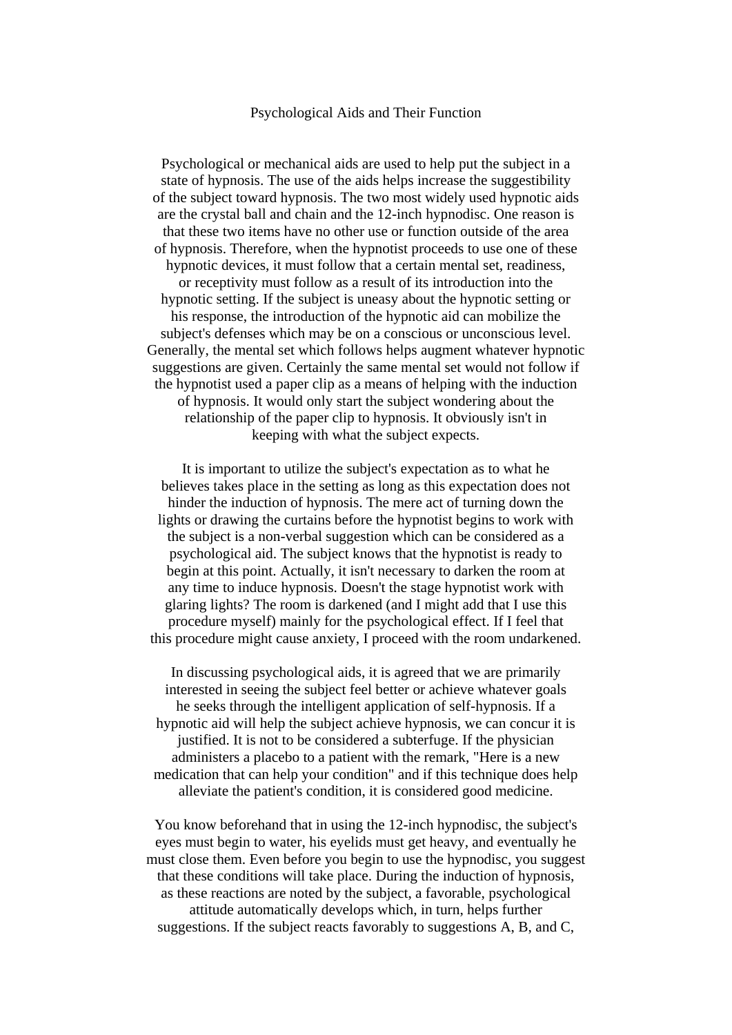# Psychological Aids and Their Function

Psychological or mechanical aids are used to help put the subject in a state of hypnosis. The use of the aids helps increase the suggestibility of the subject toward hypnosis. The two most widely used hypnotic aids are the crystal ball and chain and the 12-inch hypnodisc. One reason is that these two items have no other use or function outside of the area of hypnosis. Therefore, when the hypnotist proceeds to use one of these hypnotic devices, it must follow that a certain mental set, readiness, or receptivity must follow as a result of its introduction into the hypnotic setting. If the subject is uneasy about the hypnotic setting or his response, the introduction of the hypnotic aid can mobilize the subject's defenses which may be on a conscious or unconscious level. Generally, the mental set which follows helps augment whatever hypnotic suggestions are given. Certainly the same mental set would not follow if the hypnotist used a paper clip as a means of helping with the induction of hypnosis. It would only start the subject wondering about the relationship of the paper clip to hypnosis. It obviously isn't in keeping with what the subject expects.

It is important to utilize the subject's expectation as to what he believes takes place in the setting as long as this expectation does not hinder the induction of hypnosis. The mere act of turning down the lights or drawing the curtains before the hypnotist begins to work with the subject is a non-verbal suggestion which can be considered as a psychological aid. The subject knows that the hypnotist is ready to begin at this point. Actually, it isn't necessary to darken the room at any time to induce hypnosis. Doesn't the stage hypnotist work with glaring lights? The room is darkened (and I might add that I use this procedure myself) mainly for the psychological effect. If I feel that this procedure might cause anxiety, I proceed with the room undarkened.

In discussing psychological aids, it is agreed that we are primarily interested in seeing the subject feel better or achieve whatever goals he seeks through the intelligent application of self-hypnosis. If a hypnotic aid will help the subject achieve hypnosis, we can concur it is justified. It is not to be considered a subterfuge. If the physician administers a placebo to a patient with the remark, "Here is a new medication that can help your condition" and if this technique does help alleviate the patient's condition, it is considered good medicine.

You know beforehand that in using the 12-inch hypnodisc, the subject's eyes must begin to water, his eyelids must get heavy, and eventually he must close them. Even before you begin to use the hypnodisc, you suggest that these conditions will take place. During the induction of hypnosis, as these reactions are noted by the subject, a favorable, psychological attitude automatically develops which, in turn, helps further suggestions. If the subject reacts favorably to suggestions A, B, and C,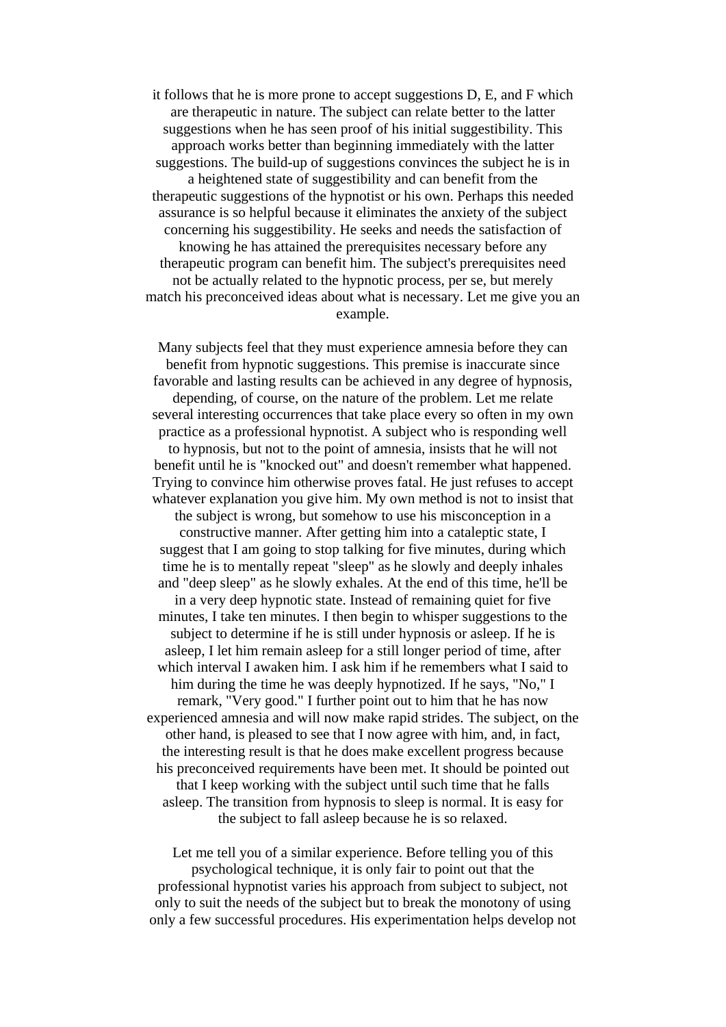it follows that he is more prone to accept suggestions D, E, and F which are therapeutic in nature. The subject can relate better to the latter suggestions when he has seen proof of his initial suggestibility. This approach works better than beginning immediately with the latter suggestions. The build-up of suggestions convinces the subject he is in a heightened state of suggestibility and can benefit from the therapeutic suggestions of the hypnotist or his own. Perhaps this needed assurance is so helpful because it eliminates the anxiety of the subject concerning his suggestibility. He seeks and needs the satisfaction of knowing he has attained the prerequisites necessary before any therapeutic program can benefit him. The subject's prerequisites need not be actually related to the hypnotic process, per se, but merely match his preconceived ideas about what is necessary. Let me give you an example.

Many subjects feel that they must experience amnesia before they can benefit from hypnotic suggestions. This premise is inaccurate since favorable and lasting results can be achieved in any degree of hypnosis, depending, of course, on the nature of the problem. Let me relate several interesting occurrences that take place every so often in my own practice as a professional hypnotist. A subject who is responding well to hypnosis, but not to the point of amnesia, insists that he will not benefit until he is "knocked out" and doesn't remember what happened. Trying to convince him otherwise proves fatal. He just refuses to accept whatever explanation you give him. My own method is not to insist that the subject is wrong, but somehow to use his misconception in a constructive manner. After getting him into a cataleptic state, I suggest that I am going to stop talking for five minutes, during which time he is to mentally repeat "sleep" as he slowly and deeply inhales and "deep sleep" as he slowly exhales. At the end of this time, he'll be in a very deep hypnotic state. Instead of remaining quiet for five minutes, I take ten minutes. I then begin to whisper suggestions to the subject to determine if he is still under hypnosis or asleep. If he is asleep, I let him remain asleep for a still longer period of time, after which interval I awaken him. I ask him if he remembers what I said to him during the time he was deeply hypnotized. If he says, "No," I remark, "Very good." I further point out to him that he has now experienced amnesia and will now make rapid strides. The subject, on the other hand, is pleased to see that I now agree with him, and, in fact, the interesting result is that he does make excellent progress because his preconceived requirements have been met. It should be pointed out that I keep working with the subject until such time that he falls asleep. The transition from hypnosis to sleep is normal. It is easy for the subject to fall asleep because he is so relaxed.

Let me tell you of a similar experience. Before telling you of this psychological technique, it is only fair to point out that the professional hypnotist varies his approach from subject to subject, not only to suit the needs of the subject but to break the monotony of using only a few successful procedures. His experimentation helps develop not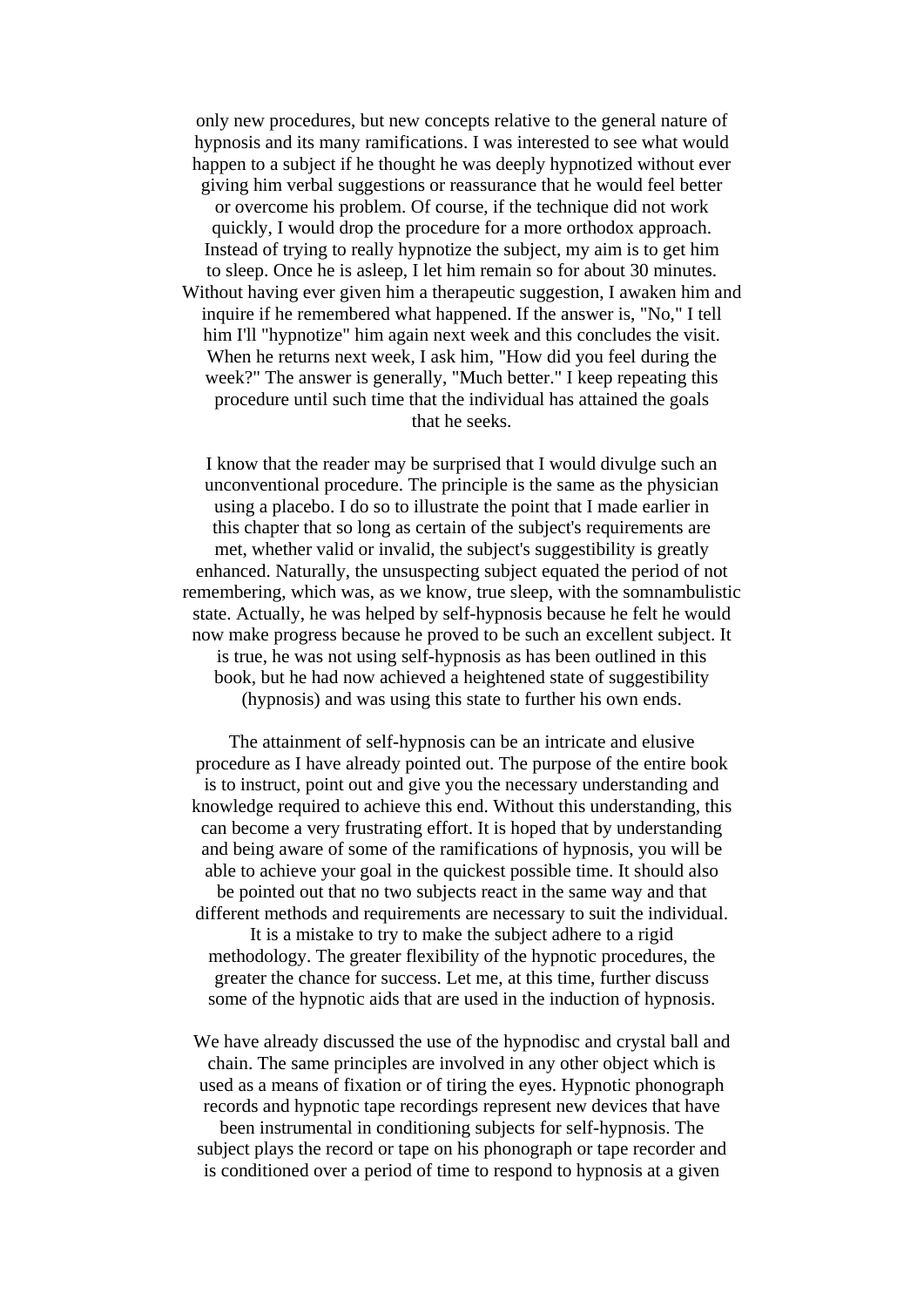only new procedures, but new concepts relative to the general nature of hypnosis and its many ramifications. I was interested to see what would happen to a subject if he thought he was deeply hypnotized without ever giving him verbal suggestions or reassurance that he would feel better or overcome his problem. Of course, if the technique did not work quickly, I would drop the procedure for a more orthodox approach. Instead of trying to really hypnotize the subject, my aim is to get him to sleep. Once he is asleep, I let him remain so for about 30 minutes. Without having ever given him a therapeutic suggestion, I awaken him and inquire if he remembered what happened. If the answer is, "No," I tell him I'll "hypnotize" him again next week and this concludes the visit. When he returns next week, I ask him, "How did you feel during the week?" The answer is generally, "Much better." I keep repeating this procedure until such time that the individual has attained the goals that he seeks.

I know that the reader may be surprised that I would divulge such an unconventional procedure. The principle is the same as the physician using a placebo. I do so to illustrate the point that I made earlier in this chapter that so long as certain of the subject's requirements are met, whether valid or invalid, the subject's suggestibility is greatly enhanced. Naturally, the unsuspecting subject equated the period of not remembering, which was, as we know, true sleep, with the somnambulistic state. Actually, he was helped by self-hypnosis because he felt he would now make progress because he proved to be such an excellent subject. It is true, he was not using self-hypnosis as has been outlined in this book, but he had now achieved a heightened state of suggestibility (hypnosis) and was using this state to further his own ends.

The attainment of self-hypnosis can be an intricate and elusive procedure as I have already pointed out. The purpose of the entire book is to instruct, point out and give you the necessary understanding and knowledge required to achieve this end. Without this understanding, this can become a very frustrating effort. It is hoped that by understanding and being aware of some of the ramifications of hypnosis, you will be able to achieve your goal in the quickest possible time. It should also be pointed out that no two subjects react in the same way and that different methods and requirements are necessary to suit the individual. It is a mistake to try to make the subject adhere to a rigid methodology. The greater flexibility of the hypnotic procedures, the greater the chance for success. Let me, at this time, further discuss some of the hypnotic aids that are used in the induction of hypnosis.

We have already discussed the use of the hypnodisc and crystal ball and chain. The same principles are involved in any other object which is used as a means of fixation or of tiring the eyes. Hypnotic phonograph records and hypnotic tape recordings represent new devices that have been instrumental in conditioning subjects for self-hypnosis. The subject plays the record or tape on his phonograph or tape recorder and is conditioned over a period of time to respond to hypnosis at a given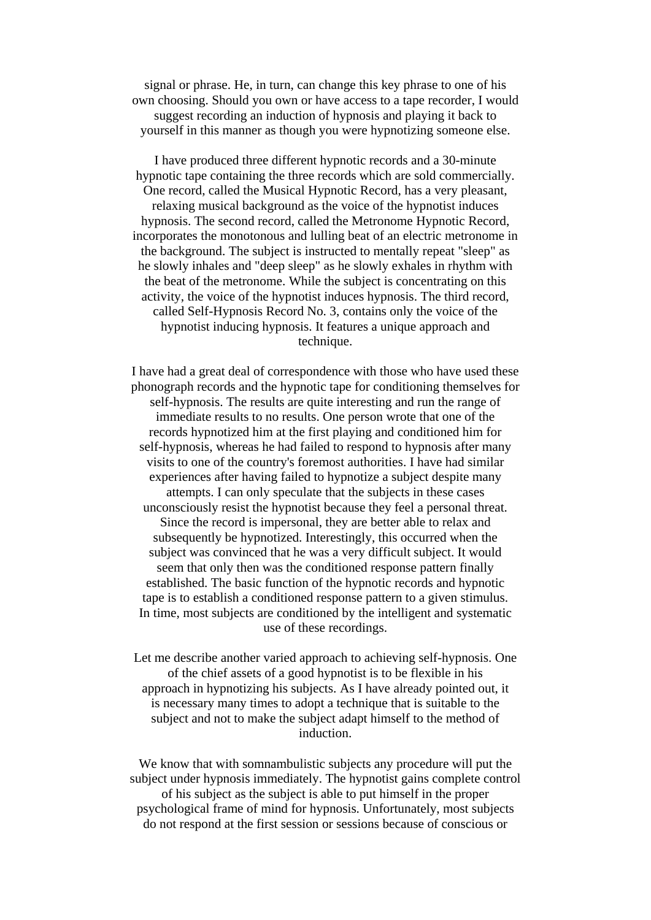signal or phrase. He, in turn, can change this key phrase to one of his own choosing. Should you own or have access to a tape recorder, I would suggest recording an induction of hypnosis and playing it back to yourself in this manner as though you were hypnotizing someone else.

I have produced three different hypnotic records and a 30-minute hypnotic tape containing the three records which are sold commercially. One record, called the Musical Hypnotic Record, has a very pleasant, relaxing musical background as the voice of the hypnotist induces hypnosis. The second record, called the Metronome Hypnotic Record, incorporates the monotonous and lulling beat of an electric metronome in the background. The subject is instructed to mentally repeat "sleep" as he slowly inhales and "deep sleep" as he slowly exhales in rhythm with the beat of the metronome. While the subject is concentrating on this activity, the voice of the hypnotist induces hypnosis. The third record, called Self-Hypnosis Record No. 3, contains only the voice of the hypnotist inducing hypnosis. It features a unique approach and technique.

I have had a great deal of correspondence with those who have used these phonograph records and the hypnotic tape for conditioning themselves for self-hypnosis. The results are quite interesting and run the range of immediate results to no results. One person wrote that one of the records hypnotized him at the first playing and conditioned him for self-hypnosis, whereas he had failed to respond to hypnosis after many visits to one of the country's foremost authorities. I have had similar experiences after having failed to hypnotize a subject despite many attempts. I can only speculate that the subjects in these cases unconsciously resist the hypnotist because they feel a personal threat. Since the record is impersonal, they are better able to relax and subsequently be hypnotized. Interestingly, this occurred when the subject was convinced that he was a very difficult subject. It would seem that only then was the conditioned response pattern finally established. The basic function of the hypnotic records and hypnotic tape is to establish a conditioned response pattern to a given stimulus. In time, most subjects are conditioned by the intelligent and systematic use of these recordings.

Let me describe another varied approach to achieving self-hypnosis. One of the chief assets of a good hypnotist is to be flexible in his approach in hypnotizing his subjects. As I have already pointed out, it is necessary many times to adopt a technique that is suitable to the subject and not to make the subject adapt himself to the method of induction.

We know that with somnambulistic subjects any procedure will put the subject under hypnosis immediately. The hypnotist gains complete control of his subject as the subject is able to put himself in the proper psychological frame of mind for hypnosis. Unfortunately, most subjects do not respond at the first session or sessions because of conscious or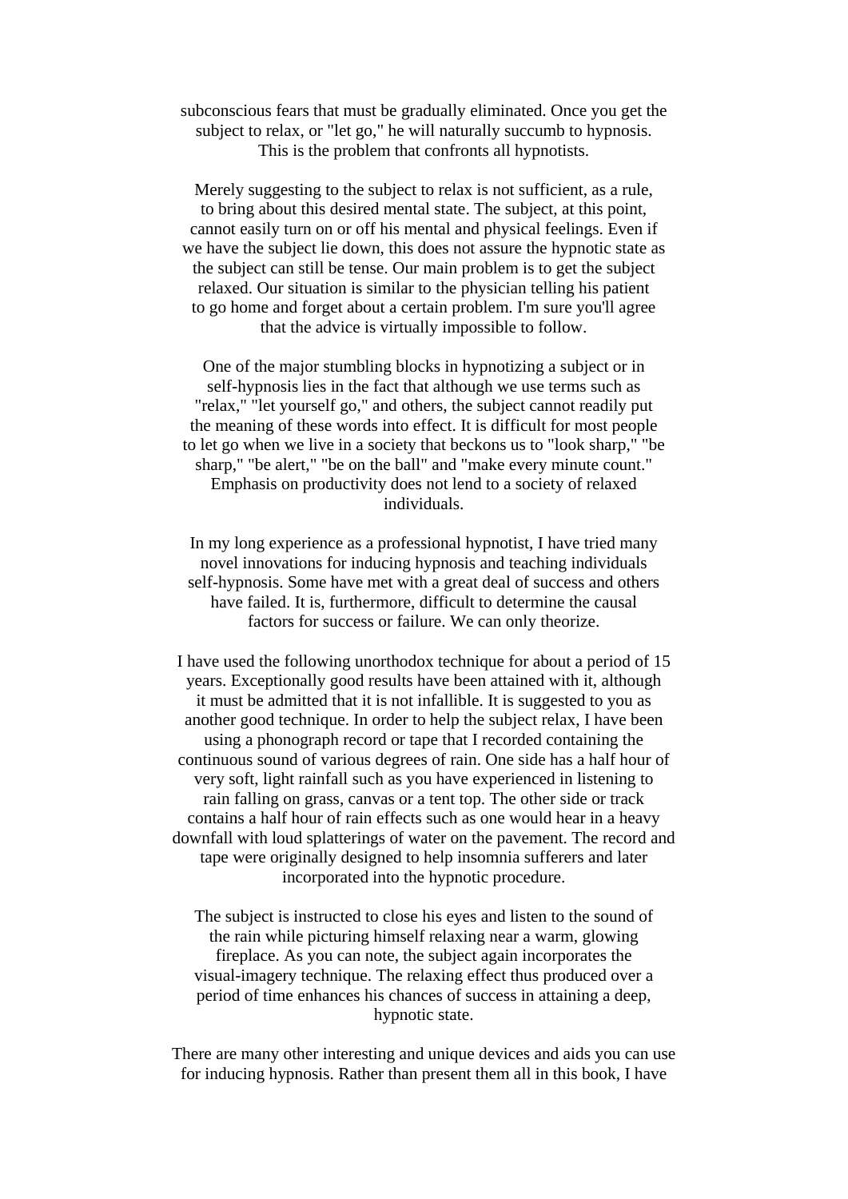subconscious fears that must be gradually eliminated. Once you get the subject to relax, or "let go," he will naturally succumb to hypnosis. This is the problem that confronts all hypnotists.

Merely suggesting to the subject to relax is not sufficient, as a rule, to bring about this desired mental state. The subject, at this point, cannot easily turn on or off his mental and physical feelings. Even if we have the subject lie down, this does not assure the hypnotic state as the subject can still be tense. Our main problem is to get the subject relaxed. Our situation is similar to the physician telling his patient to go home and forget about a certain problem. I'm sure you'll agree that the advice is virtually impossible to follow.

One of the major stumbling blocks in hypnotizing a subject or in self-hypnosis lies in the fact that although we use terms such as "relax," "let yourself go," and others, the subject cannot readily put the meaning of these words into effect. It is difficult for most people to let go when we live in a society that beckons us to "look sharp," "be sharp," "be alert," "be on the ball" and "make every minute count." Emphasis on productivity does not lend to a society of relaxed individuals.

In my long experience as a professional hypnotist, I have tried many novel innovations for inducing hypnosis and teaching individuals self-hypnosis. Some have met with a great deal of success and others have failed. It is, furthermore, difficult to determine the causal factors for success or failure. We can only theorize.

I have used the following unorthodox technique for about a period of 15 years. Exceptionally good results have been attained with it, although it must be admitted that it is not infallible. It is suggested to you as another good technique. In order to help the subject relax, I have been using a phonograph record or tape that I recorded containing the continuous sound of various degrees of rain. One side has a half hour of very soft, light rainfall such as you have experienced in listening to rain falling on grass, canvas or a tent top. The other side or track contains a half hour of rain effects such as one would hear in a heavy downfall with loud splatterings of water on the pavement. The record and tape were originally designed to help insomnia sufferers and later incorporated into the hypnotic procedure.

The subject is instructed to close his eyes and listen to the sound of the rain while picturing himself relaxing near a warm, glowing fireplace. As you can note, the subject again incorporates the visual-imagery technique. The relaxing effect thus produced over a period of time enhances his chances of success in attaining a deep, hypnotic state.

There are many other interesting and unique devices and aids you can use for inducing hypnosis. Rather than present them all in this book, I have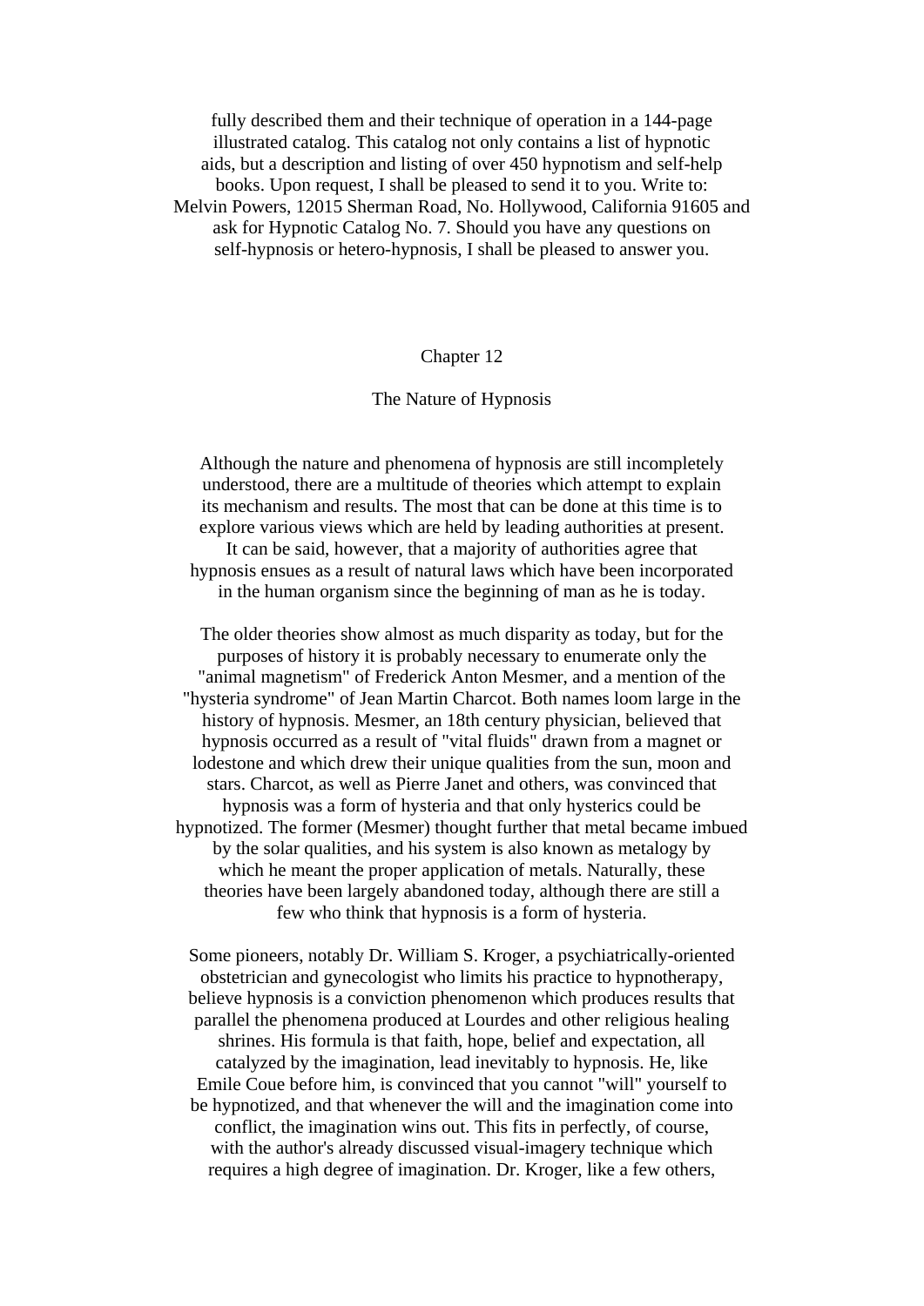fully described them and their technique of operation in a 144-page illustrated catalog. This catalog not only contains a list of hypnotic aids, but a description and listing of over 450 hypnotism and self-help books. Upon request, I shall be pleased to send it to you. Write to: Melvin Powers, 12015 Sherman Road, No. Hollywood, California 91605 and ask for Hypnotic Catalog No. 7. Should you have any questions on self-hypnosis or hetero-hypnosis, I shall be pleased to answer you.

## Chapter 12

## The Nature of Hypnosis

Although the nature and phenomena of hypnosis are still incompletely understood, there are a multitude of theories which attempt to explain its mechanism and results. The most that can be done at this time is to explore various views which are held by leading authorities at present. It can be said, however, that a majority of authorities agree that hypnosis ensues as a result of natural laws which have been incorporated in the human organism since the beginning of man as he is today.

The older theories show almost as much disparity as today, but for the purposes of history it is probably necessary to enumerate only the "animal magnetism" of Frederick Anton Mesmer, and a mention of the "hysteria syndrome" of Jean Martin Charcot. Both names loom large in the history of hypnosis. Mesmer, an 18th century physician, believed that hypnosis occurred as a result of "vital fluids" drawn from a magnet or lodestone and which drew their unique qualities from the sun, moon and stars. Charcot, as well as Pierre Janet and others, was convinced that hypnosis was a form of hysteria and that only hysterics could be hypnotized. The former (Mesmer) thought further that metal became imbued by the solar qualities, and his system is also known as metalogy by which he meant the proper application of metals. Naturally, these theories have been largely abandoned today, although there are still a few who think that hypnosis is a form of hysteria.

Some pioneers, notably Dr. William S. Kroger, a psychiatrically-oriented obstetrician and gynecologist who limits his practice to hypnotherapy, believe hypnosis is a conviction phenomenon which produces results that parallel the phenomena produced at Lourdes and other religious healing shrines. His formula is that faith, hope, belief and expectation, all catalyzed by the imagination, lead inevitably to hypnosis. He, like Emile Coue before him, is convinced that you cannot "will" yourself to be hypnotized, and that whenever the will and the imagination come into conflict, the imagination wins out. This fits in perfectly, of course, with the author's already discussed visual-imagery technique which requires a high degree of imagination. Dr. Kroger, like a few others,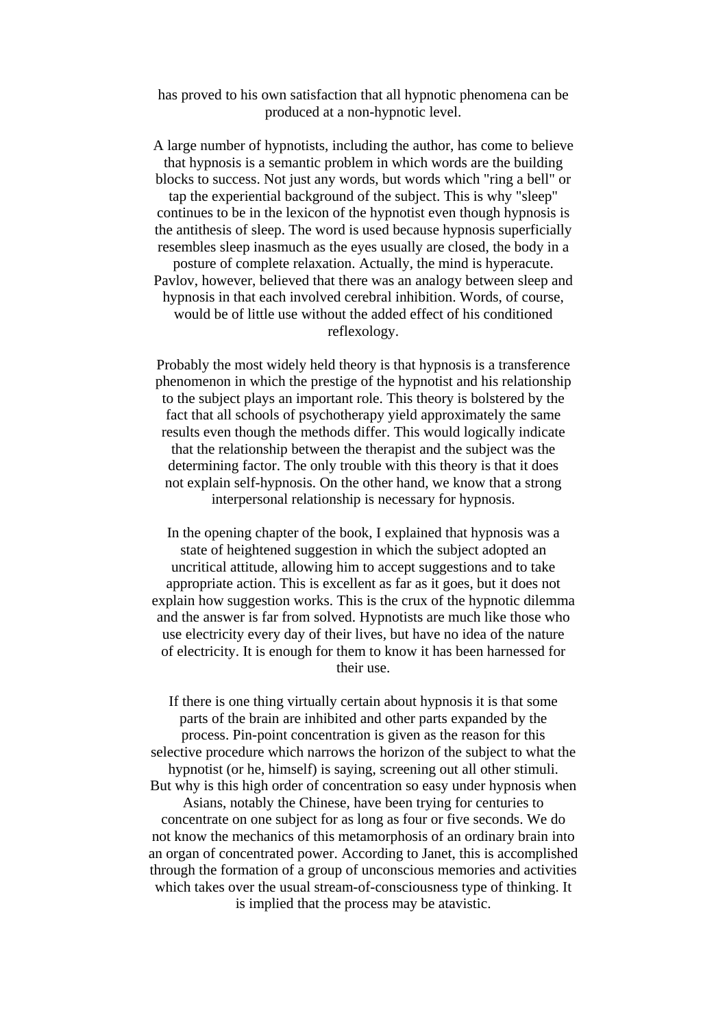has proved to his own satisfaction that all hypnotic phenomena can be produced at a non-hypnotic level.

A large number of hypnotists, including the author, has come to believe that hypnosis is a semantic problem in which words are the building blocks to success. Not just any words, but words which "ring a bell" or tap the experiential background of the subject. This is why "sleep" continues to be in the lexicon of the hypnotist even though hypnosis is the antithesis of sleep. The word is used because hypnosis superficially resembles sleep inasmuch as the eyes usually are closed, the body in a posture of complete relaxation. Actually, the mind is hyperacute. Pavlov, however, believed that there was an analogy between sleep and hypnosis in that each involved cerebral inhibition. Words, of course, would be of little use without the added effect of his conditioned reflexology.

Probably the most widely held theory is that hypnosis is a transference phenomenon in which the prestige of the hypnotist and his relationship to the subject plays an important role. This theory is bolstered by the fact that all schools of psychotherapy yield approximately the same results even though the methods differ. This would logically indicate that the relationship between the therapist and the subject was the determining factor. The only trouble with this theory is that it does not explain self-hypnosis. On the other hand, we know that a strong interpersonal relationship is necessary for hypnosis.

In the opening chapter of the book, I explained that hypnosis was a state of heightened suggestion in which the subject adopted an uncritical attitude, allowing him to accept suggestions and to take appropriate action. This is excellent as far as it goes, but it does not explain how suggestion works. This is the crux of the hypnotic dilemma and the answer is far from solved. Hypnotists are much like those who use electricity every day of their lives, but have no idea of the nature of electricity. It is enough for them to know it has been harnessed for their use.

If there is one thing virtually certain about hypnosis it is that some parts of the brain are inhibited and other parts expanded by the process. Pin-point concentration is given as the reason for this selective procedure which narrows the horizon of the subject to what the hypnotist (or he, himself) is saying, screening out all other stimuli. But why is this high order of concentration so easy under hypnosis when Asians, notably the Chinese, have been trying for centuries to concentrate on one subject for as long as four or five seconds. We do not know the mechanics of this metamorphosis of an ordinary brain into an organ of concentrated power. According to Janet, this is accomplished through the formation of a group of unconscious memories and activities which takes over the usual stream-of-consciousness type of thinking. It is implied that the process may be atavistic.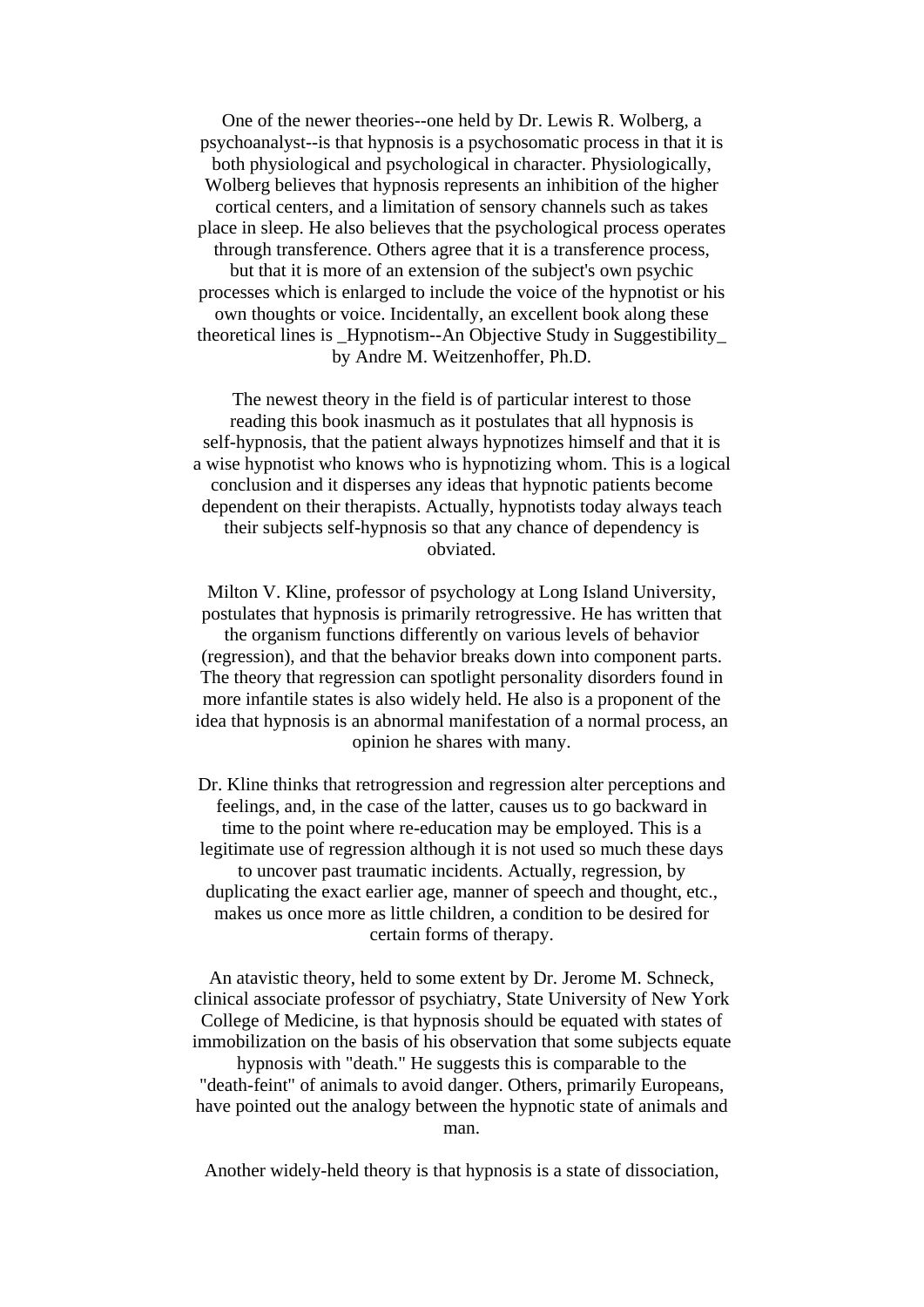One of the newer theories--one held by Dr. Lewis R. Wolberg, a psychoanalyst--is that hypnosis is a psychosomatic process in that it is both physiological and psychological in character. Physiologically, Wolberg believes that hypnosis represents an inhibition of the higher cortical centers, and a limitation of sensory channels such as takes place in sleep. He also believes that the psychological process operates through transference. Others agree that it is a transference process, but that it is more of an extension of the subject's own psychic processes which is enlarged to include the voice of the hypnotist or his own thoughts or voice. Incidentally, an excellent book along these theoretical lines is _Hypnotism--An Objective Study in Suggestibility_ by Andre M. Weitzenhoffer, Ph.D.

The newest theory in the field is of particular interest to those reading this book inasmuch as it postulates that all hypnosis is self-hypnosis, that the patient always hypnotizes himself and that it is a wise hypnotist who knows who is hypnotizing whom. This is a logical conclusion and it disperses any ideas that hypnotic patients become dependent on their therapists. Actually, hypnotists today always teach their subjects self-hypnosis so that any chance of dependency is obviated.

Milton V. Kline, professor of psychology at Long Island University, postulates that hypnosis is primarily retrogressive. He has written that the organism functions differently on various levels of behavior (regression), and that the behavior breaks down into component parts. The theory that regression can spotlight personality disorders found in more infantile states is also widely held. He also is a proponent of the idea that hypnosis is an abnormal manifestation of a normal process, an opinion he shares with many.

Dr. Kline thinks that retrogression and regression alter perceptions and feelings, and, in the case of the latter, causes us to go backward in time to the point where re-education may be employed. This is a legitimate use of regression although it is not used so much these days to uncover past traumatic incidents. Actually, regression, by duplicating the exact earlier age, manner of speech and thought, etc., makes us once more as little children, a condition to be desired for certain forms of therapy.

An atavistic theory, held to some extent by Dr. Jerome M. Schneck, clinical associate professor of psychiatry, State University of New York College of Medicine, is that hypnosis should be equated with states of immobilization on the basis of his observation that some subjects equate hypnosis with "death." He suggests this is comparable to the "death-feint" of animals to avoid danger. Others, primarily Europeans, have pointed out the analogy between the hypnotic state of animals and man.

Another widely-held theory is that hypnosis is a state of dissociation,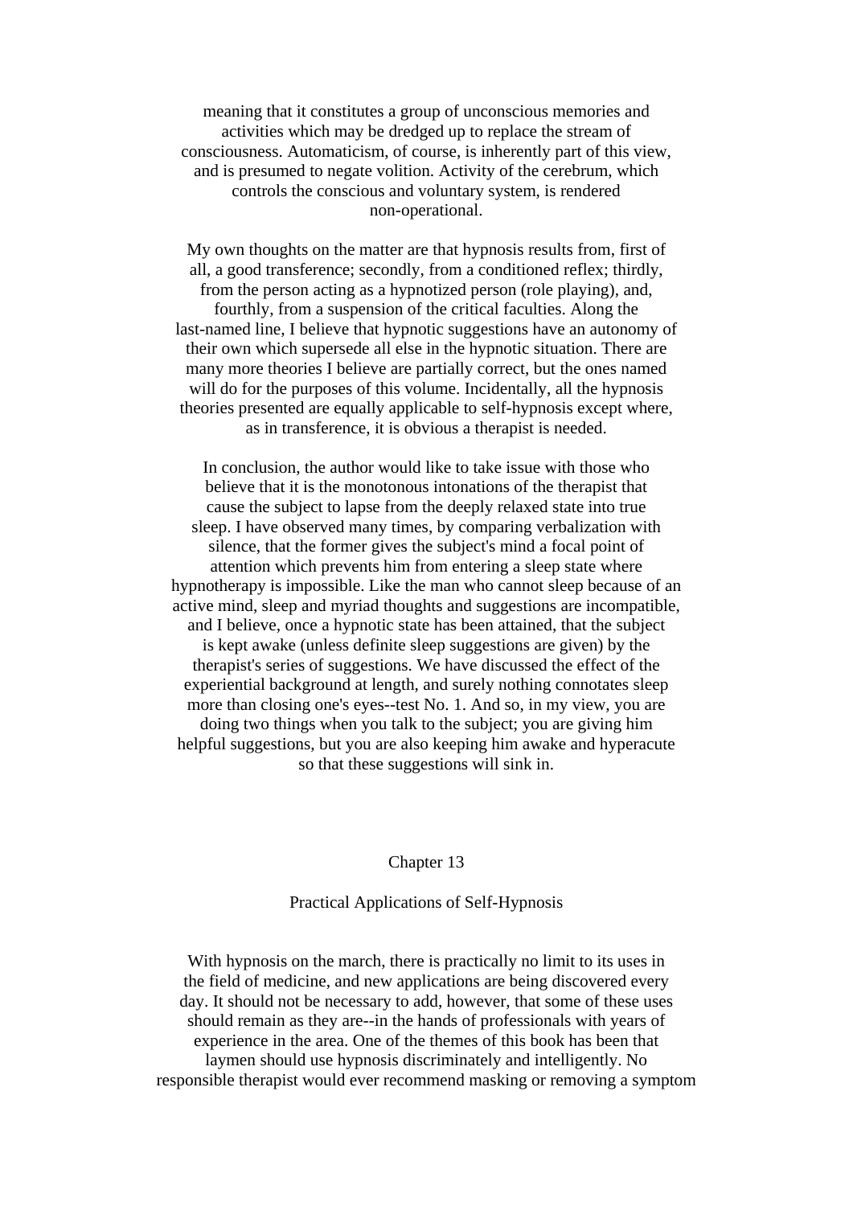meaning that it constitutes a group of unconscious memories and activities which may be dredged up to replace the stream of consciousness. Automaticism, of course, is inherently part of this view, and is presumed to negate volition. Activity of the cerebrum, which controls the conscious and voluntary system, is rendered non-operational.

My own thoughts on the matter are that hypnosis results from, first of all, a good transference; secondly, from a conditioned reflex; thirdly, from the person acting as a hypnotized person (role playing), and, fourthly, from a suspension of the critical faculties. Along the last-named line, I believe that hypnotic suggestions have an autonomy of their own which supersede all else in the hypnotic situation. There are many more theories I believe are partially correct, but the ones named will do for the purposes of this volume. Incidentally, all the hypnosis theories presented are equally applicable to self-hypnosis except where, as in transference, it is obvious a therapist is needed.

In conclusion, the author would like to take issue with those who believe that it is the monotonous intonations of the therapist that cause the subject to lapse from the deeply relaxed state into true sleep. I have observed many times, by comparing verbalization with silence, that the former gives the subject's mind a focal point of attention which prevents him from entering a sleep state where hypnotherapy is impossible. Like the man who cannot sleep because of an active mind, sleep and myriad thoughts and suggestions are incompatible, and I believe, once a hypnotic state has been attained, that the subject is kept awake (unless definite sleep suggestions are given) by the therapist's series of suggestions. We have discussed the effect of the experiential background at length, and surely nothing connotates sleep more than closing one's eyes--test No. 1. And so, in my view, you are doing two things when you talk to the subject; you are giving him helpful suggestions, but you are also keeping him awake and hyperacute so that these suggestions will sink in.

# Chapter 13

## Practical Applications of Self-Hypnosis

With hypnosis on the march, there is practically no limit to its uses in the field of medicine, and new applications are being discovered every day. It should not be necessary to add, however, that some of these uses should remain as they are--in the hands of professionals with years of experience in the area. One of the themes of this book has been that laymen should use hypnosis discriminately and intelligently. No responsible therapist would ever recommend masking or removing a symptom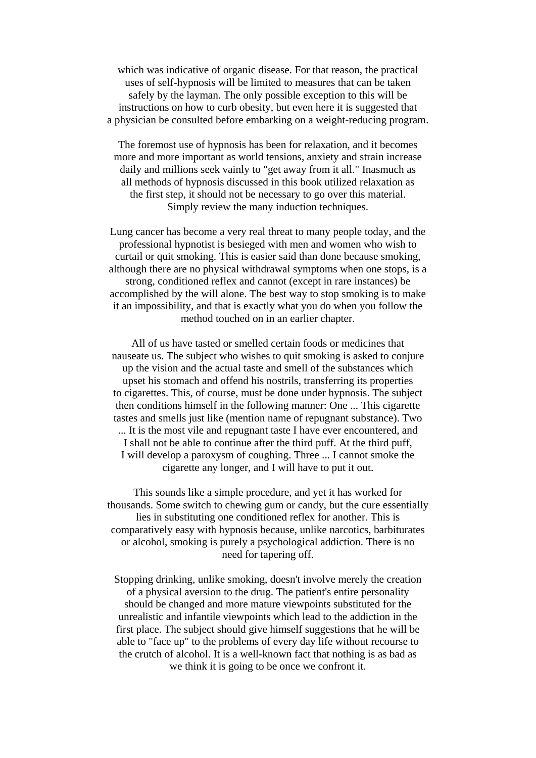which was indicative of organic disease. For that reason, the practical uses of self-hypnosis will be limited to measures that can be taken safely by the layman. The only possible exception to this will be instructions on how to curb obesity, but even here it is suggested that a physician be consulted before embarking on a weight-reducing program.

The foremost use of hypnosis has been for relaxation, and it becomes more and more important as world tensions, anxiety and strain increase daily and millions seek vainly to "get away from it all." Inasmuch as all methods of hypnosis discussed in this book utilized relaxation as the first step, it should not be necessary to go over this material. Simply review the many induction techniques.

Lung cancer has become a very real threat to many people today, and the professional hypnotist is besieged with men and women who wish to curtail or quit smoking. This is easier said than done because smoking, although there are no physical withdrawal symptoms when one stops, is a strong, conditioned reflex and cannot (except in rare instances) be accomplished by the will alone. The best way to stop smoking is to make it an impossibility, and that is exactly what you do when you follow the method touched on in an earlier chapter.

All of us have tasted or smelled certain foods or medicines that nauseate us. The subject who wishes to quit smoking is asked to conjure up the vision and the actual taste and smell of the substances which upset his stomach and offend his nostrils, transferring its properties to cigarettes. This, of course, must be done under hypnosis. The subject then conditions himself in the following manner: One ... This cigarette tastes and smells just like (mention name of repugnant substance). Two ... It is the most vile and repugnant taste I have ever encountered, and I shall not be able to continue after the third puff. At the third puff, I will develop a paroxysm of coughing. Three ... I cannot smoke the cigarette any longer, and I will have to put it out.

This sounds like a simple procedure, and yet it has worked for thousands. Some switch to chewing gum or candy, but the cure essentially lies in substituting one conditioned reflex for another. This is comparatively easy with hypnosis because, unlike narcotics, barbiturates or alcohol, smoking is purely a psychological addiction. There is no need for tapering off.

Stopping drinking, unlike smoking, doesn't involve merely the creation of a physical aversion to the drug. The patient's entire personality should be changed and more mature viewpoints substituted for the unrealistic and infantile viewpoints which lead to the addiction in the first place. The subject should give himself suggestions that he will be able to "face up" to the problems of every day life without recourse to the crutch of alcohol. It is a well-known fact that nothing is as bad as we think it is going to be once we confront it.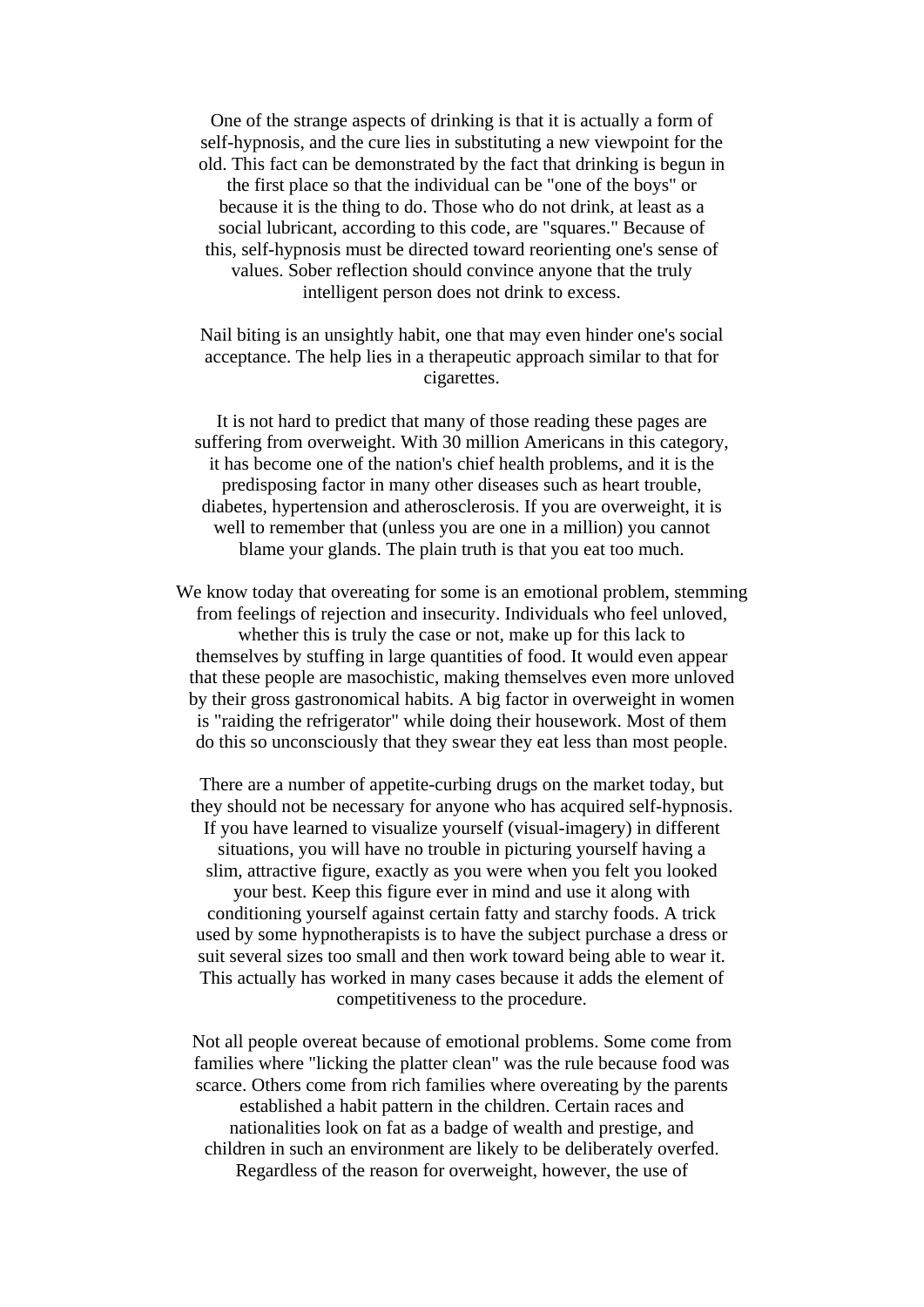One of the strange aspects of drinking is that it is actually a form of self-hypnosis, and the cure lies in substituting a new viewpoint for the old. This fact can be demonstrated by the fact that drinking is begun in the first place so that the individual can be "one of the boys" or because it is the thing to do. Those who do not drink, at least as a social lubricant, according to this code, are "squares." Because of this, self-hypnosis must be directed toward reorienting one's sense of values. Sober reflection should convince anyone that the truly intelligent person does not drink to excess.

Nail biting is an unsightly habit, one that may even hinder one's social acceptance. The help lies in a therapeutic approach similar to that for cigarettes.

It is not hard to predict that many of those reading these pages are suffering from overweight. With 30 million Americans in this category, it has become one of the nation's chief health problems, and it is the predisposing factor in many other diseases such as heart trouble, diabetes, hypertension and atherosclerosis. If you are overweight, it is well to remember that (unless you are one in a million) you cannot blame your glands. The plain truth is that you eat too much.

We know today that overeating for some is an emotional problem, stemming from feelings of rejection and insecurity. Individuals who feel unloved, whether this is truly the case or not, make up for this lack to themselves by stuffing in large quantities of food. It would even appear that these people are masochistic, making themselves even more unloved by their gross gastronomical habits. A big factor in overweight in women is "raiding the refrigerator" while doing their housework. Most of them do this so unconsciously that they swear they eat less than most people.

There are a number of appetite-curbing drugs on the market today, but they should not be necessary for anyone who has acquired self-hypnosis. If you have learned to visualize yourself (visual-imagery) in different situations, you will have no trouble in picturing yourself having a slim, attractive figure, exactly as you were when you felt you looked your best. Keep this figure ever in mind and use it along with conditioning yourself against certain fatty and starchy foods. A trick used by some hypnotherapists is to have the subject purchase a dress or suit several sizes too small and then work toward being able to wear it. This actually has worked in many cases because it adds the element of competitiveness to the procedure.

Not all people overeat because of emotional problems. Some come from families where "licking the platter clean" was the rule because food was scarce. Others come from rich families where overeating by the parents established a habit pattern in the children. Certain races and nationalities look on fat as a badge of wealth and prestige, and children in such an environment are likely to be deliberately overfed. Regardless of the reason for overweight, however, the use of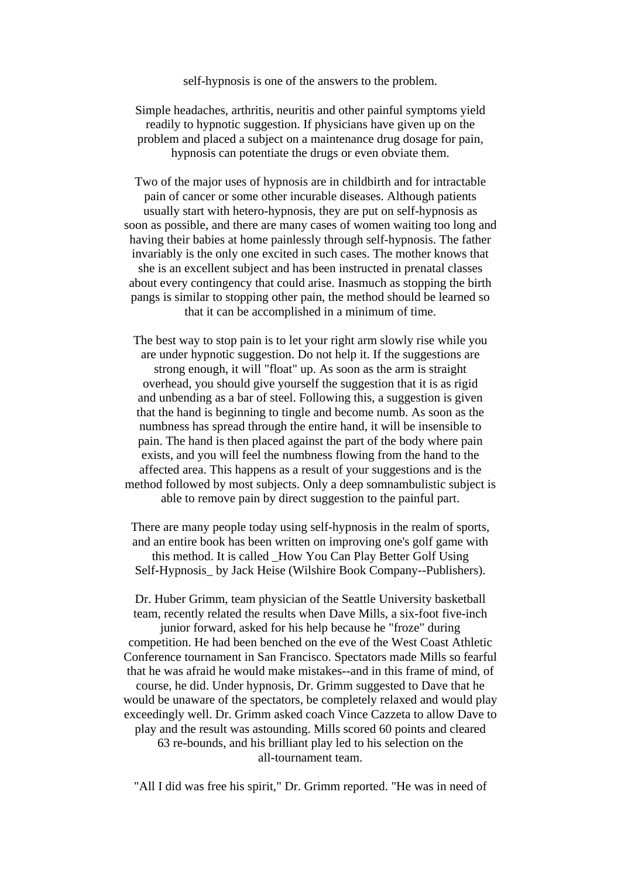self-hypnosis is one of the answers to the problem.

Simple headaches, arthritis, neuritis and other painful symptoms yield readily to hypnotic suggestion. If physicians have given up on the problem and placed a subject on a maintenance drug dosage for pain, hypnosis can potentiate the drugs or even obviate them.

Two of the major uses of hypnosis are in childbirth and for intractable pain of cancer or some other incurable diseases. Although patients usually start with hetero-hypnosis, they are put on self-hypnosis as soon as possible, and there are many cases of women waiting too long and having their babies at home painlessly through self-hypnosis. The father invariably is the only one excited in such cases. The mother knows that she is an excellent subject and has been instructed in prenatal classes about every contingency that could arise. Inasmuch as stopping the birth pangs is similar to stopping other pain, the method should be learned so that it can be accomplished in a minimum of time.

The best way to stop pain is to let your right arm slowly rise while you are under hypnotic suggestion. Do not help it. If the suggestions are strong enough, it will "float" up. As soon as the arm is straight overhead, you should give yourself the suggestion that it is as rigid and unbending as a bar of steel. Following this, a suggestion is given that the hand is beginning to tingle and become numb. As soon as the numbness has spread through the entire hand, it will be insensible to pain. The hand is then placed against the part of the body where pain exists, and you will feel the numbness flowing from the hand to the affected area. This happens as a result of your suggestions and is the method followed by most subjects. Only a deep somnambulistic subject is able to remove pain by direct suggestion to the painful part.

There are many people today using self-hypnosis in the realm of sports, and an entire book has been written on improving one's golf game with this method. It is called _How You Can Play Better Golf Using Self-Hypnosis_ by Jack Heise (Wilshire Book Company--Publishers).

Dr. Huber Grimm, team physician of the Seattle University basketball team, recently related the results when Dave Mills, a six-foot five-inch junior forward, asked for his help because he "froze" during competition. He had been benched on the eve of the West Coast Athletic Conference tournament in San Francisco. Spectators made Mills so fearful that he was afraid he would make mistakes--and in this frame of mind, of course, he did. Under hypnosis, Dr. Grimm suggested to Dave that he would be unaware of the spectators, be completely relaxed and would play exceedingly well. Dr. Grimm asked coach Vince Cazzeta to allow Dave to play and the result was astounding. Mills scored 60 points and cleared 63 re-bounds, and his brilliant play led to his selection on the all-tournament team.

"All I did was free his spirit," Dr. Grimm reported. "He was in need of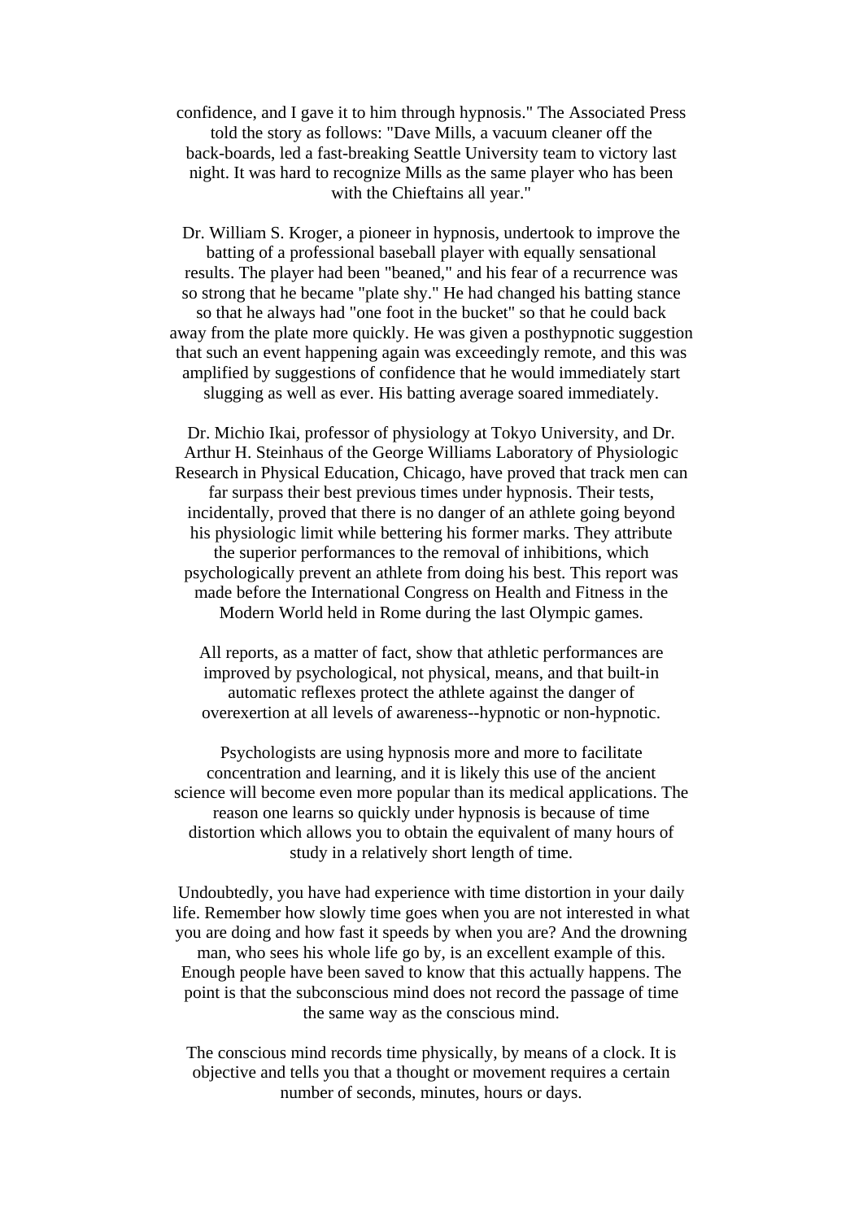confidence, and I gave it to him through hypnosis." The Associated Press told the story as follows: "Dave Mills, a vacuum cleaner off the back-boards, led a fast-breaking Seattle University team to victory last night. It was hard to recognize Mills as the same player who has been with the Chieftains all year."

Dr. William S. Kroger, a pioneer in hypnosis, undertook to improve the batting of a professional baseball player with equally sensational results. The player had been "beaned," and his fear of a recurrence was so strong that he became "plate shy." He had changed his batting stance so that he always had "one foot in the bucket" so that he could back away from the plate more quickly. He was given a posthypnotic suggestion that such an event happening again was exceedingly remote, and this was amplified by suggestions of confidence that he would immediately start slugging as well as ever. His batting average soared immediately.

Dr. Michio Ikai, professor of physiology at Tokyo University, and Dr. Arthur H. Steinhaus of the George Williams Laboratory of Physiologic Research in Physical Education, Chicago, have proved that track men can far surpass their best previous times under hypnosis. Their tests, incidentally, proved that there is no danger of an athlete going beyond his physiologic limit while bettering his former marks. They attribute the superior performances to the removal of inhibitions, which psychologically prevent an athlete from doing his best. This report was made before the International Congress on Health and Fitness in the Modern World held in Rome during the last Olympic games.

All reports, as a matter of fact, show that athletic performances are improved by psychological, not physical, means, and that built-in automatic reflexes protect the athlete against the danger of overexertion at all levels of awareness--hypnotic or non-hypnotic.

Psychologists are using hypnosis more and more to facilitate concentration and learning, and it is likely this use of the ancient science will become even more popular than its medical applications. The reason one learns so quickly under hypnosis is because of time distortion which allows you to obtain the equivalent of many hours of study in a relatively short length of time.

Undoubtedly, you have had experience with time distortion in your daily life. Remember how slowly time goes when you are not interested in what you are doing and how fast it speeds by when you are? And the drowning man, who sees his whole life go by, is an excellent example of this. Enough people have been saved to know that this actually happens. The point is that the subconscious mind does not record the passage of time the same way as the conscious mind.

The conscious mind records time physically, by means of a clock. It is objective and tells you that a thought or movement requires a certain number of seconds, minutes, hours or days.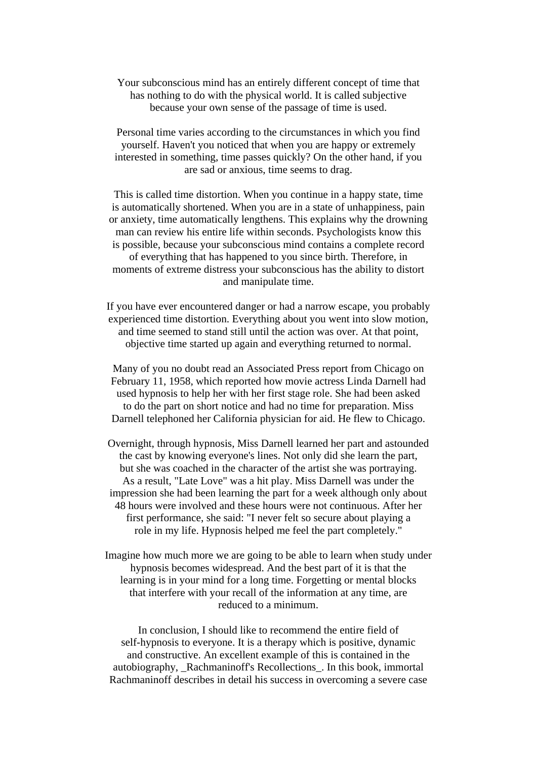Your subconscious mind has an entirely different concept of time that has nothing to do with the physical world. It is called subjective because your own sense of the passage of time is used.

Personal time varies according to the circumstances in which you find yourself. Haven't you noticed that when you are happy or extremely interested in something, time passes quickly? On the other hand, if you are sad or anxious, time seems to drag.

This is called time distortion. When you continue in a happy state, time is automatically shortened. When you are in a state of unhappiness, pain or anxiety, time automatically lengthens. This explains why the drowning man can review his entire life within seconds. Psychologists know this is possible, because your subconscious mind contains a complete record of everything that has happened to you since birth. Therefore, in moments of extreme distress your subconscious has the ability to distort and manipulate time.

If you have ever encountered danger or had a narrow escape, you probably experienced time distortion. Everything about you went into slow motion, and time seemed to stand still until the action was over. At that point, objective time started up again and everything returned to normal.

Many of you no doubt read an Associated Press report from Chicago on February 11, 1958, which reported how movie actress Linda Darnell had used hypnosis to help her with her first stage role. She had been asked to do the part on short notice and had no time for preparation. Miss Darnell telephoned her California physician for aid. He flew to Chicago.

Overnight, through hypnosis, Miss Darnell learned her part and astounded the cast by knowing everyone's lines. Not only did she learn the part, but she was coached in the character of the artist she was portraying. As a result, "Late Love" was a hit play. Miss Darnell was under the impression she had been learning the part for a week although only about 48 hours were involved and these hours were not continuous. After her first performance, she said: "I never felt so secure about playing a role in my life. Hypnosis helped me feel the part completely."

Imagine how much more we are going to be able to learn when study under hypnosis becomes widespread. And the best part of it is that the learning is in your mind for a long time. Forgetting or mental blocks that interfere with your recall of the information at any time, are reduced to a minimum.

In conclusion, I should like to recommend the entire field of self-hypnosis to everyone. It is a therapy which is positive, dynamic and constructive. An excellent example of this is contained in the autobiography, _Rachmaninoff's Recollections_. In this book, immortal Rachmaninoff describes in detail his success in overcoming a severe case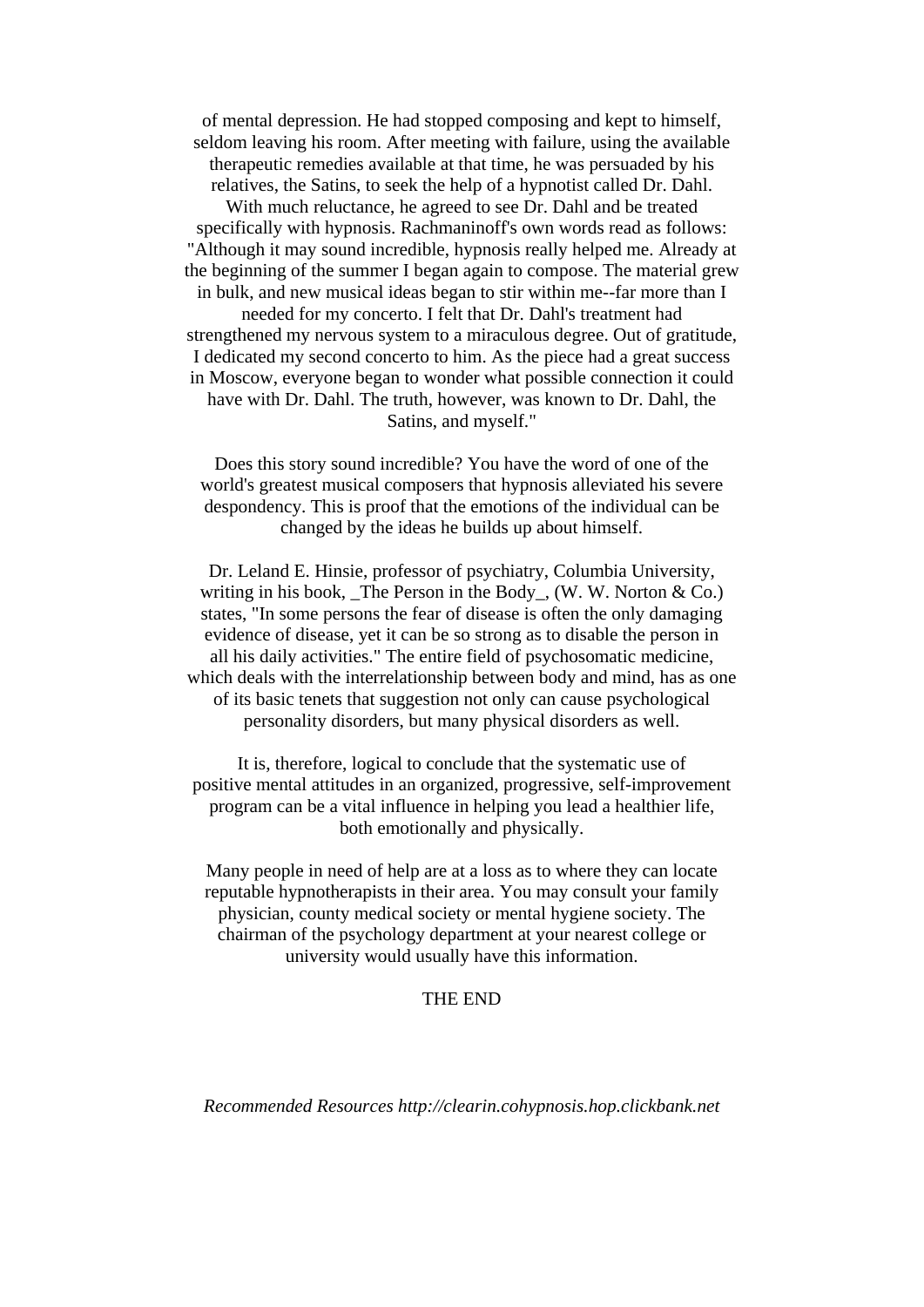of mental depression. He had stopped composing and kept to himself, seldom leaving his room. After meeting with failure, using the available therapeutic remedies available at that time, he was persuaded by his relatives, the Satins, to seek the help of a hypnotist called Dr. Dahl. With much reluctance, he agreed to see Dr. Dahl and be treated specifically with hypnosis. Rachmaninoff's own words read as follows: "Although it may sound incredible, hypnosis really helped me. Already at the beginning of the summer I began again to compose. The material grew in bulk, and new musical ideas began to stir within me--far more than I needed for my concerto. I felt that Dr. Dahl's treatment had strengthened my nervous system to a miraculous degree. Out of gratitude, I dedicated my second concerto to him. As the piece had a great success in Moscow, everyone began to wonder what possible connection it could have with Dr. Dahl. The truth, however, was known to Dr. Dahl, the Satins, and myself."

Does this story sound incredible? You have the word of one of the world's greatest musical composers that hypnosis alleviated his severe despondency. This is proof that the emotions of the individual can be changed by the ideas he builds up about himself.

Dr. Leland E. Hinsie, professor of psychiatry, Columbia University, writing in his book, _The Person in the Body_, (W. W. Norton & Co.) states, "In some persons the fear of disease is often the only damaging evidence of disease, yet it can be so strong as to disable the person in all his daily activities." The entire field of psychosomatic medicine, which deals with the interrelationship between body and mind, has as one of its basic tenets that suggestion not only can cause psychological personality disorders, but many physical disorders as well.

It is, therefore, logical to conclude that the systematic use of positive mental attitudes in an organized, progressive, self-improvement program can be a vital influence in helping you lead a healthier life, both emotionally and physically.

Many people in need of help are at a loss as to where they can locate reputable hypnotherapists in their area. You may consult your family physician, county medical society or mental hygiene society. The chairman of the psychology department at your nearest college or university would usually have this information.

THE END

*Recommended Resources http://clearin.cohypnosis.hop.clickbank.net*